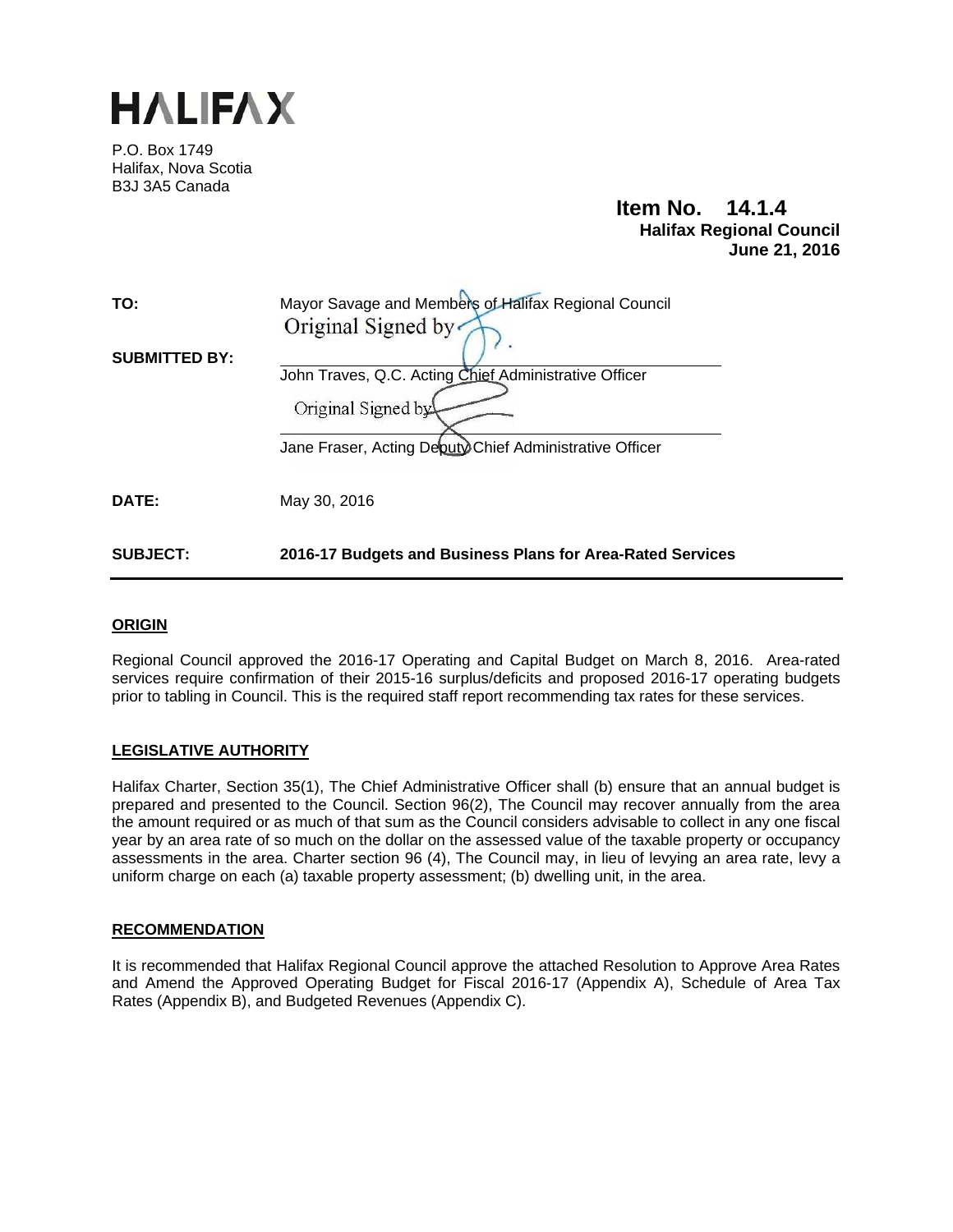# HALIFAX

P.O. Box 1749
Halifax, Nova Scotia
B3J 3A5 Canada

**Item No. 14.1.4**
**Halifax Regional Council**
**June 21, 2016**

**TO:** Mayor Savage and Members of Halifax Regional Council

Original Signed by

**SUBMITTED BY:** John Traves, Q.C. Acting Chief Administrative Officer

Original Signed by

Jane Fraser, Acting Deputy Chief Administrative Officer

**DATE:** May 30, 2016

**SUBJECT:** **2016-17 Budgets and Business Plans for Area-Rated Services**

---

## ORIGIN

Regional Council approved the 2016-17 Operating and Capital Budget on March 8, 2016. Area-rated services require confirmation of their 2015-16 surplus/deficits and proposed 2016-17 operating budgets prior to tabling in Council. This is the required staff report recommending tax rates for these services.

## LEGISLATIVE AUTHORITY

Halifax Charter, Section 35(1), The Chief Administrative Officer shall (b) ensure that an annual budget is prepared and presented to the Council. Section 96(2), The Council may recover annually from the area the amount required or as much of that sum as the Council considers advisable to collect in any one fiscal year by an area rate of so much on the dollar on the assessed value of the taxable property or occupancy assessments in the area. Charter section 96 (4), The Council may, in lieu of levying an area rate, levy a uniform charge on each (a) taxable property assessment; (b) dwelling unit, in the area.

## RECOMMENDATION

It is recommended that Halifax Regional Council approve the attached Resolution to Approve Area Rates and Amend the Approved Operating Budget for Fiscal 2016-17 (Appendix A), Schedule of Area Tax Rates (Appendix B), and Budgeted Revenues (Appendix C).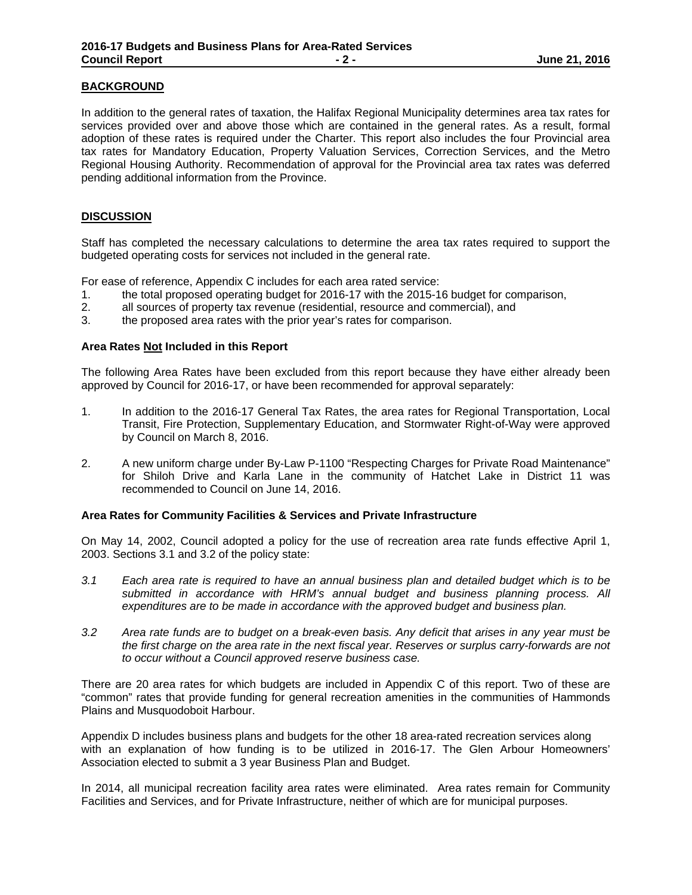## BACKGROUND

In addition to the general rates of taxation, the Halifax Regional Municipality determines area tax rates for services provided over and above those which are contained in the general rates. As a result, formal adoption of these rates is required under the Charter. This report also includes the four Provincial area tax rates for Mandatory Education, Property Valuation Services, Correction Services, and the Metro Regional Housing Authority. Recommendation of approval for the Provincial area tax rates was deferred pending additional information from the Province.

## DISCUSSION

Staff has completed the necessary calculations to determine the area tax rates required to support the budgeted operating costs for services not included in the general rate.

For ease of reference, Appendix C includes for each area rated service:

1. the total proposed operating budget for 2016-17 with the 2015-16 budget for comparison,
2. all sources of property tax revenue (residential, resource and commercial), and
3. the proposed area rates with the prior year's rates for comparison.

### Area Rates Not Included in this Report

The following Area Rates have been excluded from this report because they have either already been approved by Council for 2016-17, or have been recommended for approval separately:

1. In addition to the 2016-17 General Tax Rates, the area rates for Regional Transportation, Local Transit, Fire Protection, Supplementary Education, and Stormwater Right-of-Way were approved by Council on March 8, 2016.
2. A new uniform charge under By-Law P-1100 "Respecting Charges for Private Road Maintenance" for Shiloh Drive and Karla Lane in the community of Hatchet Lake in District 11 was recommended to Council on June 14, 2016.

### Area Rates for Community Facilities & Services and Private Infrastructure

On May 14, 2002, Council adopted a policy for the use of recreation area rate funds effective April 1, 2003. Sections 3.1 and 3.2 of the policy state:

*3.1 Each area rate is required to have an annual business plan and detailed budget which is to be submitted in accordance with HRM's annual budget and business planning process. All expenditures are to be made in accordance with the approved budget and business plan.*

*3.2 Area rate funds are to budget on a break-even basis. Any deficit that arises in any year must be the first charge on the area rate in the next fiscal year. Reserves or surplus carry-forwards are not to occur without a Council approved reserve business case.*

There are 20 area rates for which budgets are included in Appendix C of this report. Two of these are "common" rates that provide funding for general recreation amenities in the communities of Hammonds Plains and Musquodoboit Harbour.

Appendix D includes business plans and budgets for the other 18 area-rated recreation services along with an explanation of how funding is to be utilized in 2016-17. The Glen Arbour Homeowners' Association elected to submit a 3 year Business Plan and Budget.

In 2014, all municipal recreation facility area rates were eliminated. Area rates remain for Community Facilities and Services, and for Private Infrastructure, neither of which are for municipal purposes.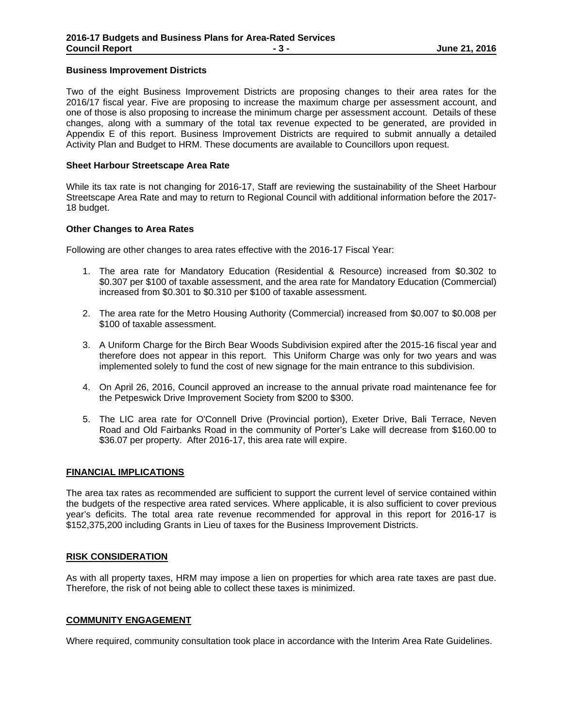**Business Improvement Districts**

Two of the eight Business Improvement Districts are proposing changes to their area rates for the 2016/17 fiscal year. Five are proposing to increase the maximum charge per assessment account, and one of those is also proposing to increase the minimum charge per assessment account. Details of these changes, along with a summary of the total tax revenue expected to be generated, are provided in Appendix E of this report. Business Improvement Districts are required to submit annually a detailed Activity Plan and Budget to HRM. These documents are available to Councillors upon request.

**Sheet Harbour Streetscape Area Rate**

While its tax rate is not changing for 2016-17, Staff are reviewing the sustainability of the Sheet Harbour Streetscape Area Rate and may to return to Regional Council with additional information before the 2017-18 budget.

**Other Changes to Area Rates**

Following are other changes to area rates effective with the 2016-17 Fiscal Year:

1. The area rate for Mandatory Education (Residential & Resource) increased from $0.302 to $0.307 per $100 of taxable assessment, and the area rate for Mandatory Education (Commercial) increased from $0.301 to $0.310 per $100 of taxable assessment.

2. The area rate for the Metro Housing Authority (Commercial) increased from $0.007 to $0.008 per $100 of taxable assessment.

3. A Uniform Charge for the Birch Bear Woods Subdivision expired after the 2015-16 fiscal year and therefore does not appear in this report. This Uniform Charge was only for two years and was implemented solely to fund the cost of new signage for the main entrance to this subdivision.

4. On April 26, 2016, Council approved an increase to the annual private road maintenance fee for the Petpeswick Drive Improvement Society from $200 to $300.

5. The LIC area rate for O'Connell Drive (Provincial portion), Exeter Drive, Bali Terrace, Neven Road and Old Fairbanks Road in the community of Porter's Lake will decrease from $160.00 to $36.07 per property. After 2016-17, this area rate will expire.

## FINANCIAL IMPLICATIONS

The area tax rates as recommended are sufficient to support the current level of service contained within the budgets of the respective area rated services. Where applicable, it is also sufficient to cover previous year's deficits. The total area rate revenue recommended for approval in this report for 2016-17 is $152,375,200 including Grants in Lieu of taxes for the Business Improvement Districts.

## RISK CONSIDERATION

As with all property taxes, HRM may impose a lien on properties for which area rate taxes are past due. Therefore, the risk of not being able to collect these taxes is minimized.

## COMMUNITY ENGAGEMENT

Where required, community consultation took place in accordance with the Interim Area Rate Guidelines.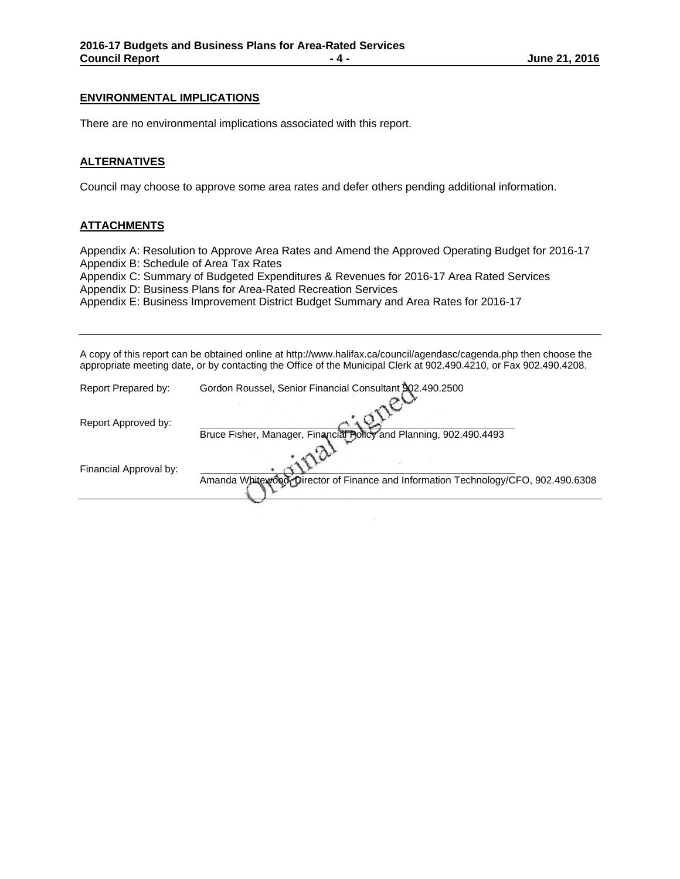## ENVIRONMENTAL IMPLICATIONS

There are no environmental implications associated with this report.

## ALTERNATIVES

Council may choose to approve some area rates and defer others pending additional information.

## ATTACHMENTS

Appendix A: Resolution to Approve Area Rates and Amend the Approved Operating Budget for 2016-17
Appendix B: Schedule of Area Tax Rates
Appendix C: Summary of Budgeted Expenditures & Revenues for 2016-17 Area Rated Services
Appendix D: Business Plans for Area-Rated Recreation Services
Appendix E: Business Improvement District Budget Summary and Area Rates for 2016-17

---

A copy of this report can be obtained online at http://www.halifax.ca/council/agendasc/cagenda.php then choose the appropriate meeting date, or by contacting the Office of the Municipal Clerk at 902.490.4210, or Fax 902.490.4208.

Report Prepared by: Gordon Roussel, Senior Financial Consultant 902.490.2500

Report Approved by: Bruce Fisher, Manager, Financial Policy and Planning, 902.490.4493

Financial Approval by: Amanda Whitewood, Director of Finance and Information Technology/CFO, 902.490.6308

Original Signed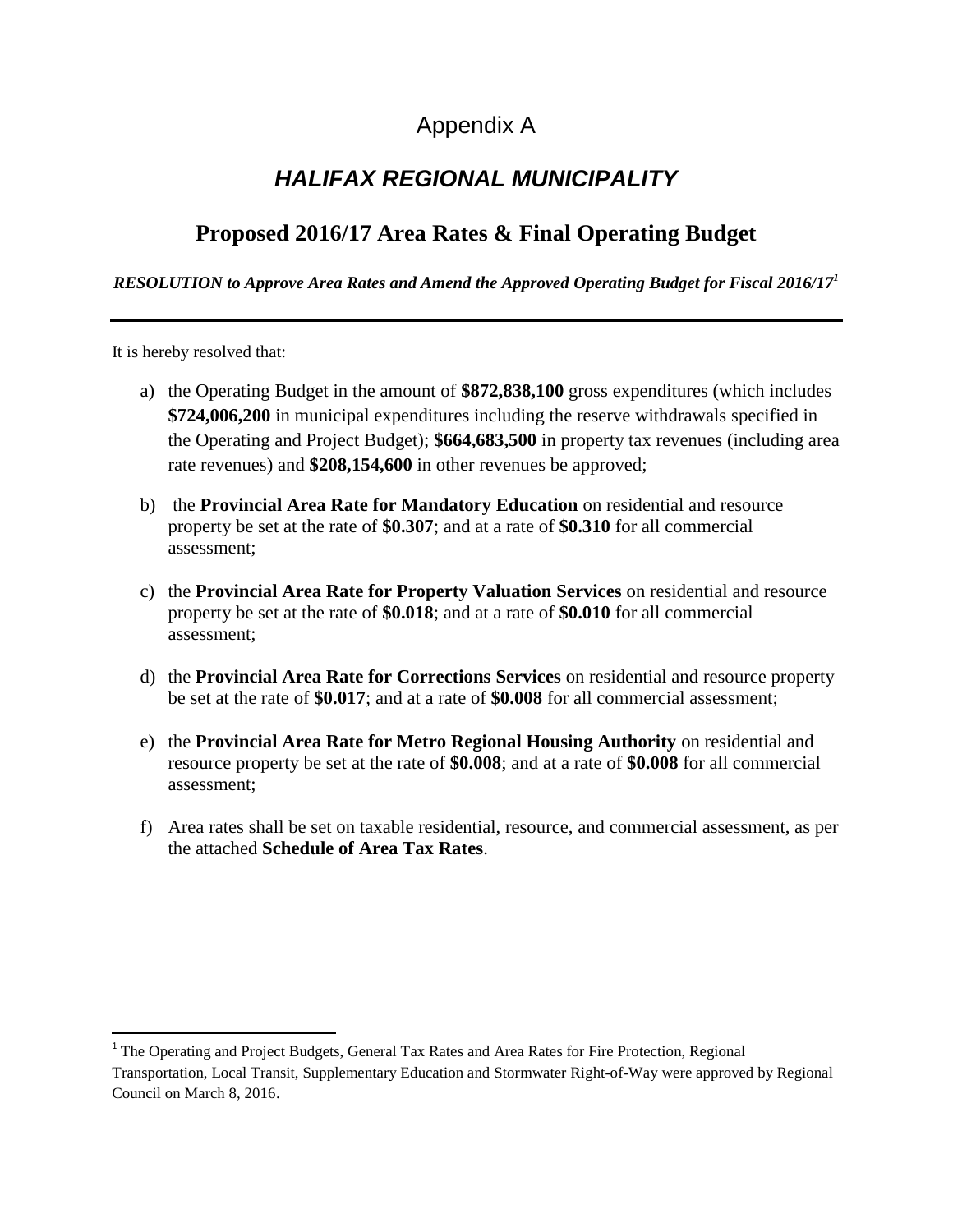# Appendix A

## *HALIFAX REGIONAL MUNICIPALITY*

## Proposed 2016/17 Area Rates & Final Operating Budget

***RESOLUTION to Approve Area Rates and Amend the Approved Operating Budget for Fiscal 2016/17*[1]**

---

It is hereby resolved that:

a) the Operating Budget in the amount of **$872,838,100** gross expenditures (which includes **$724,006,200** in municipal expenditures including the reserve withdrawals specified in the Operating and Project Budget); **$664,683,500** in property tax revenues (including area rate revenues) and **$208,154,600** in other revenues be approved;

b) the **Provincial Area Rate for Mandatory Education** on residential and resource property be set at the rate of **$0.307**; and at a rate of **$0.310** for all commercial assessment;

c) the **Provincial Area Rate for Property Valuation Services** on residential and resource property be set at the rate of **$0.018**; and at a rate of **$0.010** for all commercial assessment;

d) the **Provincial Area Rate for Corrections Services** on residential and resource property be set at the rate of **$0.017**; and at a rate of **$0.008** for all commercial assessment;

e) the **Provincial Area Rate for Metro Regional Housing Authority** on residential and resource property be set at the rate of **$0.008**; and at a rate of **$0.008** for all commercial assessment;

f) Area rates shall be set on taxable residential, resource, and commercial assessment, as per the attached **Schedule of Area Tax Rates**.

---

[1] The Operating and Project Budgets, General Tax Rates and Area Rates for Fire Protection, Regional Transportation, Local Transit, Supplementary Education and Stormwater Right-of-Way were approved by Regional Council on March 8, 2016.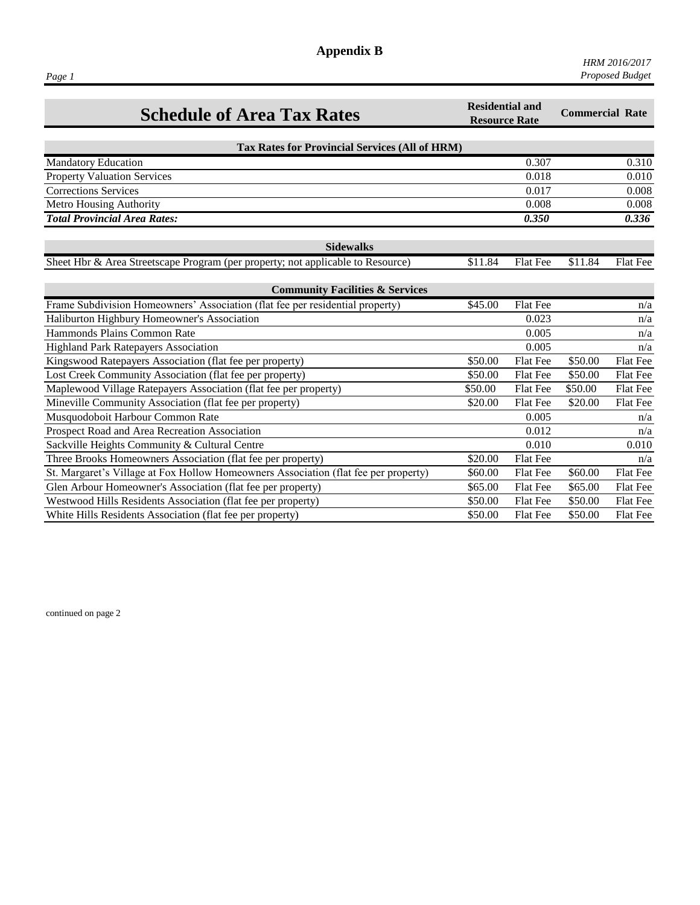# Appendix B

*HRM 2016/2017 Proposed Budget*

## Schedule of Area Tax Rates

| Schedule of Area Tax Rates | Residential and Resource Rate | | Commercial Rate | |
|---|---|---|---|---|
| **Tax Rates for Provincial Services (All of HRM)** | | | | |
| Mandatory Education | | 0.307 | | 0.310 |
| Property Valuation Services | | 0.018 | | 0.010 |
| Corrections Services | | 0.017 | | 0.008 |
| Metro Housing Authority | | 0.008 | | 0.008 |
| ***Total Provincial Area Rates:*** | | ***0.350*** | | ***0.336*** |
| **Sidewalks** | | | | |
| Sheet Hbr & Area Streetscape Program (per property; not applicable to Resource) | $11.84 | Flat Fee | $11.84 | Flat Fee |
| **Community Facilities & Services** | | | | |
| Frame Subdivision Homeowners' Association (flat fee per residential property) | $45.00 | Flat Fee | | n/a |
| Haliburton Highbury Homeowner's Association | | 0.023 | | n/a |
| Hammonds Plains Common Rate | | 0.005 | | n/a |
| Highland Park Ratepayers Association | | 0.005 | | n/a |
| Kingswood Ratepayers Association (flat fee per property) | $50.00 | Flat Fee | $50.00 | Flat Fee |
| Lost Creek Community Association (flat fee per property) | $50.00 | Flat Fee | $50.00 | Flat Fee |
| Maplewood Village Ratepayers Association (flat fee per property) | $50.00 | Flat Fee | $50.00 | Flat Fee |
| Mineville Community Association (flat fee per property) | $20.00 | Flat Fee | $20.00 | Flat Fee |
| Musquodoboit Harbour Common Rate | | 0.005 | | n/a |
| Prospect Road and Area Recreation Association | | 0.012 | | n/a |
| Sackville Heights Community & Cultural Centre | | 0.010 | | 0.010 |
| Three Brooks Homeowners Association (flat fee per property) | $20.00 | Flat Fee | | n/a |
| St. Margaret's Village at Fox Hollow Homeowners Association (flat fee per property) | $60.00 | Flat Fee | $60.00 | Flat Fee |
| Glen Arbour Homeowner's Association (flat fee per property) | $65.00 | Flat Fee | $65.00 | Flat Fee |
| Westwood Hills Residents Association (flat fee per property) | $50.00 | Flat Fee | $50.00 | Flat Fee |
| White Hills Residents Association (flat fee per property) | $50.00 | Flat Fee | $50.00 | Flat Fee |

continued on page 2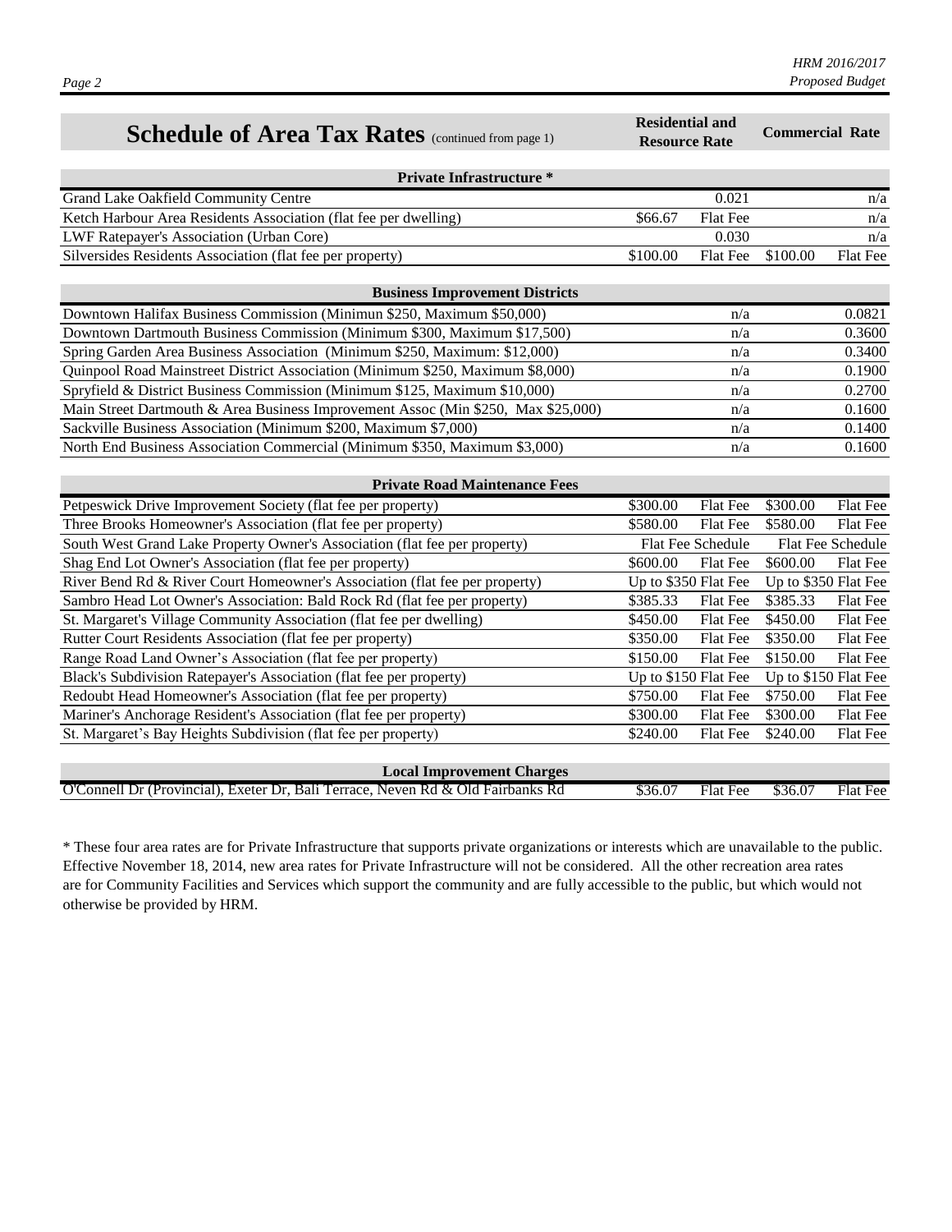## Schedule of Area Tax Rates (continued from page 1)

| | Residential and Resource Rate | | Commercial Rate | |
|---|---|---|---|---|
| **Private Infrastructure *** | | | | |
| Grand Lake Oakfield Community Centre | | 0.021 | | n/a |
| Ketch Harbour Area Residents Association (flat fee per dwelling) | $66.67 | Flat Fee | | n/a |
| LWF Ratepayer's Association (Urban Core) | | 0.030 | | n/a |
| Silversides Residents Association (flat fee per property) | $100.00 | Flat Fee | $100.00 | Flat Fee |
| **Business Improvement Districts** | | | | |
| Downtown Halifax Business Commission (Minimun $250, Maximum $50,000) | | n/a | | 0.0821 |
| Downtown Dartmouth Business Commission (Minimum $300, Maximum $17,500) | | n/a | | 0.3600 |
| Spring Garden Area Business Association (Minimum $250, Maximum: $12,000) | | n/a | | 0.3400 |
| Quinpool Road Mainstreet District Association (Minimum $250, Maximum $8,000) | | n/a | | 0.1900 |
| Spryfield & District Business Commission (Minimum $125, Maximum $10,000) | | n/a | | 0.2700 |
| Main Street Dartmouth & Area Business Improvement Assoc (Min $250, Max $25,000) | | n/a | | 0.1600 |
| Sackville Business Association (Minimum $200, Maximum $7,000) | | n/a | | 0.1400 |
| North End Business Association Commercial (Minimum $350, Maximum $3,000) | | n/a | | 0.1600 |
| **Private Road Maintenance Fees** | | | | |
| Petpeswick Drive Improvement Society (flat fee per property) | $300.00 | Flat Fee | $300.00 | Flat Fee |
| Three Brooks Homeowner's Association (flat fee per property) | $580.00 | Flat Fee | $580.00 | Flat Fee |
| South West Grand Lake Property Owner's Association (flat fee per property) | Flat Fee Schedule | | Flat Fee Schedule | |
| Shag End Lot Owner's Association (flat fee per property) | $600.00 | Flat Fee | $600.00 | Flat Fee |
| River Bend Rd & River Court Homeowner's Association (flat fee per property) | Up to $350 | Flat Fee | Up to $350 | Flat Fee |
| Sambro Head Lot Owner's Association: Bald Rock Rd (flat fee per property) | $385.33 | Flat Fee | $385.33 | Flat Fee |
| St. Margaret's Village Community Association (flat fee per dwelling) | $450.00 | Flat Fee | $450.00 | Flat Fee |
| Rutter Court Residents Association (flat fee per property) | $350.00 | Flat Fee | $350.00 | Flat Fee |
| Range Road Land Owner's Association (flat fee per property) | $150.00 | Flat Fee | $150.00 | Flat Fee |
| Black's Subdivision Ratepayer's Association (flat fee per property) | Up to $150 | Flat Fee | Up to $150 | Flat Fee |
| Redoubt Head Homeowner's Association (flat fee per property) | $750.00 | Flat Fee | $750.00 | Flat Fee |
| Mariner's Anchorage Resident's Association (flat fee per property) | $300.00 | Flat Fee | $300.00 | Flat Fee |
| St. Margaret's Bay Heights Subdivision (flat fee per property) | $240.00 | Flat Fee | $240.00 | Flat Fee |
| **Local Improvement Charges** | | | | |
| O'Connell Dr (Provincial), Exeter Dr, Bali Terrace, Neven Rd & Old Fairbanks Rd | $36.07 | Flat Fee | $36.07 | Flat Fee |

* These four area rates are for Private Infrastructure that supports private organizations or interests which are unavailable to the public. Effective November 18, 2014, new area rates for Private Infrastructure will not be considered. All the other recreation area rates are for Community Facilities and Services which support the community and are fully accessible to the public, but which would not otherwise be provided by HRM.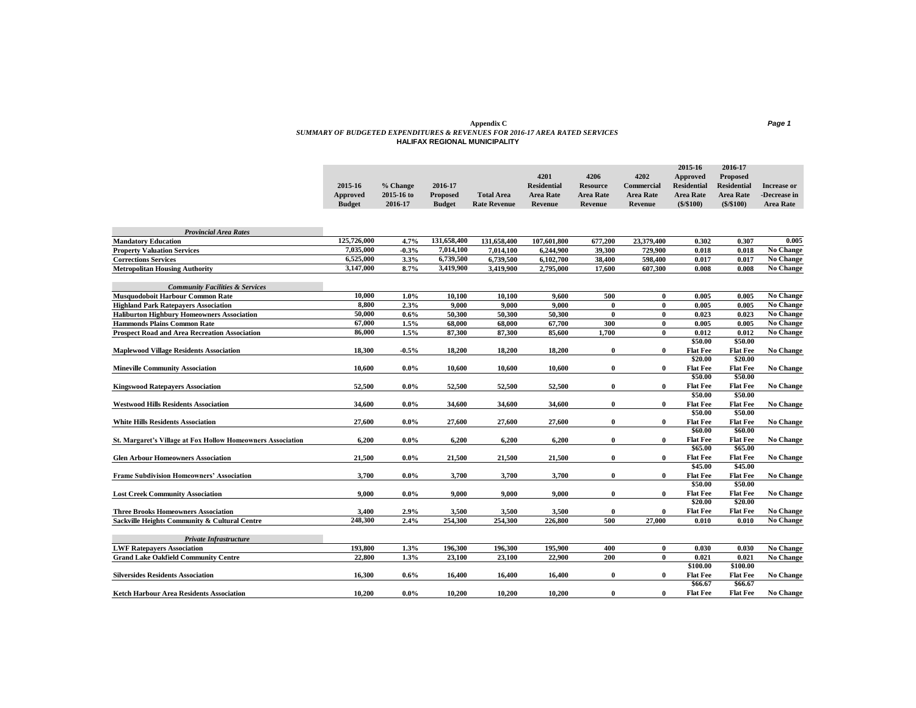**Appendix C**

***SUMMARY OF BUDGETED EXPENDITURES & REVENUES FOR 2016-17 AREA RATED SERVICES***

**HALIFAX REGIONAL MUNICIPALITY**

| | 2015-16 Approved Budget | % Change 2015-16 to 2016-17 | 2016-17 Proposed Budget | Total Area Rate Revenue | 4201 Residential Area Rate Revenue | 4206 Resource Area Rate Revenue | 4202 Commercial Area Rate Revenue | 2015-16 Approved Residential Area Rate ($/$100) | 2016-17 Proposed Residential Area Rate ($/$100) | Increase or -Decrease in Area Rate |
|---|---|---|---|---|---|---|---|---|---|---|
| ***Provincial Area Rates*** | | | | | | | | | | |
| **Mandatory Education** | 125,726,000 | 4.7% | 131,658,400 | 131,658,400 | 107,601,800 | 677,200 | 23,379,400 | 0.302 | 0.307 | 0.005 |
| **Property Valuation Services** | 7,035,000 | -0.3% | 7,014,100 | 7,014,100 | 6,244,900 | 39,300 | 729,900 | 0.018 | 0.018 | No Change |
| **Corrections Services** | 6,525,000 | 3.3% | 6,739,500 | 6,739,500 | 6,102,700 | 38,400 | 598,400 | 0.017 | 0.017 | No Change |
| **Metropolitan Housing Authority** | 3,147,000 | 8.7% | 3,419,900 | 3,419,900 | 2,795,000 | 17,600 | 607,300 | 0.008 | 0.008 | No Change |
| ***Community Facilities & Services*** | | | | | | | | | | |
| **Musquodoboit Harbour Common Rate** | 10,000 | 1.0% | 10,100 | 10,100 | 9,600 | 500 | 0 | 0.005 | 0.005 | No Change |
| **Highland Park Ratepayers Association** | 8,800 | 2.3% | 9,000 | 9,000 | 9,000 | 0 | 0 | 0.005 | 0.005 | No Change |
| **Haliburton Highbury Homeowners Association** | 50,000 | 0.6% | 50,300 | 50,300 | 50,300 | 0 | 0 | 0.023 | 0.023 | No Change |
| **Hammonds Plains Common Rate** | 67,000 | 1.5% | 68,000 | 68,000 | 67,700 | 300 | 0 | 0.005 | 0.005 | No Change |
| **Prospect Road and Area Recreation Association** | 86,000 | 1.5% | 87,300 | 87,300 | 85,600 | 1,700 | 0 | 0.012 | 0.012 | No Change |
| **Maplewood Village Residents Association** | 18,300 | -0.5% | 18,200 | 18,200 | 18,200 | 0 | 0 | $50.00 Flat Fee | $50.00 Flat Fee | No Change |
| **Mineville Community Association** | 10,600 | 0.0% | 10,600 | 10,600 | 10,600 | 0 | 0 | $20.00 Flat Fee | $20.00 Flat Fee | No Change |
| **Kingswood Ratepayers Association** | 52,500 | 0.0% | 52,500 | 52,500 | 52,500 | 0 | 0 | $50.00 Flat Fee | $50.00 Flat Fee | No Change |
| **Westwood Hills Residents Association** | 34,600 | 0.0% | 34,600 | 34,600 | 34,600 | 0 | 0 | $50.00 Flat Fee | $50.00 Flat Fee | No Change |
| **White Hills Residents Association** | 27,600 | 0.0% | 27,600 | 27,600 | 27,600 | 0 | 0 | $50.00 Flat Fee | $50.00 Flat Fee | No Change |
| **St. Margaret's Village at Fox Hollow Homeowners Association** | 6,200 | 0.0% | 6,200 | 6,200 | 6,200 | 0 | 0 | $60.00 Flat Fee | $60.00 Flat Fee | No Change |
| **Glen Arbour Homeowners Association** | 21,500 | 0.0% | 21,500 | 21,500 | 21,500 | 0 | 0 | $65.00 Flat Fee | $65.00 Flat Fee | No Change |
| **Frame Subdivision Homeowners' Association** | 3,700 | 0.0% | 3,700 | 3,700 | 3,700 | 0 | 0 | $45.00 Flat Fee | $45.00 Flat Fee | No Change |
| **Lost Creek Community Association** | 9,000 | 0.0% | 9,000 | 9,000 | 9,000 | 0 | 0 | $50.00 Flat Fee | $50.00 Flat Fee | No Change |
| **Three Brooks Homeowners Association** | 3,400 | 2.9% | 3,500 | 3,500 | 3,500 | 0 | 0 | $20.00 Flat Fee | $20.00 Flat Fee | No Change |
| **Sackville Heights Community & Cultural Centre** | 248,300 | 2.4% | 254,300 | 254,300 | 226,800 | 500 | 27,000 | 0.010 | 0.010 | No Change |
| ***Private Infrastructure*** | | | | | | | | | | |
| **LWF Ratepayers Association** | 193,800 | 1.3% | 196,300 | 196,300 | 195,900 | 400 | 0 | 0.030 | 0.030 | No Change |
| **Grand Lake Oakfield Community Centre** | 22,800 | 1.3% | 23,100 | 23,100 | 22,900 | 200 | 0 | 0.021 | 0.021 | No Change |
| **Silversides Residents Association** | 16,300 | 0.6% | 16,400 | 16,400 | 16,400 | 0 | 0 | $100.00 Flat Fee | $100.00 Flat Fee | No Change |
| **Ketch Harbour Area Residents Association** | 10,200 | 0.0% | 10,200 | 10,200 | 10,200 | 0 | 0 | $66.67 Flat Fee | $66.67 Flat Fee | No Change |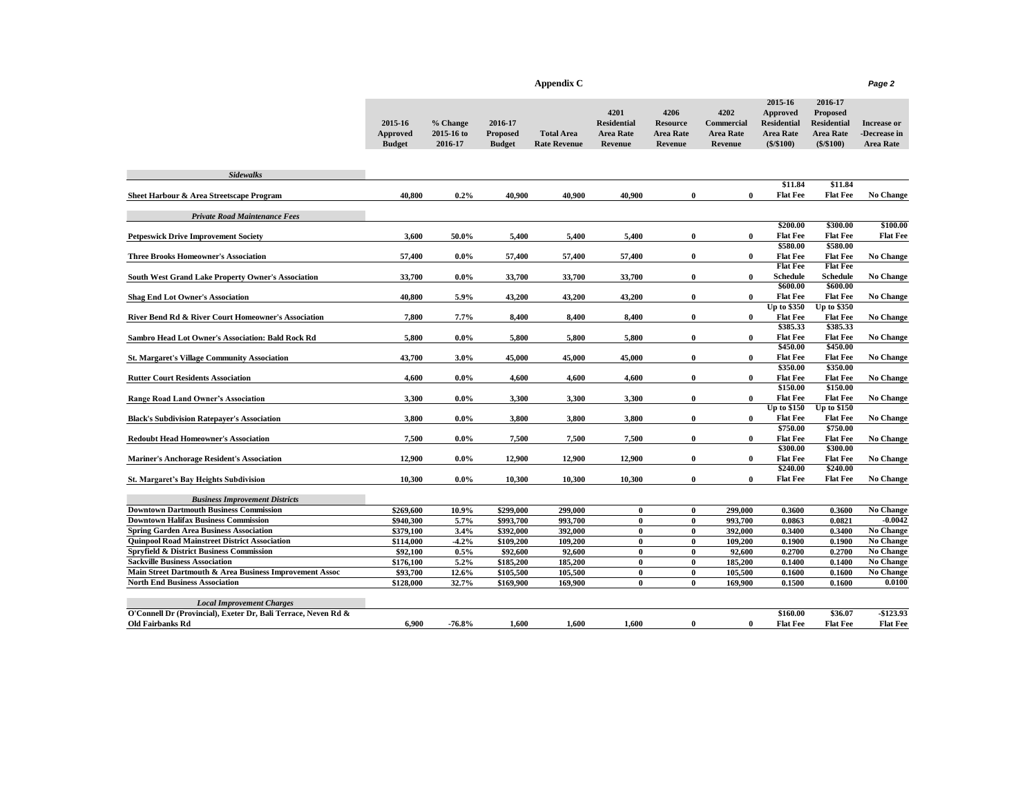## Appendix C

| | 2015-16 Approved Budget | % Change 2015-16 to 2016-17 | 2016-17 Proposed Budget | Total Area Rate Revenue | 4201 Residential Area Rate Revenue | 4206 Resource Area Rate Revenue | 4202 Commercial Area Rate Revenue | 2015-16 Approved Residential Area Rate ($/$100) | 2016-17 Proposed Residential Area Rate ($/$100) | Increase or -Decrease in Area Rate |
|---|---|---|---|---|---|---|---|---|---|---|
| ***Sidewalks*** | | | | | | | | | | |
| **Sheet Harbour & Area Streetscape Program** | **40,800** | **0.2%** | **40,900** | **40,900** | **40,900** | **0** | **0** | **$11.84 Flat Fee** | **$11.84 Flat Fee** | **No Change** |
| ***Private Road Maintenance Fees*** | | | | | | | | | | |
| **Petpeswick Drive Improvement Society** | **3,600** | **50.0%** | **5,400** | **5,400** | **5,400** | **0** | **0** | **$200.00 Flat Fee** | **$300.00 Flat Fee** | **$100.00 Flat Fee** |
| **Three Brooks Homeowner's Association** | **57,400** | **0.0%** | **57,400** | **57,400** | **57,400** | **0** | **0** | **$580.00 Flat Fee** | **$580.00 Flat Fee** | **No Change** |
| **South West Grand Lake Property Owner's Association** | **33,700** | **0.0%** | **33,700** | **33,700** | **33,700** | **0** | **0** | **Flat Fee Schedule** | **Flat Fee Schedule** | **No Change** |
| **Shag End Lot Owner's Association** | **40,800** | **5.9%** | **43,200** | **43,200** | **43,200** | **0** | **0** | **$600.00 Flat Fee** | **$600.00 Flat Fee** | **No Change** |
| **River Bend Rd & River Court Homeowner's Association** | **7,800** | **7.7%** | **8,400** | **8,400** | **8,400** | **0** | **0** | **Up to $350 Flat Fee** | **Up to $350 Flat Fee** | **No Change** |
| **Sambro Head Lot Owner's Association: Bald Rock Rd** | **5,800** | **0.0%** | **5,800** | **5,800** | **5,800** | **0** | **0** | **$385.33 Flat Fee** | **$385.33 Flat Fee** | **No Change** |
| **St. Margaret's Village Community Association** | **43,700** | **3.0%** | **45,000** | **45,000** | **45,000** | **0** | **0** | **$450.00 Flat Fee** | **$450.00 Flat Fee** | **No Change** |
| **Rutter Court Residents Association** | **4,600** | **0.0%** | **4,600** | **4,600** | **4,600** | **0** | **0** | **$350.00 Flat Fee** | **$350.00 Flat Fee** | **No Change** |
| **Range Road Land Owner's Association** | **3,300** | **0.0%** | **3,300** | **3,300** | **3,300** | **0** | **0** | **$150.00 Flat Fee** | **$150.00 Flat Fee** | **No Change** |
| **Black's Subdivision Ratepayer's Association** | **3,800** | **0.0%** | **3,800** | **3,800** | **3,800** | **0** | **0** | **Up to $150 Flat Fee** | **Up to $150 Flat Fee** | **No Change** |
| **Redoubt Head Homeowner's Association** | **7,500** | **0.0%** | **7,500** | **7,500** | **7,500** | **0** | **0** | **$750.00 Flat Fee** | **$750.00 Flat Fee** | **No Change** |
| **Mariner's Anchorage Resident's Association** | **12,900** | **0.0%** | **12,900** | **12,900** | **12,900** | **0** | **0** | **$300.00 Flat Fee** | **$300.00 Flat Fee** | **No Change** |
| **St. Margaret's Bay Heights Subdivision** | **10,300** | **0.0%** | **10,300** | **10,300** | **10,300** | **0** | **0** | **$240.00 Flat Fee** | **$240.00 Flat Fee** | **No Change** |
| ***Business Improvement Districts*** | | | | | | | | | | |
| **Downtown Dartmouth Business Commission** | **$269,600** | **10.9%** | **$299,000** | **299,000** | **0** | **0** | **299,000** | **0.3600** | **0.3600** | **No Change** |
| **Downtown Halifax Business Commission** | **$940,300** | **5.7%** | **$993,700** | **993,700** | **0** | **0** | **993,700** | **0.0863** | **0.0821** | **-0.0042** |
| **Spring Garden Area Business Association** | **$379,100** | **3.4%** | **$392,000** | **392,000** | **0** | **0** | **392,000** | **0.3400** | **0.3400** | **No Change** |
| **Quinpool Road Mainstreet District Association** | **$114,000** | **-4.2%** | **$109,200** | **109,200** | **0** | **0** | **109,200** | **0.1900** | **0.1900** | **No Change** |
| **Spryfield & District Business Commission** | **$92,100** | **0.5%** | **$92,600** | **92,600** | **0** | **0** | **92,600** | **0.2700** | **0.2700** | **No Change** |
| **Sackville Business Association** | **$176,100** | **5.2%** | **$185,200** | **185,200** | **0** | **0** | **185,200** | **0.1400** | **0.1400** | **No Change** |
| **Main Street Dartmouth & Area Business Improvement Assoc** | **$93,700** | **12.6%** | **$105,500** | **105,500** | **0** | **0** | **105,500** | **0.1600** | **0.1600** | **No Change** |
| **North End Business Association** | **$128,000** | **32.7%** | **$169,900** | **169,900** | **0** | **0** | **169,900** | **0.1500** | **0.1600** | **0.0100** |
| ***Local Improvement Charges*** | | | | | | | | | | |
| **O'Connell Dr (Provincial), Exeter Dr, Bali Terrace, Neven Rd & Old Fairbanks Rd** | **6,900** | **-76.8%** | **1,600** | **1,600** | **1,600** | **0** | **0** | **$160.00 Flat Fee** | **$36.07 Flat Fee** | **-$123.93 Flat Fee** |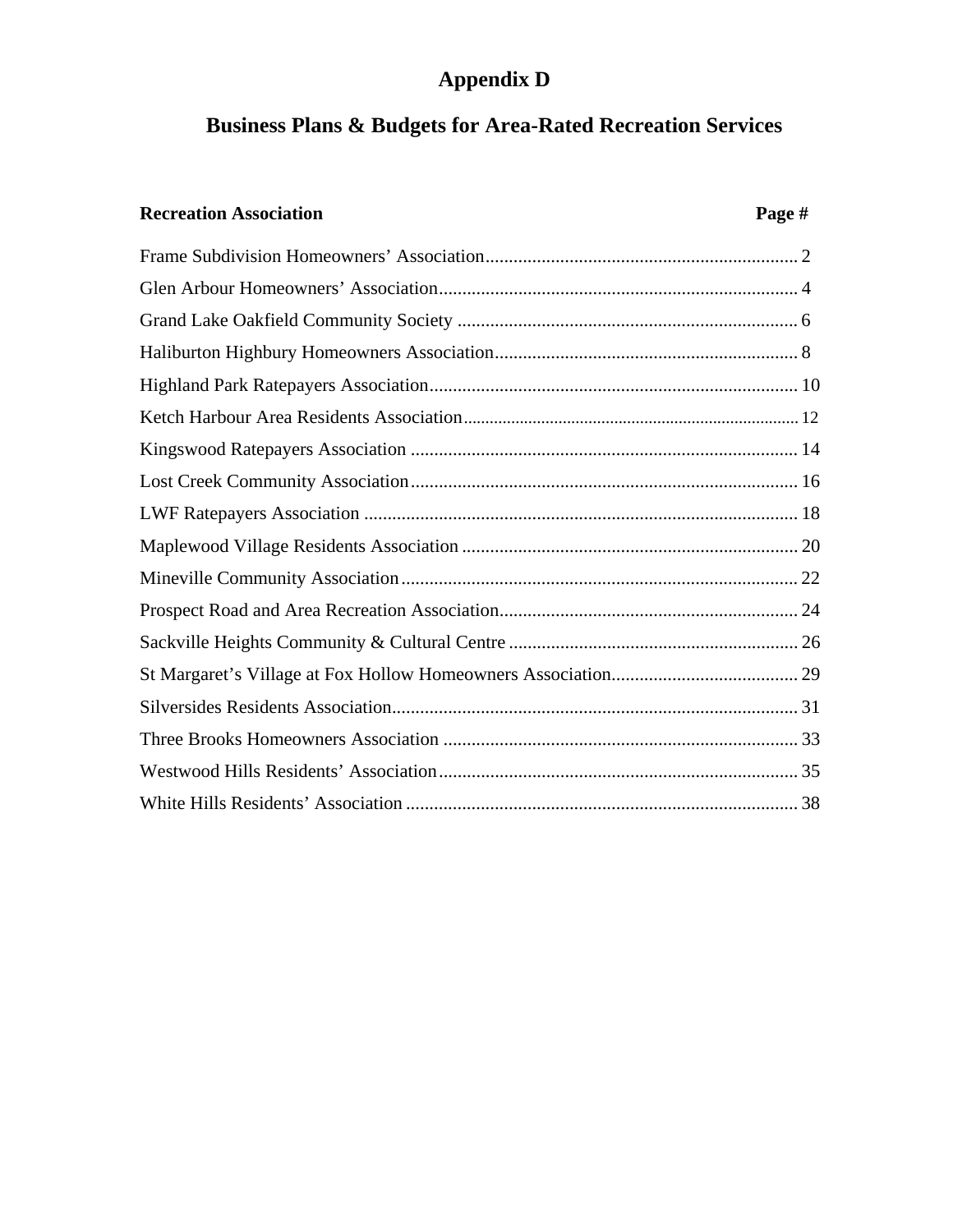# Appendix D

## Business Plans & Budgets for Area-Rated Recreation Services

| Recreation Association | Page # |
|---|---|
| Frame Subdivision Homeowners' Association | 2 |
| Glen Arbour Homeowners' Association | 4 |
| Grand Lake Oakfield Community Society | 6 |
| Haliburton Highbury Homeowners Association | 8 |
| Highland Park Ratepayers Association | 10 |
| Ketch Harbour Area Residents Association | 12 |
| Kingswood Ratepayers Association | 14 |
| Lost Creek Community Association | 16 |
| LWF Ratepayers Association | 18 |
| Maplewood Village Residents Association | 20 |
| Mineville Community Association | 22 |
| Prospect Road and Area Recreation Association | 24 |
| Sackville Heights Community & Cultural Centre | 26 |
| St Margaret's Village at Fox Hollow Homeowners Association | 29 |
| Silversides Residents Association | 31 |
| Three Brooks Homeowners Association | 33 |
| Westwood Hills Residents' Association | 35 |
| White Hills Residents' Association | 38 |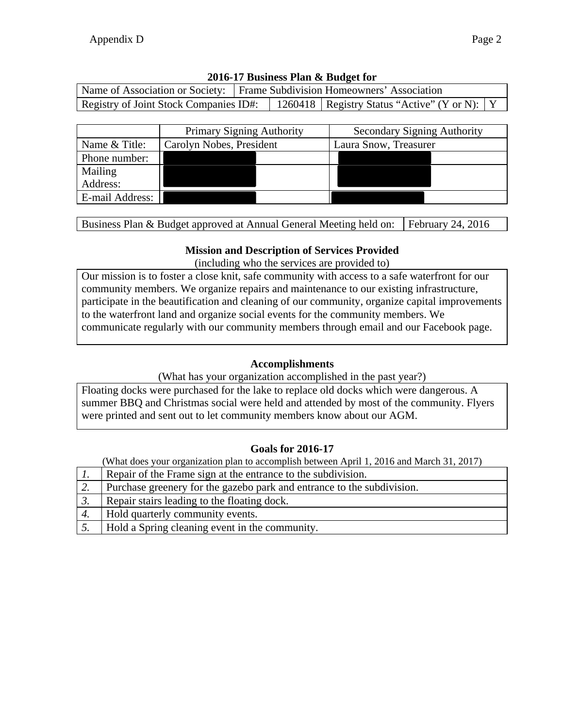## 2016-17 Business Plan & Budget for

| Name of Association or Society: | Frame Subdivision Homeowners' Association | | |
|---|---|---|---|
| Registry of Joint Stock Companies ID#: | 1260418 | Registry Status "Active" (Y or N): | Y |

| | Primary Signing Authority | Secondary Signing Authority |
|---|---|---|
| Name & Title: | Carolyn Nobes, President | Laura Snow, Treasurer |
| Phone number: | | |
| Mailing Address: | | |
| E-mail Address: | | |

| Business Plan & Budget approved at Annual General Meeting held on: | February 24, 2016 |
|---|---|

### Mission and Description of Services Provided

(including who the services are provided to)

Our mission is to foster a close knit, safe community with access to a safe waterfront for our community members. We organize repairs and maintenance to our existing infrastructure, participate in the beautification and cleaning of our community, organize capital improvements to the waterfront land and organize social events for the community members. We communicate regularly with our community members through email and our Facebook page.

### Accomplishments

(What has your organization accomplished in the past year?)

Floating docks were purchased for the lake to replace old docks which were dangerous. A summer BBQ and Christmas social were held and attended by most of the community. Flyers were printed and sent out to let community members know about our AGM.

### Goals for 2016-17

(What does your organization plan to accomplish between April 1, 2016 and March 31, 2017)

| | |
|---|---|
| *1.* | Repair of the Frame sign at the entrance to the subdivision. |
| *2.* | Purchase greenery for the gazebo park and entrance to the subdivision. |
| *3.* | Repair stairs leading to the floating dock. |
| *4.* | Hold quarterly community events. |
| *5.* | Hold a Spring cleaning event in the community. |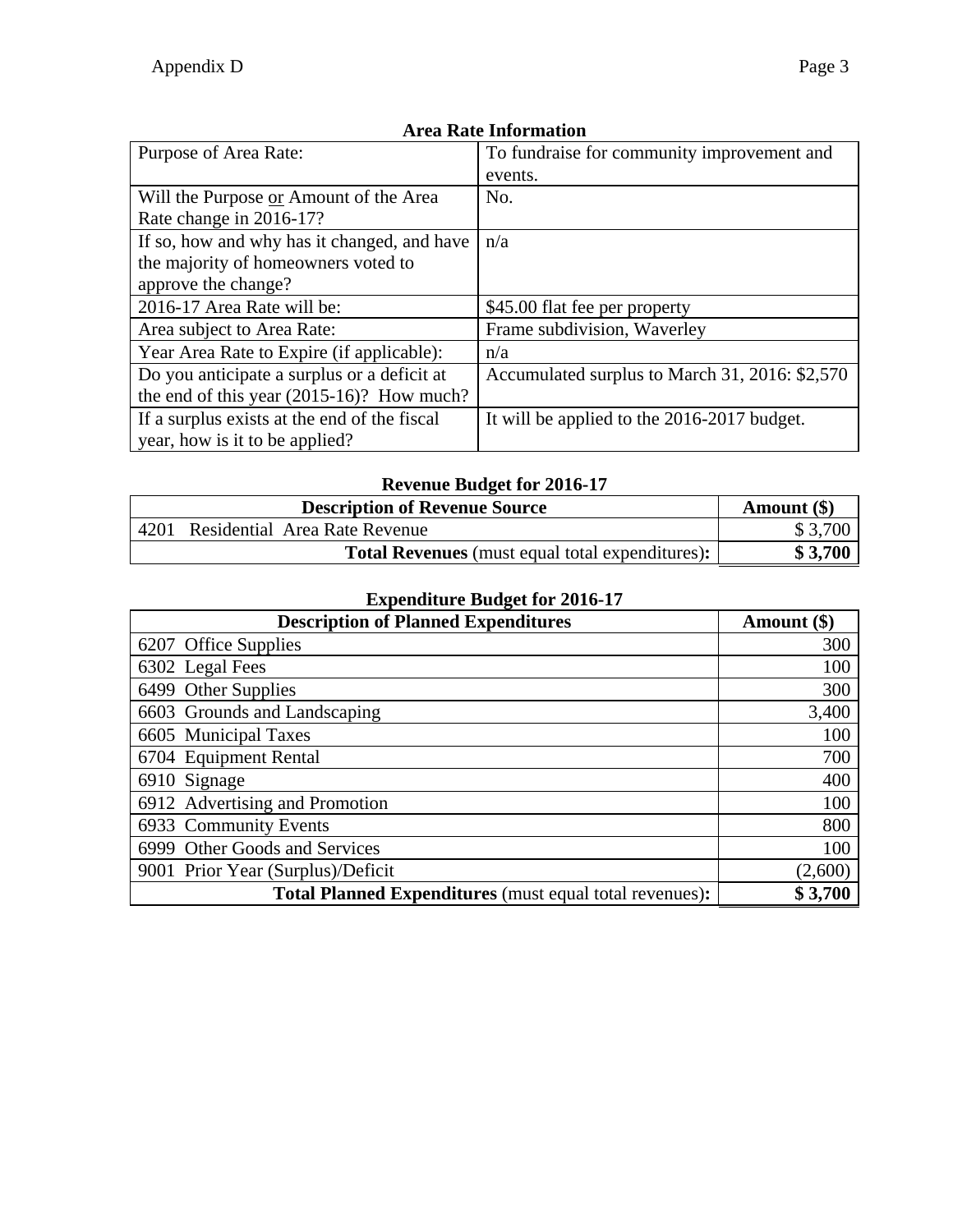### Area Rate Information

| | |
|---|---|
| Purpose of Area Rate: | To fundraise for community improvement and events. |
| Will the Purpose or Amount of the Area Rate change in 2016-17? | No. |
| If so, how and why has it changed, and have the majority of homeowners voted to approve the change? | n/a |
| 2016-17 Area Rate will be: | $45.00 flat fee per property |
| Area subject to Area Rate: | Frame subdivision, Waverley |
| Year Area Rate to Expire (if applicable): | n/a |
| Do you anticipate a surplus or a deficit at the end of this year (2015-16)? How much? | Accumulated surplus to March 31, 2016: $2,570 |
| If a surplus exists at the end of the fiscal year, how is it to be applied? | It will be applied to the 2016-2017 budget. |

### Revenue Budget for 2016-17

| Description of Revenue Source | Amount ($) |
|---|---|
| 4201 Residential Area Rate Revenue | $ 3,700 |
| **Total Revenues** (must equal total expenditures)**:** | **$ 3,700** |

### Expenditure Budget for 2016-17

| Description of Planned Expenditures | Amount ($) |
|---|---|
| 6207 Office Supplies | 300 |
| 6302 Legal Fees | 100 |
| 6499 Other Supplies | 300 |
| 6603 Grounds and Landscaping | 3,400 |
| 6605 Municipal Taxes | 100 |
| 6704 Equipment Rental | 700 |
| 6910 Signage | 400 |
| 6912 Advertising and Promotion | 100 |
| 6933 Community Events | 800 |
| 6999 Other Goods and Services | 100 |
| 9001 Prior Year (Surplus)/Deficit | (2,600) |
| **Total Planned Expenditures** (must equal total revenues)**:** | **$ 3,700** |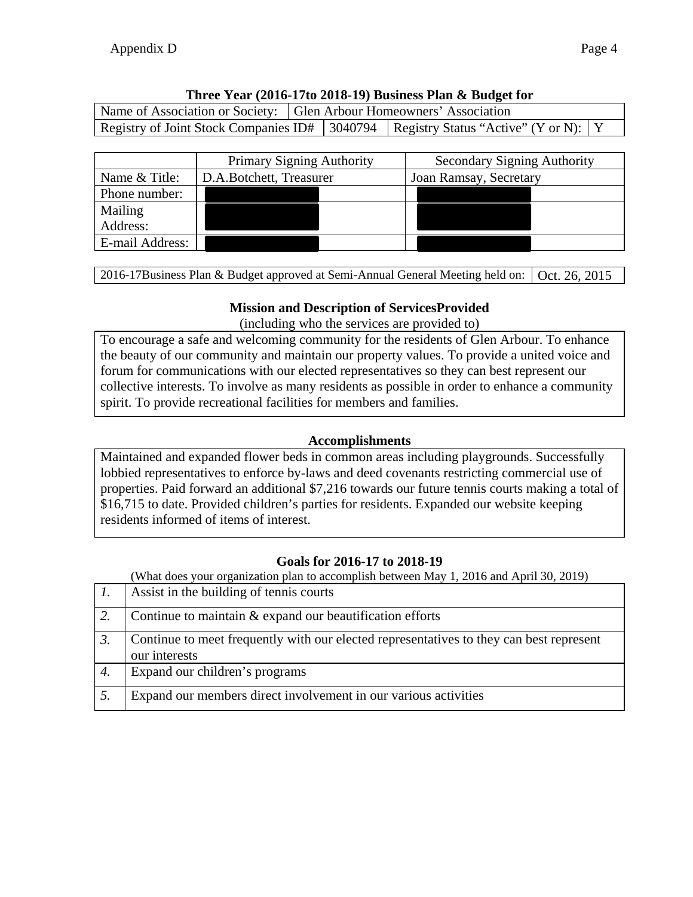### Three Year (2016-17to 2018-19) Business Plan & Budget for

| Name of Association or Society: | Glen Arbour Homeowners' Association | | |
|---|---|---|---|
| Registry of Joint Stock Companies ID# | 3040794 | Registry Status "Active" (Y or N): | Y |

| | Primary Signing Authority | Secondary Signing Authority |
|---|---|---|
| Name & Title: | D.A.Botchett, Treasurer | Joan Ramsay, Secretary |
| Phone number: | | |
| Mailing Address: | | |
| E-mail Address: | | |

| 2016-17Business Plan & Budget approved at Semi-Annual General Meeting held on: | Oct. 26, 2015 |
|---|---|

### Mission and Description of ServicesProvided

(including who the services are provided to)

To encourage a safe and welcoming community for the residents of Glen Arbour. To enhance the beauty of our community and maintain our property values. To provide a united voice and forum for communications with our elected representatives so they can best represent our collective interests. To involve as many residents as possible in order to enhance a community spirit. To provide recreational facilities for members and families.

### Accomplishments

Maintained and expanded flower beds in common areas including playgrounds. Successfully lobbied representatives to enforce by-laws and deed covenants restricting commercial use of properties. Paid forward an additional $7,216 towards our future tennis courts making a total of $16,715 to date. Provided children's parties for residents. Expanded our website keeping residents informed of items of interest.

### Goals for 2016-17 to 2018-19

(What does your organization plan to accomplish between May 1, 2016 and April 30, 2019)

| | |
|---|---|
| *1.* | Assist in the building of tennis courts |
| *2.* | Continue to maintain & expand our beautification efforts |
| *3.* | Continue to meet frequently with our elected representatives to they can best represent our interests |
| *4.* | Expand our children's programs |
| *5.* | Expand our members direct involvement in our various activities |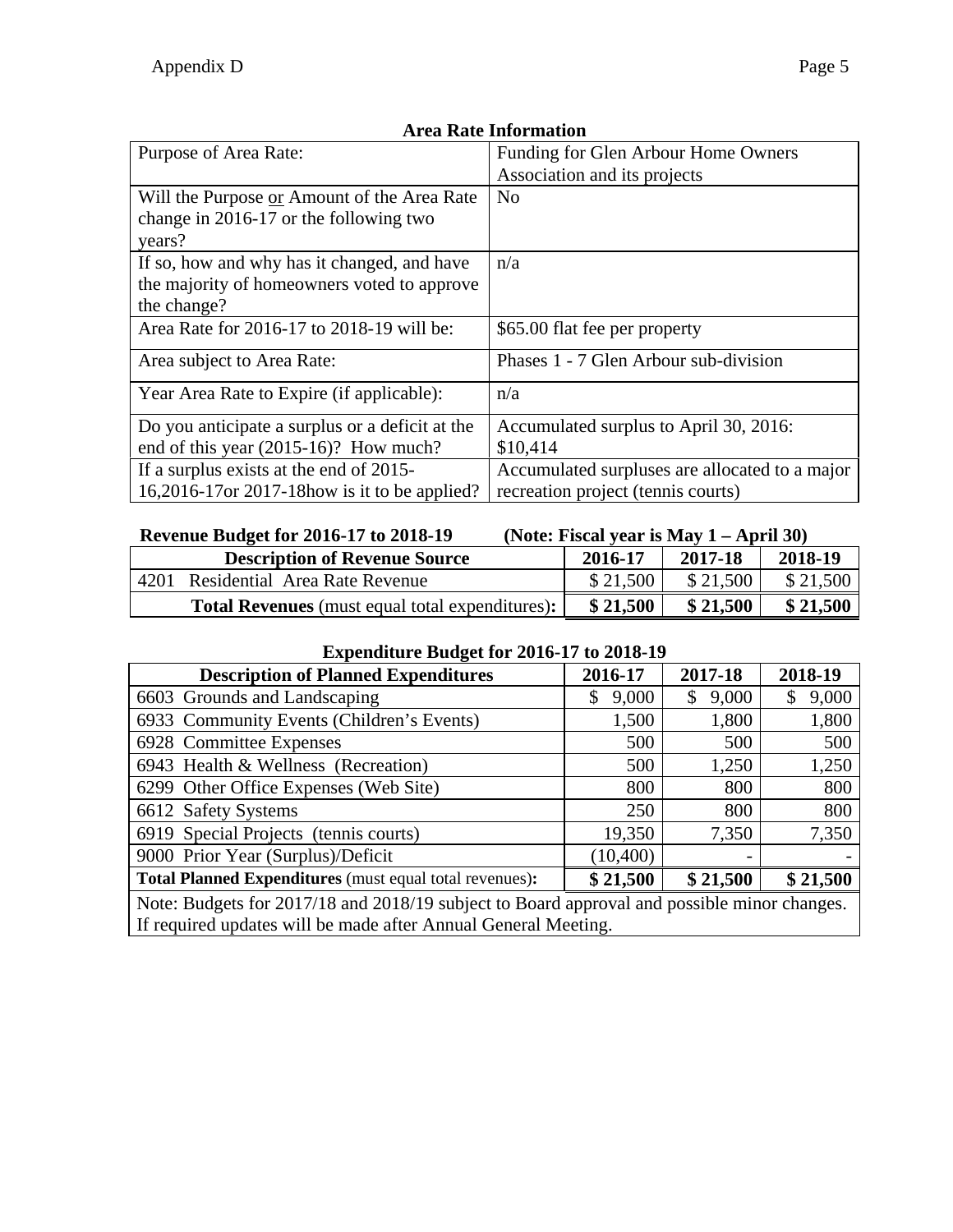**Area Rate Information**

| Purpose of Area Rate: | Funding for Glen Arbour Home Owners Association and its projects |
|---|---|
| Will the Purpose or Amount of the Area Rate change in 2016-17 or the following two years? | No |
| If so, how and why has it changed, and have the majority of homeowners voted to approve the change? | n/a |
| Area Rate for 2016-17 to 2018-19 will be: | $65.00 flat fee per property |
| Area subject to Area Rate: | Phases 1 - 7 Glen Arbour sub-division |
| Year Area Rate to Expire (if applicable): | n/a |
| Do you anticipate a surplus or a deficit at the end of this year (2015-16)? How much? | Accumulated surplus to April 30, 2016: $10,414 |
| If a surplus exists at the end of 2015-16,2016-17or 2017-18how is it to be applied? | Accumulated surpluses are allocated to a major recreation project (tennis courts) |

**Revenue Budget for 2016-17 to 2018-19** **(Note: Fiscal year is May 1 – April 30)**

| Description of Revenue Source | 2016-17 | 2017-18 | 2018-19 |
|---|---|---|---|
| 4201 Residential Area Rate Revenue | $ 21,500 | $ 21,500 | $ 21,500 |
| **Total Revenues** (must equal total expenditures)**:** | **$ 21,500** | **$ 21,500** | **$ 21,500** |

**Expenditure Budget for 2016-17 to 2018-19**

| Description of Planned Expenditures | 2016-17 | 2017-18 | 2018-19 |
|---|---|---|---|
| 6603 Grounds and Landscaping | $ 9,000 | $ 9,000 | $ 9,000 |
| 6933 Community Events (Children's Events) | 1,500 | 1,800 | 1,800 |
| 6928 Committee Expenses | 500 | 500 | 500 |
| 6943 Health & Wellness (Recreation) | 500 | 1,250 | 1,250 |
| 6299 Other Office Expenses (Web Site) | 800 | 800 | 800 |
| 6612 Safety Systems | 250 | 800 | 800 |
| 6919 Special Projects (tennis courts) | 19,350 | 7,350 | 7,350 |
| 9000 Prior Year (Surplus)/Deficit | (10,400) | - | - |
| **Total Planned Expenditures** (must equal total revenues)**:** | **$ 21,500** | **$ 21,500** | **$ 21,500** |

Note: Budgets for 2017/18 and 2018/19 subject to Board approval and possible minor changes. If required updates will be made after Annual General Meeting.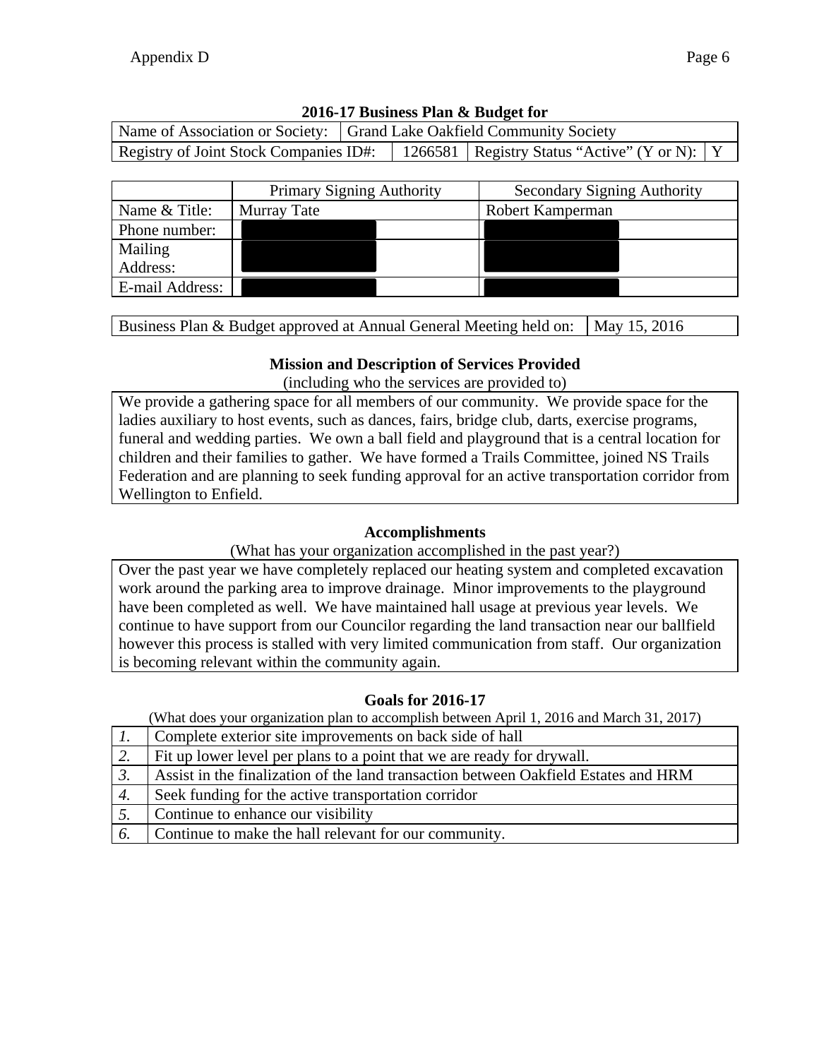### 2016-17 Business Plan & Budget for

| Name of Association or Society: | Grand Lake Oakfield Community Society | | |
|---|---|---|---|
| Registry of Joint Stock Companies ID#: | 1266581 | Registry Status "Active" (Y or N): | Y |

| | Primary Signing Authority | Secondary Signing Authority |
|---|---|---|
| Name & Title: | Murray Tate | Robert Kamperman |
| Phone number: | | |
| Mailing Address: | | |
| E-mail Address: | | |

| Business Plan & Budget approved at Annual General Meeting held on: | May 15, 2016 |
|---|---|

### Mission and Description of Services Provided

(including who the services are provided to)

We provide a gathering space for all members of our community. We provide space for the ladies auxiliary to host events, such as dances, fairs, bridge club, darts, exercise programs, funeral and wedding parties. We own a ball field and playground that is a central location for children and their families to gather. We have formed a Trails Committee, joined NS Trails Federation and are planning to seek funding approval for an active transportation corridor from Wellington to Enfield.

### Accomplishments

(What has your organization accomplished in the past year?)

Over the past year we have completely replaced our heating system and completed excavation work around the parking area to improve drainage. Minor improvements to the playground have been completed as well. We have maintained hall usage at previous year levels. We continue to have support from our Councilor regarding the land transaction near our ballfield however this process is stalled with very limited communication from staff. Our organization is becoming relevant within the community again.

### Goals for 2016-17

(What does your organization plan to accomplish between April 1, 2016 and March 31, 2017)

| | |
|---|---|
| *1.* | Complete exterior site improvements on back side of hall |
| *2.* | Fit up lower level per plans to a point that we are ready for drywall. |
| *3.* | Assist in the finalization of the land transaction between Oakfield Estates and HRM |
| *4.* | Seek funding for the active transportation corridor |
| *5.* | Continue to enhance our visibility |
| *6.* | Continue to make the hall relevant for our community. |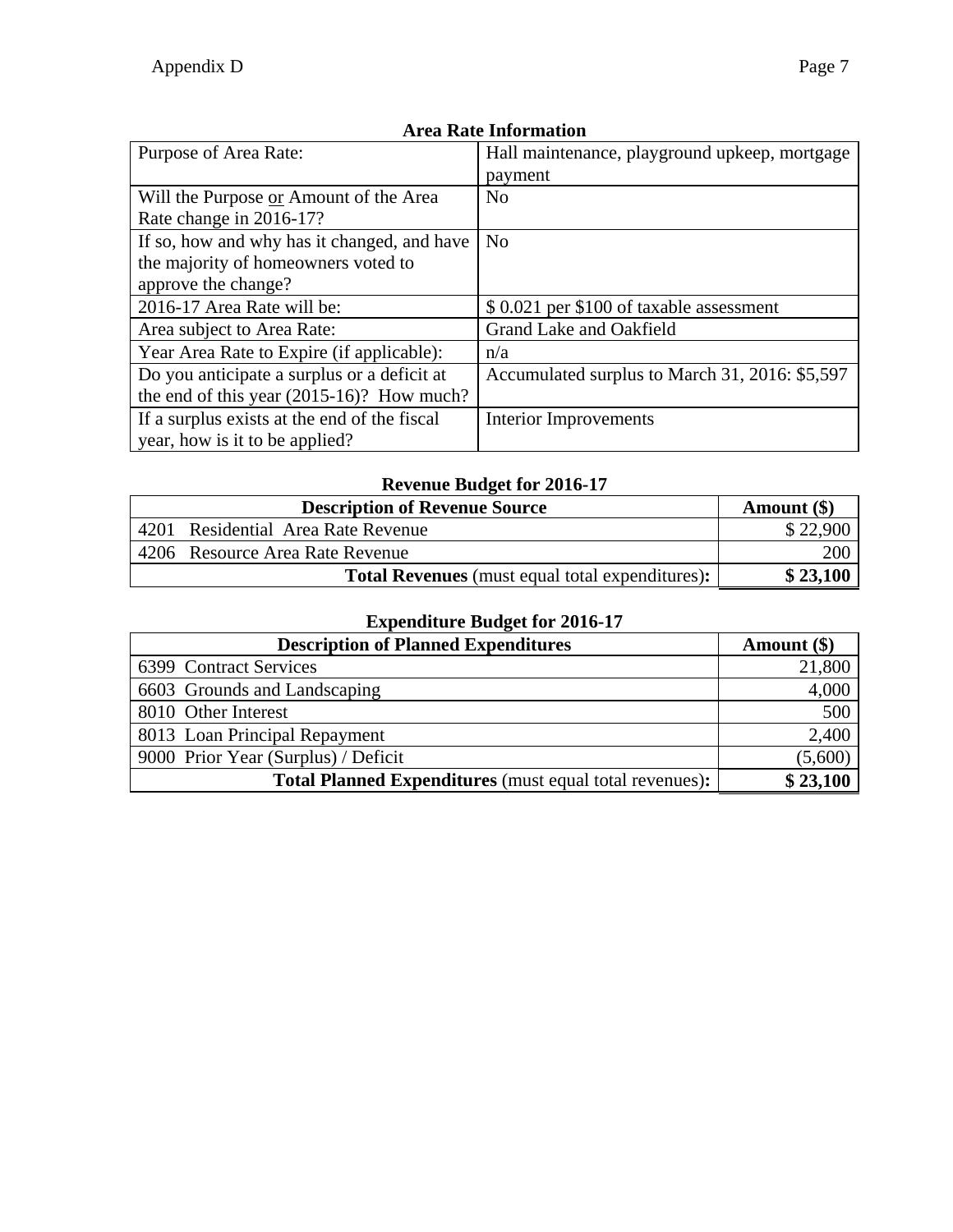## Area Rate Information

| | |
|---|---|
| Purpose of Area Rate: | Hall maintenance, playground upkeep, mortgage payment |
| Will the Purpose or Amount of the Area Rate change in 2016-17? | No |
| If so, how and why has it changed, and have the majority of homeowners voted to approve the change? | No |
| 2016-17 Area Rate will be: | $ 0.021 per $100 of taxable assessment |
| Area subject to Area Rate: | Grand Lake and Oakfield |
| Year Area Rate to Expire (if applicable): | n/a |
| Do you anticipate a surplus or a deficit at the end of this year (2015-16)? How much? | Accumulated surplus to March 31, 2016: $5,597 |
| If a surplus exists at the end of the fiscal year, how is it to be applied? | Interior Improvements |

## Revenue Budget for 2016-17

| Description of Revenue Source | Amount ($) |
|---|---|
| 4201 Residential Area Rate Revenue | $ 22,900 |
| 4206 Resource Area Rate Revenue | 200 |
| **Total Revenues** (must equal total expenditures)**:** | **$ 23,100** |

## Expenditure Budget for 2016-17

| Description of Planned Expenditures | Amount ($) |
|---|---|
| 6399 Contract Services | 21,800 |
| 6603 Grounds and Landscaping | 4,000 |
| 8010 Other Interest | 500 |
| 8013 Loan Principal Repayment | 2,400 |
| 9000 Prior Year (Surplus) / Deficit | (5,600) |
| **Total Planned Expenditures** (must equal total revenues)**:** | **$ 23,100** |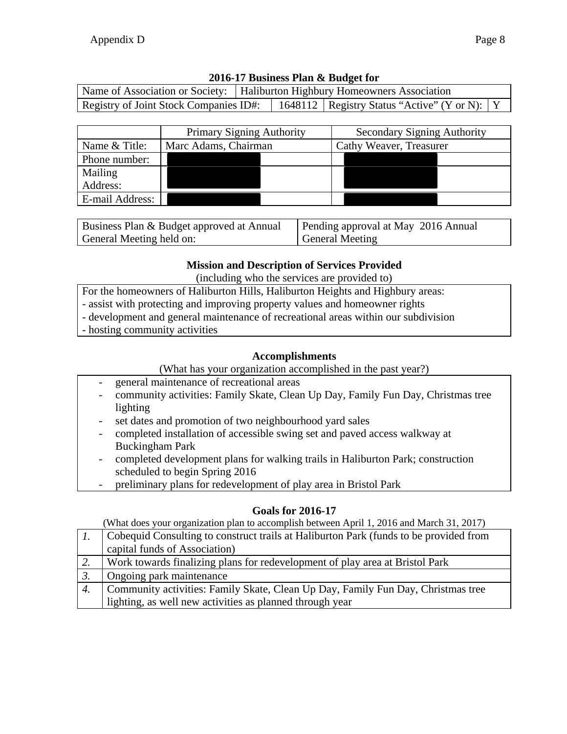### 2016-17 Business Plan & Budget for

| Name of Association or Society: | Haliburton Highbury Homeowners Association | | |
|---|---|---|---|
| Registry of Joint Stock Companies ID#: | 1648112 | Registry Status “Active” (Y or N): | Y |

| | Primary Signing Authority | Secondary Signing Authority |
|---|---|---|
| Name & Title: | Marc Adams, Chairman | Cathy Weaver, Treasurer |
| Phone number: | | |
| Mailing Address: | | |
| E-mail Address: | | |

| Business Plan & Budget approved at Annual General Meeting held on: | Pending approval at May 2016 Annual General Meeting |
|---|---|

### Mission and Description of Services Provided

(including who the services are provided to)

For the homeowners of Haliburton Hills, Haliburton Heights and Highbury areas:

- assist with protecting and improving property values and homeowner rights
- development and general maintenance of recreational areas within our subdivision
- hosting community activities

### Accomplishments

(What has your organization accomplished in the past year?)

- general maintenance of recreational areas
- community activities: Family Skate, Clean Up Day, Family Fun Day, Christmas tree lighting
- set dates and promotion of two neighbourhood yard sales
- completed installation of accessible swing set and paved access walkway at Buckingham Park
- completed development plans for walking trails in Haliburton Park; construction scheduled to begin Spring 2016
- preliminary plans for redevelopment of play area in Bristol Park

### Goals for 2016-17

(What does your organization plan to accomplish between April 1, 2016 and March 31, 2017)

| | |
|---|---|
| *1.* | Cobequid Consulting to construct trails at Haliburton Park (funds to be provided from capital funds of Association) |
| *2.* | Work towards finalizing plans for redevelopment of play area at Bristol Park |
| *3.* | Ongoing park maintenance |
| *4.* | Community activities: Family Skate, Clean Up Day, Family Fun Day, Christmas tree lighting, as well new activities as planned through year |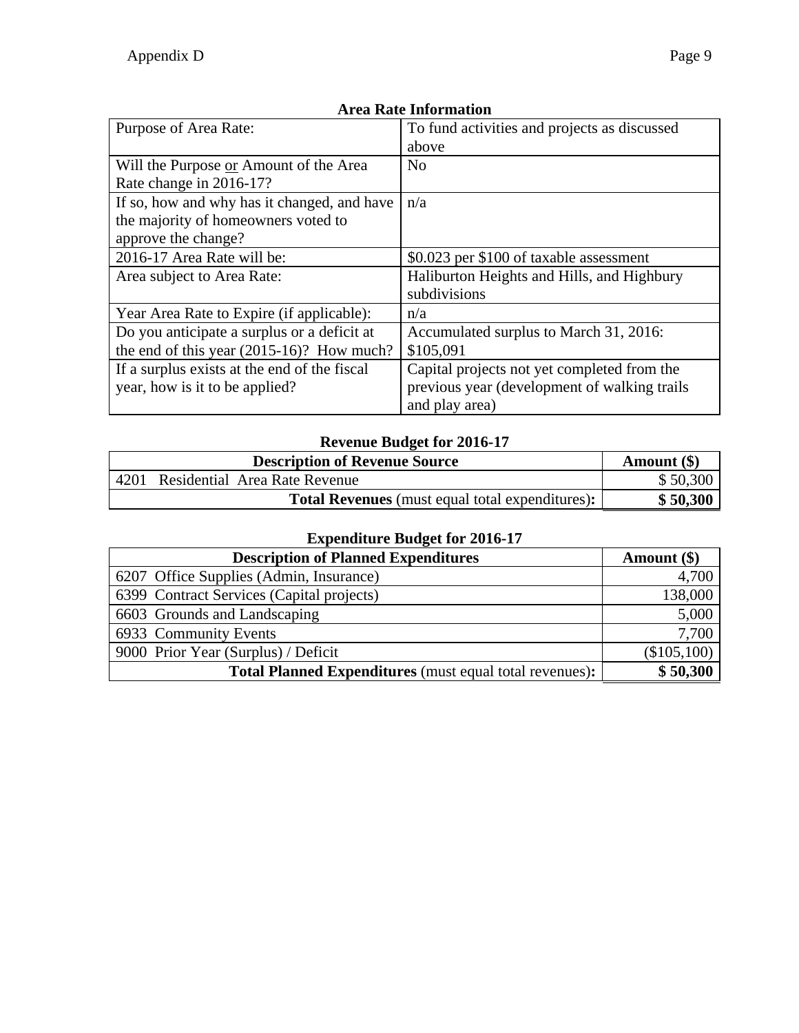### Area Rate Information

| | |
|---|---|
| Purpose of Area Rate: | To fund activities and projects as discussed above |
| Will the Purpose <u>or</u> Amount of the Area Rate change in 2016-17? | No |
| If so, how and why has it changed, and have the majority of homeowners voted to approve the change? | n/a |
| 2016-17 Area Rate will be: | $0.023 per $100 of taxable assessment |
| Area subject to Area Rate: | Haliburton Heights and Hills, and Highbury subdivisions |
| Year Area Rate to Expire (if applicable): | n/a |
| Do you anticipate a surplus or a deficit at the end of this year (2015-16)? How much? | Accumulated surplus to March 31, 2016: $105,091 |
| If a surplus exists at the end of the fiscal year, how is it to be applied? | Capital projects not yet completed from the previous year (development of walking trails and play area) |

### Revenue Budget for 2016-17

| Description of Revenue Source | Amount ($) |
|---|---|
| 4201 Residential Area Rate Revenue | $ 50,300 |
| **Total Revenues** (must equal total expenditures)**:** | **$ 50,300** |

### Expenditure Budget for 2016-17

| Description of Planned Expenditures | Amount ($) |
|---|---|
| 6207 Office Supplies (Admin, Insurance) | 4,700 |
| 6399 Contract Services (Capital projects) | 138,000 |
| 6603 Grounds and Landscaping | 5,000 |
| 6933 Community Events | 7,700 |
| 9000 Prior Year (Surplus) / Deficit | ($105,100) |
| **Total Planned Expenditures** (must equal total revenues)**:** | **$ 50,300** |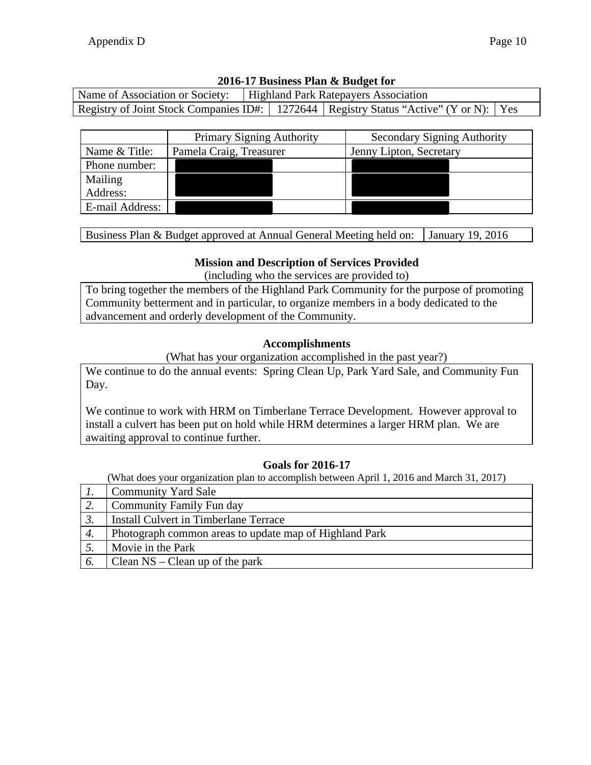**2016-17 Business Plan & Budget for**

| Name of Association or Society: | Highland Park Ratepayers Association | | |
|---|---|---|---|
| Registry of Joint Stock Companies ID#: | 1272644 | Registry Status "Active" (Y or N): | Yes |

| | Primary Signing Authority | Secondary Signing Authority |
|---|---|---|
| Name & Title: | Pamela Craig, Treasurer | Jenny Lipton, Secretary |
| Phone number: | | |
| Mailing Address: | | |
| E-mail Address: | | |

| Business Plan & Budget approved at Annual General Meeting held on: | January 19, 2016 |
|---|---|

### Mission and Description of Services Provided

(including who the services are provided to)

To bring together the members of the Highland Park Community for the purpose of promoting Community betterment and in particular, to organize members in a body dedicated to the advancement and orderly development of the Community.

### Accomplishments

(What has your organization accomplished in the past year?)

We continue to do the annual events: Spring Clean Up, Park Yard Sale, and Community Fun Day.

We continue to work with HRM on Timberlane Terrace Development. However approval to install a culvert has been put on hold while HRM determines a larger HRM plan. We are awaiting approval to continue further.

### Goals for 2016-17

(What does your organization plan to accomplish between April 1, 2016 and March 31, 2017)

| | |
|---|---|
| *1.* | Community Yard Sale |
| *2.* | Community Family Fun day |
| *3.* | Install Culvert in Timberlane Terrace |
| *4.* | Photograph common areas to update map of Highland Park |
| *5.* | Movie in the Park |
| *6.* | Clean NS – Clean up of the park |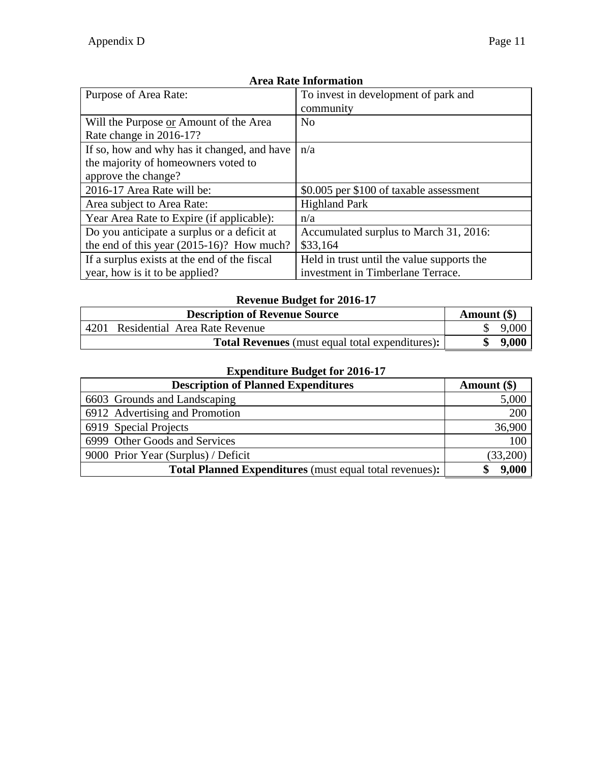### Area Rate Information

| Purpose of Area Rate: | To invest in development of park and community |
|---|---|
| Will the Purpose or Amount of the Area Rate change in 2016-17? | No |
| If so, how and why has it changed, and have the majority of homeowners voted to approve the change? | n/a |
| 2016-17 Area Rate will be: | \$0.005 per \$100 of taxable assessment |
| Area subject to Area Rate: | Highland Park |
| Year Area Rate to Expire (if applicable): | n/a |
| Do you anticipate a surplus or a deficit at the end of this year (2015-16)? How much? | Accumulated surplus to March 31, 2016: \$33,164 |
| If a surplus exists at the end of the fiscal year, how is it to be applied? | Held in trust until the value supports the investment in Timberlane Terrace. |

### Revenue Budget for 2016-17

| Description of Revenue Source | Amount (\$) |
|---|---|
| 4201 Residential Area Rate Revenue | \$ 9,000 |
| **Total Revenues** (must equal total expenditures)**:** | **\$ 9,000** |

### Expenditure Budget for 2016-17

| Description of Planned Expenditures | Amount (\$) |
|---|---|
| 6603 Grounds and Landscaping | 5,000 |
| 6912 Advertising and Promotion | 200 |
| 6919 Special Projects | 36,900 |
| 6999 Other Goods and Services | 100 |
| 9000 Prior Year (Surplus) / Deficit | (33,200) |
| **Total Planned Expenditures** (must equal total revenues)**:** | **\$ 9,000** |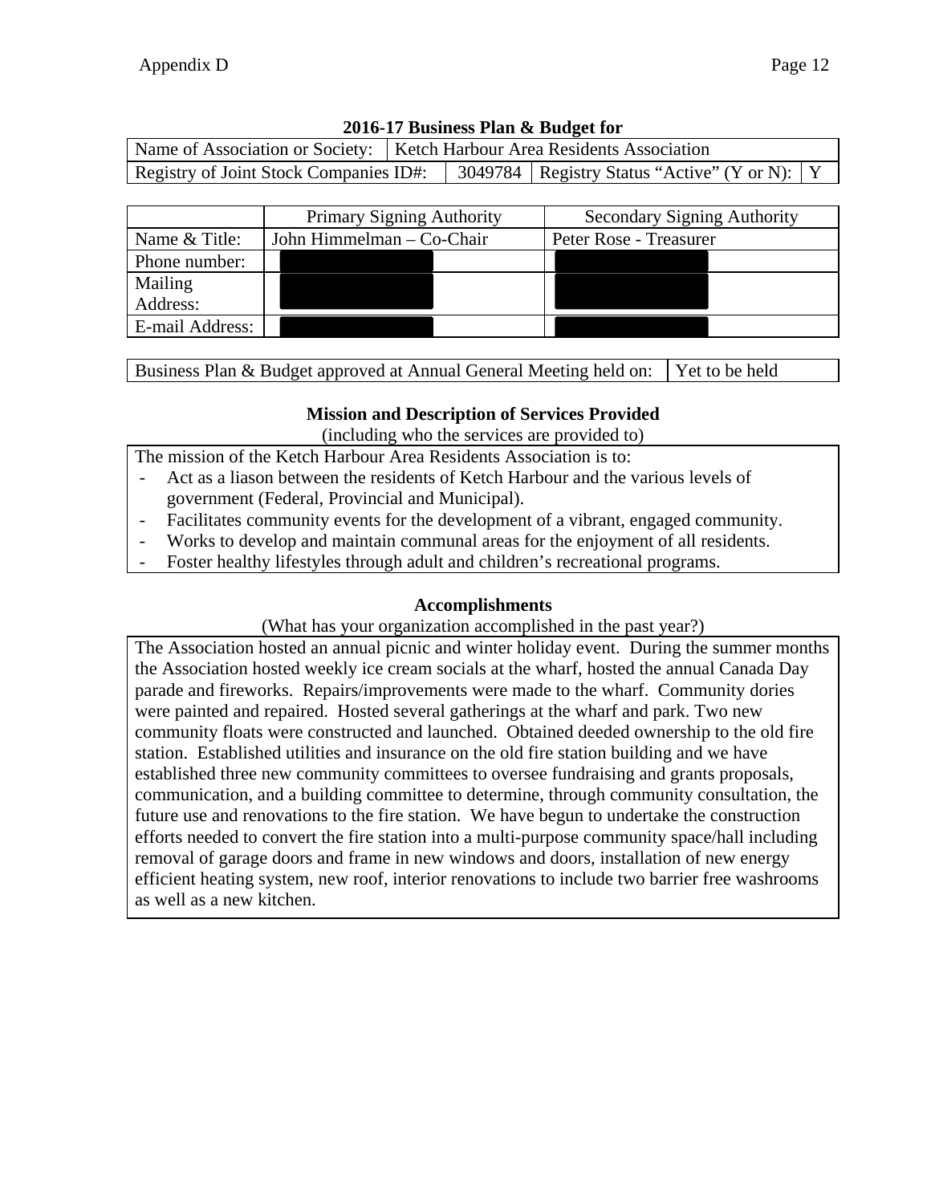## 2016-17 Business Plan & Budget for

| Name of Association or Society: | Ketch Harbour Area Residents Association | | |
|---|---|---|---|
| Registry of Joint Stock Companies ID#: | 3049784 | Registry Status "Active" (Y or N): | Y |

| | Primary Signing Authority | Secondary Signing Authority |
|---|---|---|
| Name & Title: | John Himmelman – Co-Chair | Peter Rose - Treasurer |
| Phone number: | | |
| Mailing Address: | | |
| E-mail Address: | | |

| Business Plan & Budget approved at Annual General Meeting held on: | Yet to be held |
|---|---|

### Mission and Description of Services Provided

(including who the services are provided to)

The mission of the Ketch Harbour Area Residents Association is to:

- Act as a liason between the residents of Ketch Harbour and the various levels of government (Federal, Provincial and Municipal).
- Facilitates community events for the development of a vibrant, engaged community.
- Works to develop and maintain communal areas for the enjoyment of all residents.
- Foster healthy lifestyles through adult and children's recreational programs.

### Accomplishments

(What has your organization accomplished in the past year?)

The Association hosted an annual picnic and winter holiday event. During the summer months the Association hosted weekly ice cream socials at the wharf, hosted the annual Canada Day parade and fireworks. Repairs/improvements were made to the wharf. Community dories were painted and repaired. Hosted several gatherings at the wharf and park. Two new community floats were constructed and launched. Obtained deeded ownership to the old fire station. Established utilities and insurance on the old fire station building and we have established three new community committees to oversee fundraising and grants proposals, communication, and a building committee to determine, through community consultation, the future use and renovations to the fire station. We have begun to undertake the construction efforts needed to convert the fire station into a multi-purpose community space/hall including removal of garage doors and frame in new windows and doors, installation of new energy efficient heating system, new roof, interior renovations to include two barrier free washrooms as well as a new kitchen.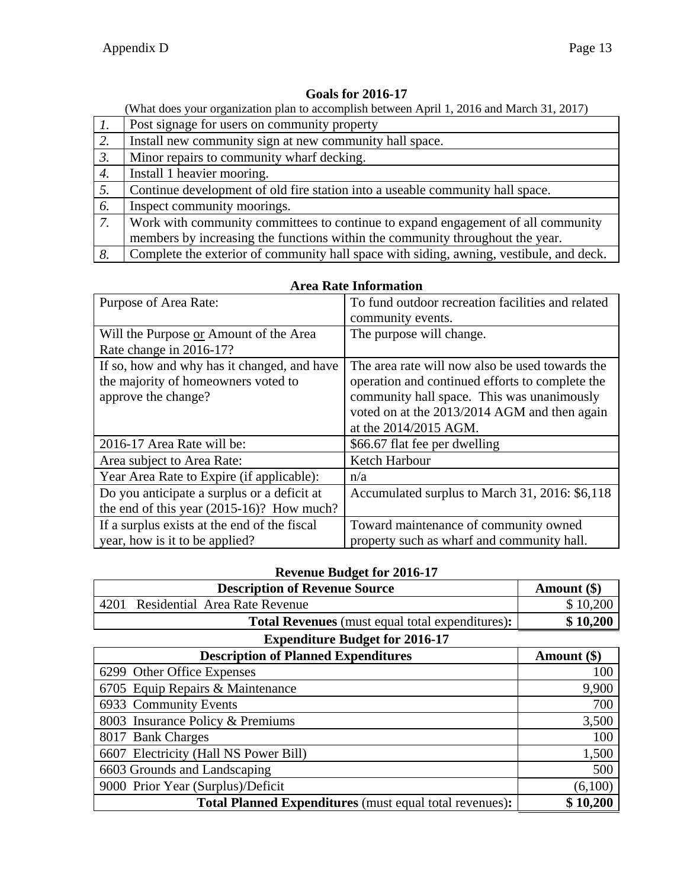## Goals for 2016-17

(What does your organization plan to accomplish between April 1, 2016 and March 31, 2017)

| | |
|---|---|
| *1.* | Post signage for users on community property |
| *2.* | Install new community sign at new community hall space. |
| *3.* | Minor repairs to community wharf decking. |
| *4.* | Install 1 heavier mooring. |
| *5.* | Continue development of old fire station into a useable community hall space. |
| *6.* | Inspect community moorings. |
| *7.* | Work with community committees to continue to expand engagement of all community members by increasing the functions within the community throughout the year. |
| *8.* | Complete the exterior of community hall space with siding, awning, vestibule, and deck. |

## Area Rate Information

| | |
|---|---|
| Purpose of Area Rate: | To fund outdoor recreation facilities and related community events. |
| Will the Purpose <u>or</u> Amount of the Area Rate change in 2016-17? | The purpose will change. |
| If so, how and why has it changed, and have the majority of homeowners voted to approve the change? | The area rate will now also be used towards the operation and continued efforts to complete the community hall space. This was unanimously voted on at the 2013/2014 AGM and then again at the 2014/2015 AGM. |
| 2016-17 Area Rate will be: | $66.67 flat fee per dwelling |
| Area subject to Area Rate: | Ketch Harbour |
| Year Area Rate to Expire (if applicable): | n/a |
| Do you anticipate a surplus or a deficit at the end of this year (2015-16)? How much? | Accumulated surplus to March 31, 2016: $6,118 |
| If a surplus exists at the end of the fiscal year, how is it to be applied? | Toward maintenance of community owned property such as wharf and community hall. |

## Revenue Budget for 2016-17

| **Description of Revenue Source** | **Amount ($)** |
|---|---:|
| 4201 Residential Area Rate Revenue | $ 10,200 |
| **Total Revenues** (must equal total expenditures)**:** | **$ 10,200** |

## Expenditure Budget for 2016-17

| **Description of Planned Expenditures** | **Amount ($)** |
|---|---:|
| 6299 Other Office Expenses | 100 |
| 6705 Equip Repairs & Maintenance | 9,900 |
| 6933 Community Events | 700 |
| 8003 Insurance Policy & Premiums | 3,500 |
| 8017 Bank Charges | 100 |
| 6607 Electricity (Hall NS Power Bill) | 1,500 |
| 6603 Grounds and Landscaping | 500 |
| 9000 Prior Year (Surplus)/Deficit | (6,100) |
| **Total Planned Expenditures** (must equal total revenues)**:** | **$ 10,200** |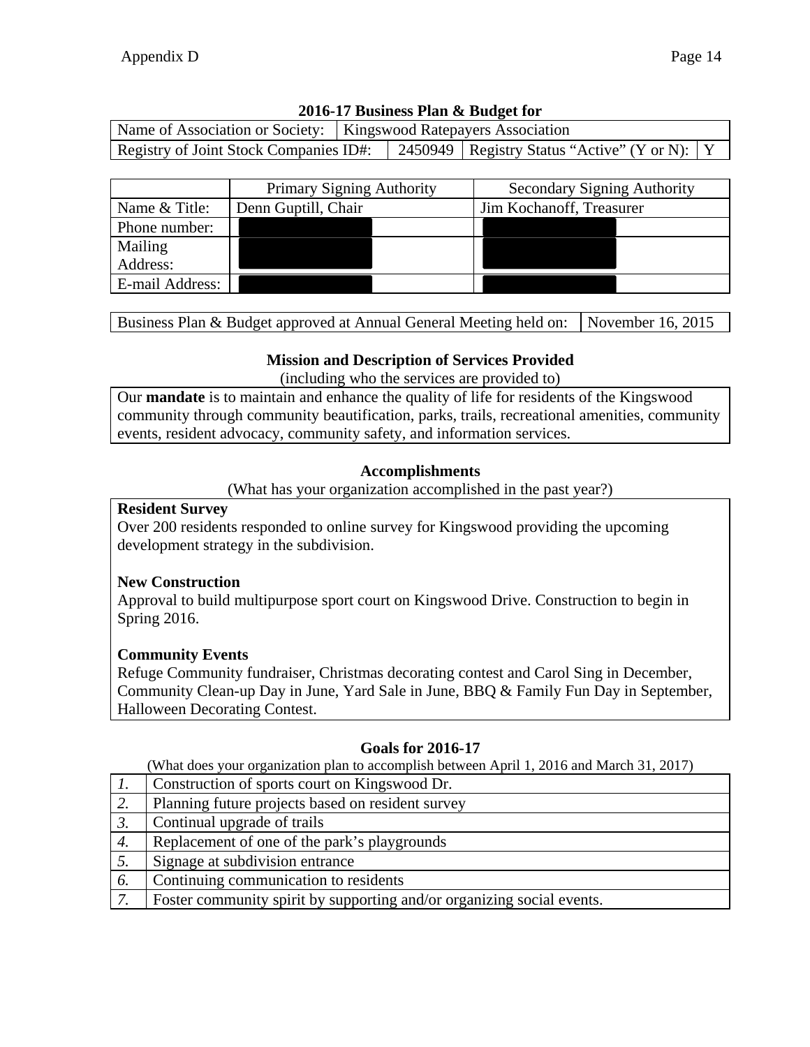## 2016-17 Business Plan & Budget for

| Name of Association or Society: | Kingswood Ratepayers Association | | |
|---|---|---|---|
| Registry of Joint Stock Companies ID#: | 2450949 | Registry Status "Active" (Y or N): | Y |

| | Primary Signing Authority | Secondary Signing Authority |
|---|---|---|
| Name & Title: | Denn Guptill, Chair | Jim Kochanoff, Treasurer |
| Phone number: | | |
| Mailing Address: | | |
| E-mail Address: | | |

| Business Plan & Budget approved at Annual General Meeting held on: | November 16, 2015 |
|---|---|

### Mission and Description of Services Provided

(including who the services are provided to)

Our **mandate** is to maintain and enhance the quality of life for residents of the Kingswood community through community beautification, parks, trails, recreational amenities, community events, resident advocacy, community safety, and information services.

### Accomplishments

(What has your organization accomplished in the past year?)

**Resident Survey**

Over 200 residents responded to online survey for Kingswood providing the upcoming development strategy in the subdivision.

**New Construction**

Approval to build multipurpose sport court on Kingswood Drive. Construction to begin in Spring 2016.

**Community Events**

Refuge Community fundraiser, Christmas decorating contest and Carol Sing in December, Community Clean-up Day in June, Yard Sale in June, BBQ & Family Fun Day in September, Halloween Decorating Contest.

### Goals for 2016-17

(What does your organization plan to accomplish between April 1, 2016 and March 31, 2017)

| | |
|---|---|
| *1.* | Construction of sports court on Kingswood Dr. |
| *2.* | Planning future projects based on resident survey |
| *3.* | Continual upgrade of trails |
| *4.* | Replacement of one of the park's playgrounds |
| *5.* | Signage at subdivision entrance |
| *6.* | Continuing communication to residents |
| *7.* | Foster community spirit by supporting and/or organizing social events. |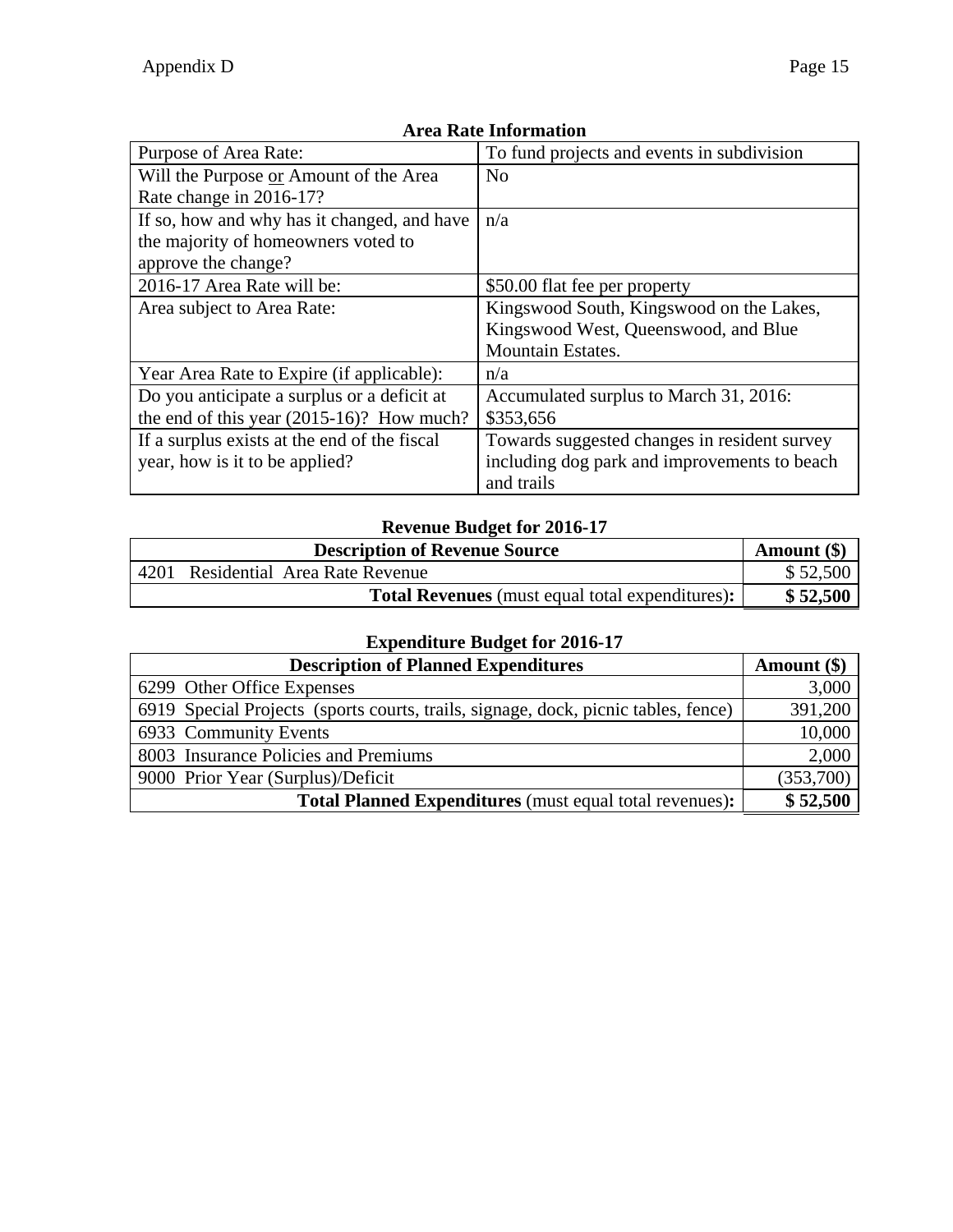**Area Rate Information**

| | |
|---|---|
| Purpose of Area Rate: | To fund projects and events in subdivision |
| Will the Purpose or Amount of the Area Rate change in 2016-17? | No |
| If so, how and why has it changed, and have the majority of homeowners voted to approve the change? | n/a |
| 2016-17 Area Rate will be: | $50.00 flat fee per property |
| Area subject to Area Rate: | Kingswood South, Kingswood on the Lakes, Kingswood West, Queenswood, and Blue Mountain Estates. |
| Year Area Rate to Expire (if applicable): | n/a |
| Do you anticipate a surplus or a deficit at the end of this year (2015-16)? How much? | Accumulated surplus to March 31, 2016: $353,656 |
| If a surplus exists at the end of the fiscal year, how is it to be applied? | Towards suggested changes in resident survey including dog park and improvements to beach and trails |

**Revenue Budget for 2016-17**

| Description of Revenue Source | Amount ($) |
|---|---|
| 4201 Residential Area Rate Revenue | $ 52,500 |
| **Total Revenues** (must equal total expenditures)**:** | **$ 52,500** |

**Expenditure Budget for 2016-17**

| Description of Planned Expenditures | Amount ($) |
|---|---|
| 6299 Other Office Expenses | 3,000 |
| 6919 Special Projects (sports courts, trails, signage, dock, picnic tables, fence) | 391,200 |
| 6933 Community Events | 10,000 |
| 8003 Insurance Policies and Premiums | 2,000 |
| 9000 Prior Year (Surplus)/Deficit | (353,700) |
| **Total Planned Expenditures** (must equal total revenues)**:** | **$ 52,500** |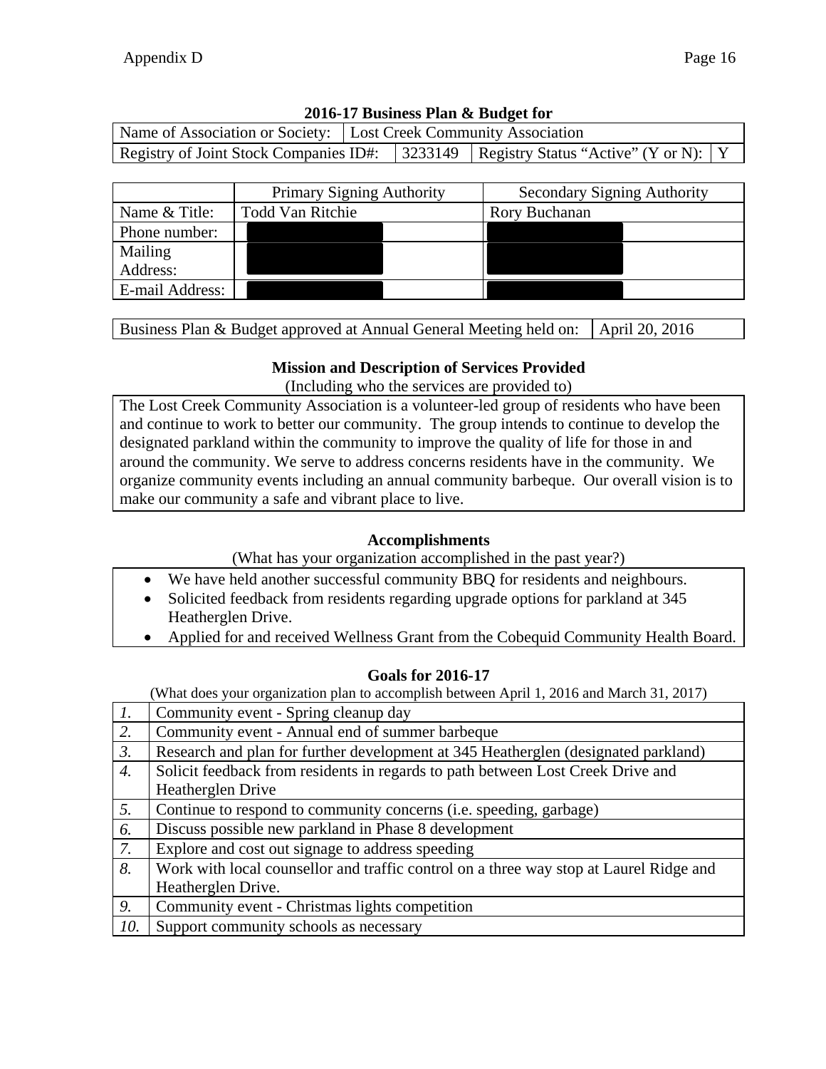**2016-17 Business Plan & Budget for**

| Name of Association or Society: | Lost Creek Community Association | | |
|---|---|---|---|
| Registry of Joint Stock Companies ID#: | 3233149 | Registry Status "Active" (Y or N): | Y |

| | Primary Signing Authority | Secondary Signing Authority |
|---|---|---|
| Name & Title: | Todd Van Ritchie | Rory Buchanan |
| Phone number: | | |
| Mailing Address: | | |
| E-mail Address: | | |

| Business Plan & Budget approved at Annual General Meeting held on: | April 20, 2016 |
|---|---|

### Mission and Description of Services Provided

(Including who the services are provided to)

The Lost Creek Community Association is a volunteer-led group of residents who have been and continue to work to better our community. The group intends to continue to develop the designated parkland within the community to improve the quality of life for those in and around the community. We serve to address concerns residents have in the community. We organize community events including an annual community barbeque. Our overall vision is to make our community a safe and vibrant place to live.

### Accomplishments

(What has your organization accomplished in the past year?)

- We have held another successful community BBQ for residents and neighbours.
- Solicited feedback from residents regarding upgrade options for parkland at 345 Heatherglen Drive.
- Applied for and received Wellness Grant from the Cobequid Community Health Board.

### Goals for 2016-17

(What does your organization plan to accomplish between April 1, 2016 and March 31, 2017)

| | |
|---|---|
| *1.* | Community event - Spring cleanup day |
| *2.* | Community event - Annual end of summer barbeque |
| *3.* | Research and plan for further development at 345 Heatherglen (designated parkland) |
| *4.* | Solicit feedback from residents in regards to path between Lost Creek Drive and Heatherglen Drive |
| *5.* | Continue to respond to community concerns (i.e. speeding, garbage) |
| *6.* | Discuss possible new parkland in Phase 8 development |
| *7.* | Explore and cost out signage to address speeding |
| *8.* | Work with local counsellor and traffic control on a three way stop at Laurel Ridge and Heatherglen Drive. |
| *9.* | Community event - Christmas lights competition |
| *10.* | Support community schools as necessary |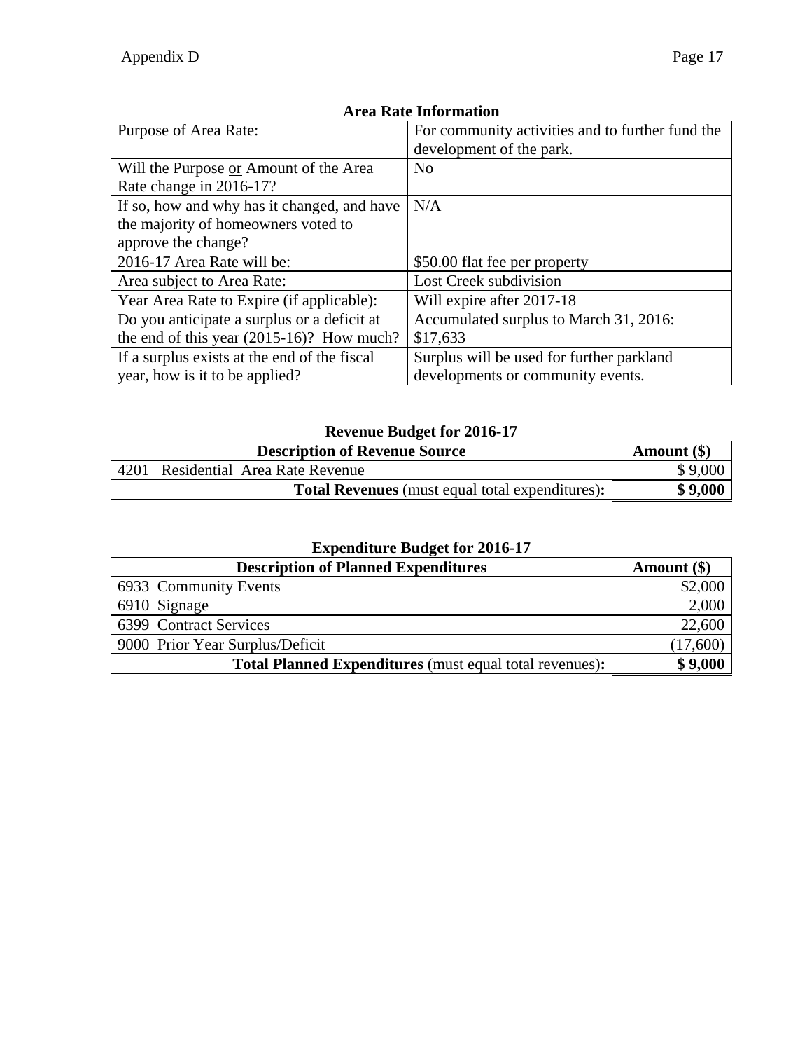**Area Rate Information**

| Purpose of Area Rate: | For community activities and to further fund the development of the park. |
|---|---|
| Will the Purpose <u>or</u> Amount of the Area Rate change in 2016-17? | No |
| If so, how and why has it changed, and have the majority of homeowners voted to approve the change? | N/A |
| 2016-17 Area Rate will be: | $50.00 flat fee per property |
| Area subject to Area Rate: | Lost Creek subdivision |
| Year Area Rate to Expire (if applicable): | Will expire after 2017-18 |
| Do you anticipate a surplus or a deficit at the end of this year (2015-16)? How much? | Accumulated surplus to March 31, 2016: $17,633 |
| If a surplus exists at the end of the fiscal year, how is it to be applied? | Surplus will be used for further parkland developments or community events. |

**Revenue Budget for 2016-17**

| Description of Revenue Source | Amount ($) |
|---|---|
| 4201 Residential Area Rate Revenue | $ 9,000 |
| **Total Revenues** (must equal total expenditures)**:** | **$ 9,000** |

**Expenditure Budget for 2016-17**

| Description of Planned Expenditures | Amount ($) |
|---|---|
| 6933 Community Events | $2,000 |
| 6910 Signage | 2,000 |
| 6399 Contract Services | 22,600 |
| 9000 Prior Year Surplus/Deficit | (17,600) |
| **Total Planned Expenditures** (must equal total revenues)**:** | **$ 9,000** |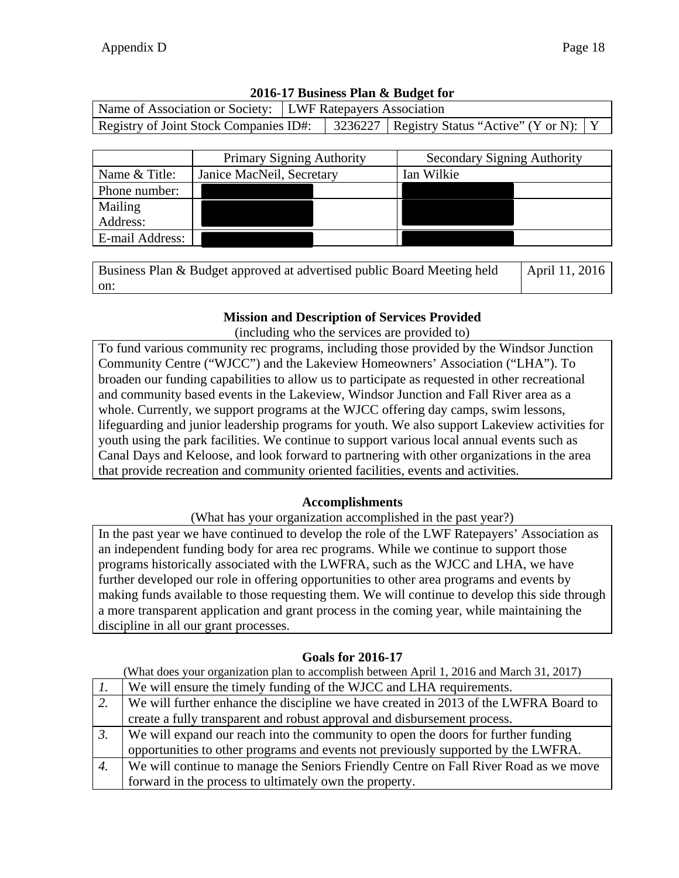**2016-17 Business Plan & Budget for**

| Name of Association or Society: | LWF Ratepayers Association | | |
|---|---|---|---|
| Registry of Joint Stock Companies ID#: | 3236227 | Registry Status "Active" (Y or N): | Y |

| | Primary Signing Authority | Secondary Signing Authority |
|---|---|---|
| Name & Title: | Janice MacNeil, Secretary | Ian Wilkie |
| Phone number: | | |
| Mailing Address: | | |
| E-mail Address: | | |

| Business Plan & Budget approved at advertised public Board Meeting held on: | April 11, 2016 |
|---|---|

### Mission and Description of Services Provided

(including who the services are provided to)

To fund various community rec programs, including those provided by the Windsor Junction Community Centre ("WJCC") and the Lakeview Homeowners' Association ("LHA"). To broaden our funding capabilities to allow us to participate as requested in other recreational and community based events in the Lakeview, Windsor Junction and Fall River area as a whole. Currently, we support programs at the WJCC offering day camps, swim lessons, lifeguarding and junior leadership programs for youth. We also support Lakeview activities for youth using the park facilities. We continue to support various local annual events such as Canal Days and Keloose, and look forward to partnering with other organizations in the area that provide recreation and community oriented facilities, events and activities.

### Accomplishments

(What has your organization accomplished in the past year?)

In the past year we have continued to develop the role of the LWF Ratepayers' Association as an independent funding body for area rec programs. While we continue to support those programs historically associated with the LWFRA, such as the WJCC and LHA, we have further developed our role in offering opportunities to other area programs and events by making funds available to those requesting them. We will continue to develop this side through a more transparent application and grant process in the coming year, while maintaining the discipline in all our grant processes.

### Goals for 2016-17

(What does your organization plan to accomplish between April 1, 2016 and March 31, 2017)

| | |
|---|---|
| *1.* | We will ensure the timely funding of the WJCC and LHA requirements. |
| *2.* | We will further enhance the discipline we have created in 2013 of the LWFRA Board to create a fully transparent and robust approval and disbursement process. |
| *3.* | We will expand our reach into the community to open the doors for further funding opportunities to other programs and events not previously supported by the LWFRA. |
| *4.* | We will continue to manage the Seniors Friendly Centre on Fall River Road as we move forward in the process to ultimately own the property. |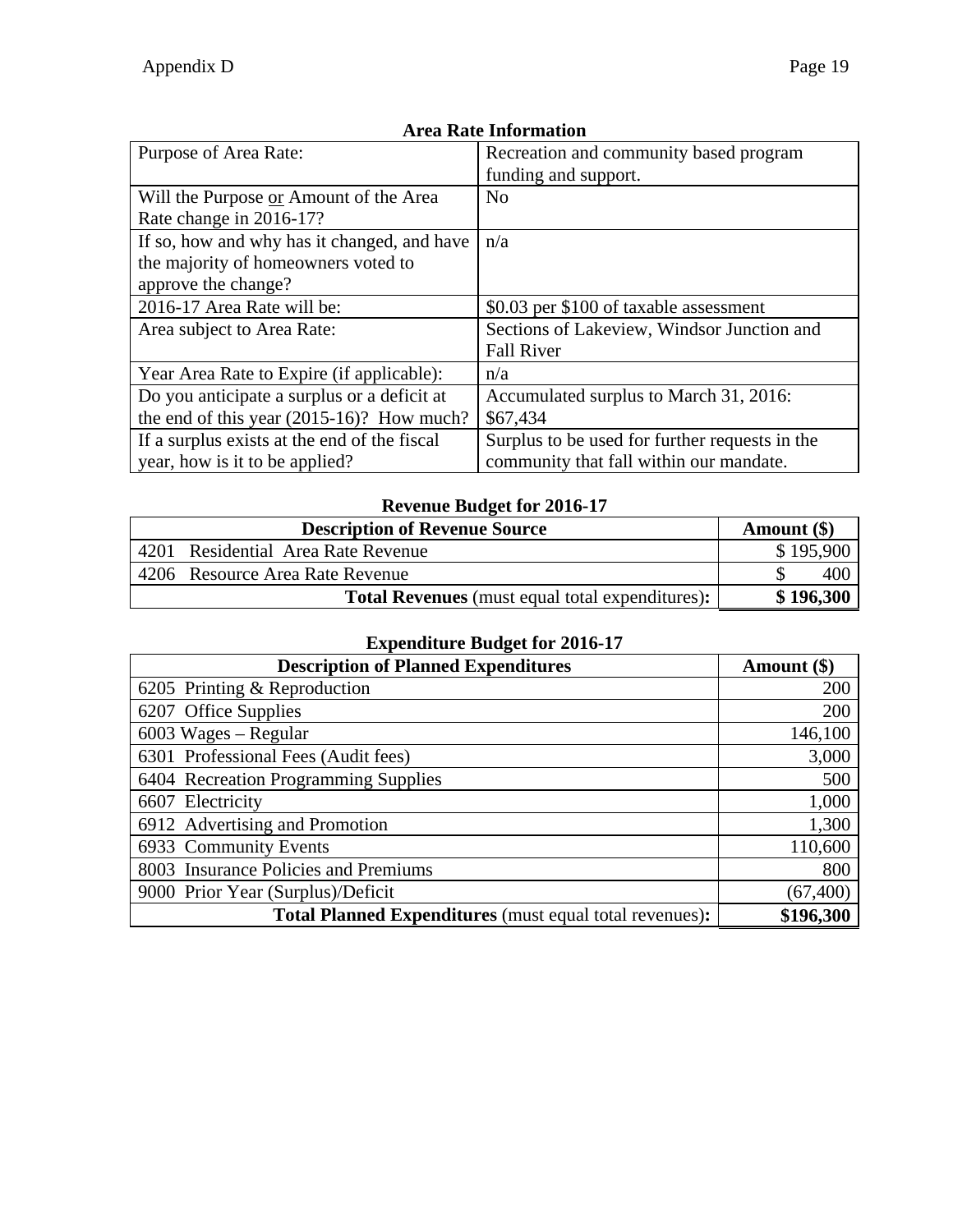### Area Rate Information

| | |
|---|---|
| Purpose of Area Rate: | Recreation and community based program funding and support. |
| Will the Purpose or Amount of the Area Rate change in 2016-17? | No |
| If so, how and why has it changed, and have the majority of homeowners voted to approve the change? | n/a |
| 2016-17 Area Rate will be: | $0.03 per $100 of taxable assessment |
| Area subject to Area Rate: | Sections of Lakeview, Windsor Junction and Fall River |
| Year Area Rate to Expire (if applicable): | n/a |
| Do you anticipate a surplus or a deficit at the end of this year (2015-16)? How much? | Accumulated surplus to March 31, 2016: $67,434 |
| If a surplus exists at the end of the fiscal year, how is it to be applied? | Surplus to be used for further requests in the community that fall within our mandate. |

### Revenue Budget for 2016-17

| Description of Revenue Source | Amount ($) |
|---|---|
| 4201 Residential Area Rate Revenue | $ 195,900 |
| 4206 Resource Area Rate Revenue | $ 400 |
| **Total Revenues** (must equal total expenditures)**:** | **$ 196,300** |

### Expenditure Budget for 2016-17

| Description of Planned Expenditures | Amount ($) |
|---|---|
| 6205 Printing & Reproduction | 200 |
| 6207 Office Supplies | 200 |
| 6003 Wages – Regular | 146,100 |
| 6301 Professional Fees (Audit fees) | 3,000 |
| 6404 Recreation Programming Supplies | 500 |
| 6607 Electricity | 1,000 |
| 6912 Advertising and Promotion | 1,300 |
| 6933 Community Events | 110,600 |
| 8003 Insurance Policies and Premiums | 800 |
| 9000 Prior Year (Surplus)/Deficit | (67,400) |
| **Total Planned Expenditures** (must equal total revenues)**:** | **$196,300** |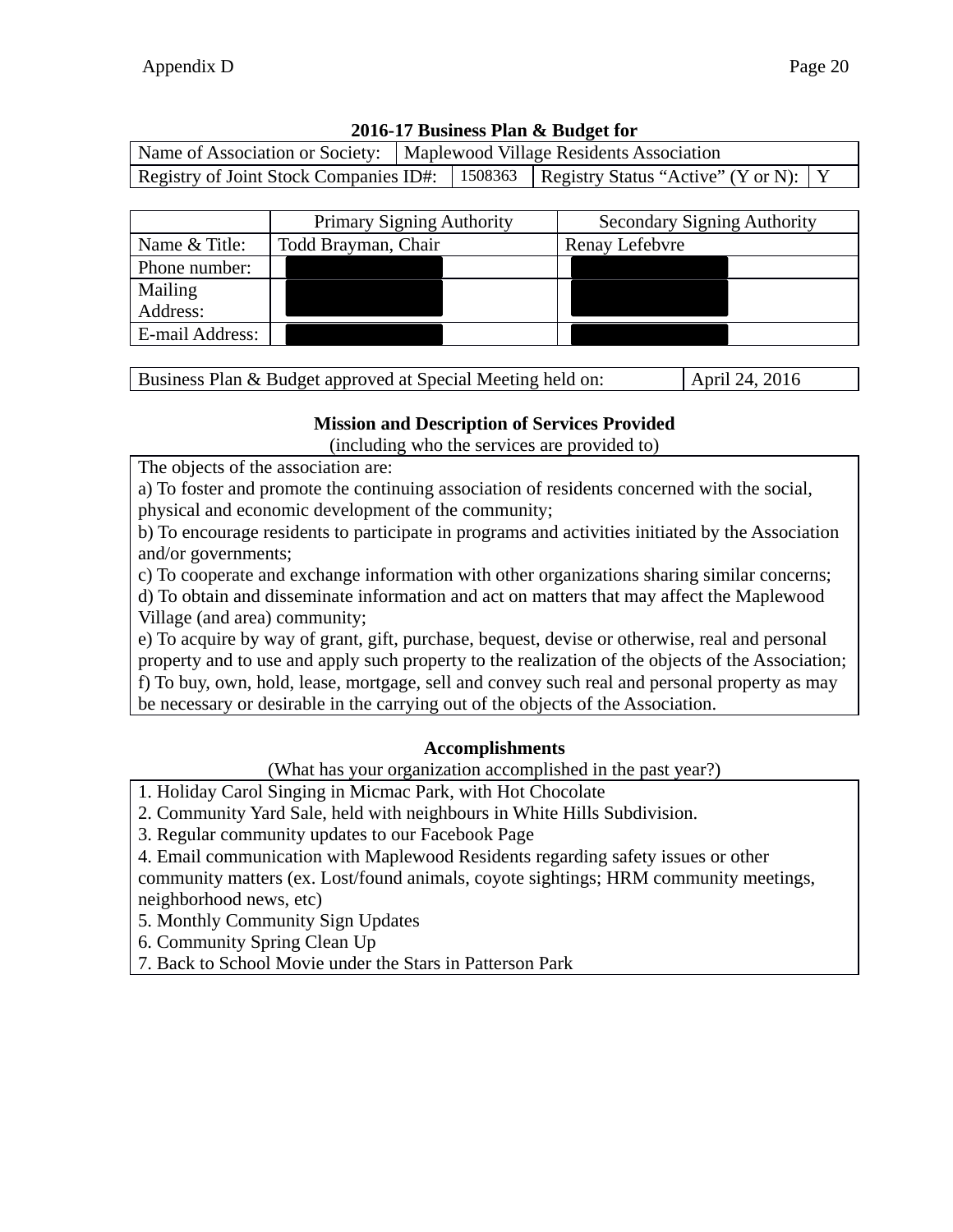Appendix D

**2016-17 Business Plan & Budget for**

| Name of Association or Society: | Maplewood Village Residents Association | | |
|---|---|---|---|
| Registry of Joint Stock Companies ID#: | 1508363 | Registry Status "Active" (Y or N): | Y |

| | Primary Signing Authority | Secondary Signing Authority |
|---|---|---|
| Name & Title: | Todd Brayman, Chair | Renay Lefebvre |
| Phone number: | | |
| Mailing Address: | | |
| E-mail Address: | | |

| Business Plan & Budget approved at Special Meeting held on: | April 24, 2016 |
|---|---|

**Mission and Description of Services Provided**
(including who the services are provided to)

The objects of the association are:

a) To foster and promote the continuing association of residents concerned with the social, physical and economic development of the community;

b) To encourage residents to participate in programs and activities initiated by the Association and/or governments;

c) To cooperate and exchange information with other organizations sharing similar concerns;

d) To obtain and disseminate information and act on matters that may affect the Maplewood Village (and area) community;

e) To acquire by way of grant, gift, purchase, bequest, devise or otherwise, real and personal property and to use and apply such property to the realization of the objects of the Association;

f) To buy, own, hold, lease, mortgage, sell and convey such real and personal property as may be necessary or desirable in the carrying out of the objects of the Association.

**Accomplishments**
(What has your organization accomplished in the past year?)

1. Holiday Carol Singing in Micmac Park, with Hot Chocolate
2. Community Yard Sale, held with neighbours in White Hills Subdivision.
3. Regular community updates to our Facebook Page
4. Email communication with Maplewood Residents regarding safety issues or other community matters (ex. Lost/found animals, coyote sightings; HRM community meetings, neighborhood news, etc)
5. Monthly Community Sign Updates
6. Community Spring Clean Up
7. Back to School Movie under the Stars in Patterson Park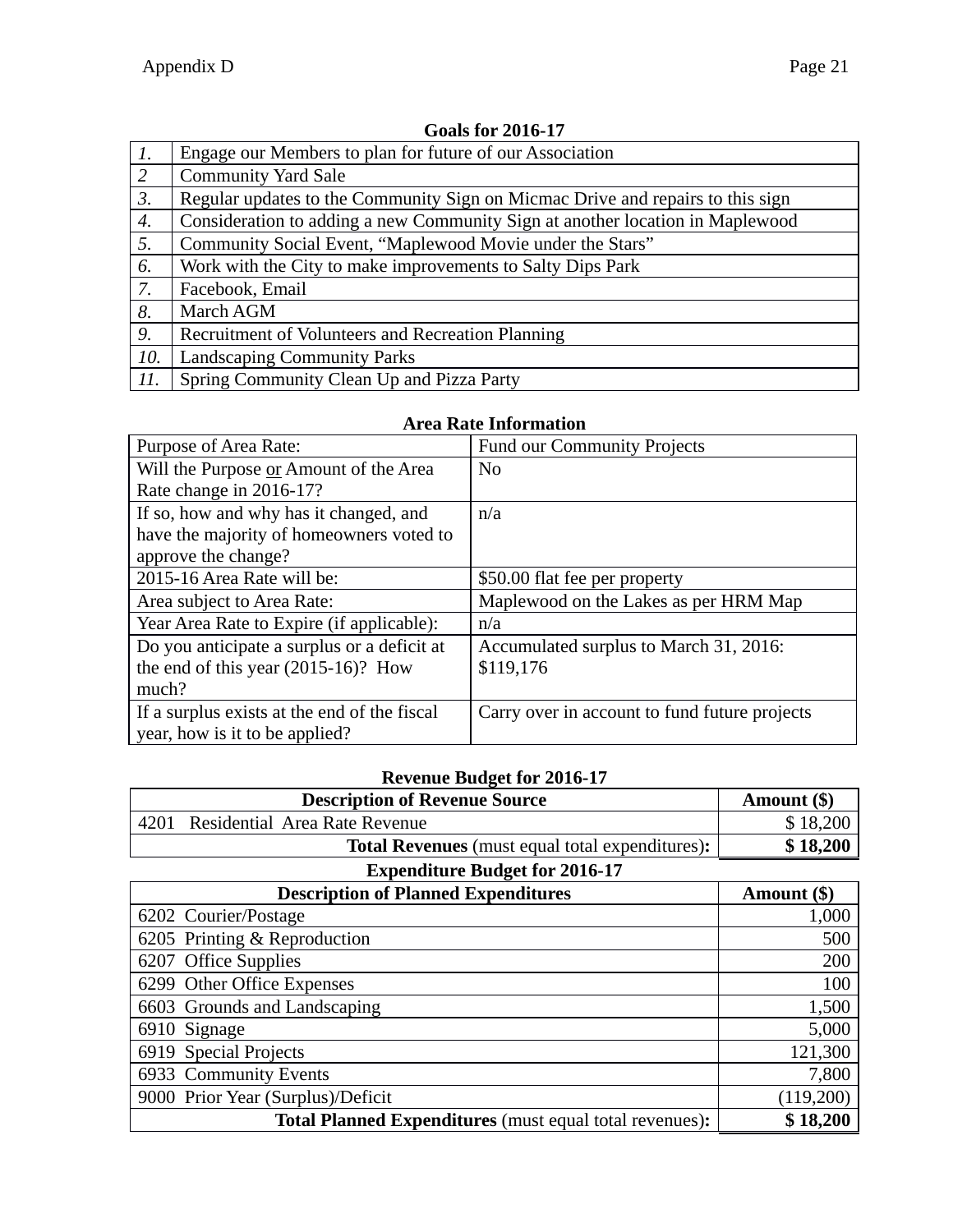Appendix D

**Goals for 2016-17**

| | |
|---|---|
| *1.* | Engage our Members to plan for future of our Association |
| *2* | Community Yard Sale |
| *3.* | Regular updates to the Community Sign on Micmac Drive and repairs to this sign |
| *4.* | Consideration to adding a new Community Sign at another location in Maplewood |
| *5.* | Community Social Event, "Maplewood Movie under the Stars" |
| *6.* | Work with the City to make improvements to Salty Dips Park |
| *7.* | Facebook, Email |
| *8.* | March AGM |
| *9.* | Recruitment of Volunteers and Recreation Planning |
| *10.* | Landscaping Community Parks |
| *11.* | Spring Community Clean Up and Pizza Party |

**Area Rate Information**

| | |
|---|---|
| Purpose of Area Rate: | Fund our Community Projects |
| Will the Purpose or Amount of the Area Rate change in 2016-17? | No |
| If so, how and why has it changed, and have the majority of homeowners voted to approve the change? | n/a |
| 2015-16 Area Rate will be: | $50.00 flat fee per property |
| Area subject to Area Rate: | Maplewood on the Lakes as per HRM Map |
| Year Area Rate to Expire (if applicable): | n/a |
| Do you anticipate a surplus or a deficit at the end of this year (2015-16)? How much? | Accumulated surplus to March 31, 2016: $119,176 |
| If a surplus exists at the end of the fiscal year, how is it to be applied? | Carry over in account to fund future projects |

**Revenue Budget for 2016-17**

| Description of Revenue Source | Amount ($) |
|---|---|
| 4201 Residential Area Rate Revenue | $ 18,200 |
| **Total Revenues** (must equal total expenditures)**:** | **$ 18,200** |

**Expenditure Budget for 2016-17**

| Description of Planned Expenditures | Amount ($) |
|---|---|
| 6202 Courier/Postage | 1,000 |
| 6205 Printing & Reproduction | 500 |
| 6207 Office Supplies | 200 |
| 6299 Other Office Expenses | 100 |
| 6603 Grounds and Landscaping | 1,500 |
| 6910 Signage | 5,000 |
| 6919 Special Projects | 121,300 |
| 6933 Community Events | 7,800 |
| 9000 Prior Year (Surplus)/Deficit | (119,200) |
| **Total Planned Expenditures** (must equal total revenues)**:** | **$ 18,200** |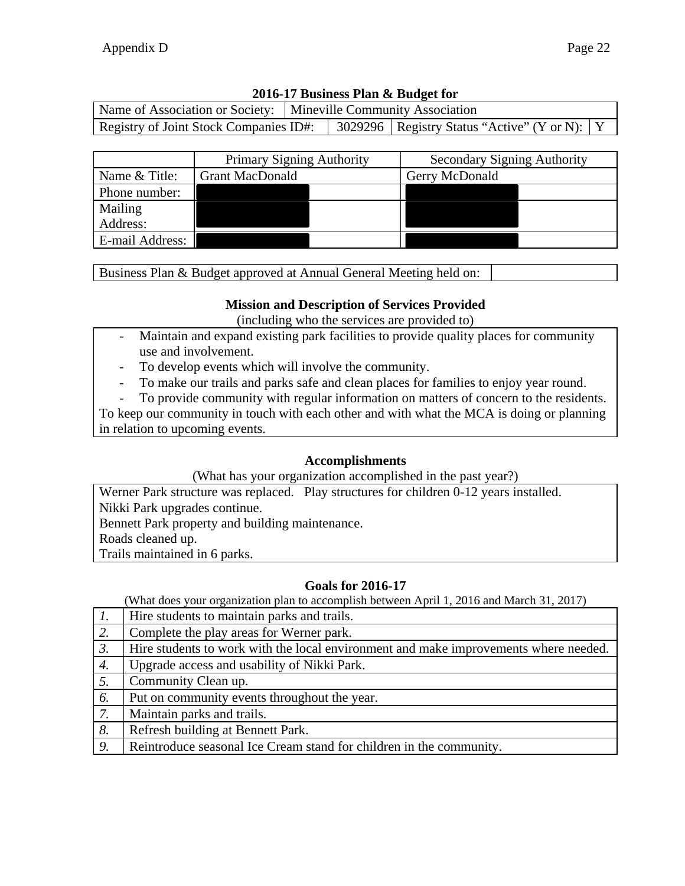### 2016-17 Business Plan & Budget for

| Name of Association or Society: | Mineville Community Association | | |
|---|---|---|---|
| Registry of Joint Stock Companies ID#: | 3029296 | Registry Status "Active" (Y or N): | Y |

| | Primary Signing Authority | Secondary Signing Authority |
|---|---|---|
| Name & Title: | Grant MacDonald | Gerry McDonald |
| Phone number: | | |
| Mailing Address: | | |
| E-mail Address: | | |

| Business Plan & Budget approved at Annual General Meeting held on: | |
|---|---|

### Mission and Description of Services Provided

(including who the services are provided to)

- Maintain and expand existing park facilities to provide quality places for community use and involvement.
- To develop events which will involve the community.
- To make our trails and parks safe and clean places for families to enjoy year round.
- To provide community with regular information on matters of concern to the residents.

To keep our community in touch with each other and with what the MCA is doing or planning in relation to upcoming events.

### Accomplishments

(What has your organization accomplished in the past year?)

Werner Park structure was replaced. Play structures for children 0-12 years installed.
Nikki Park upgrades continue.
Bennett Park property and building maintenance.
Roads cleaned up.
Trails maintained in 6 parks.

### Goals for 2016-17

(What does your organization plan to accomplish between April 1, 2016 and March 31, 2017)

| | |
|---|---|
| *1.* | Hire students to maintain parks and trails. |
| *2.* | Complete the play areas for Werner park. |
| *3.* | Hire students to work with the local environment and make improvements where needed. |
| *4.* | Upgrade access and usability of Nikki Park. |
| *5.* | Community Clean up. |
| *6.* | Put on community events throughout the year. |
| *7.* | Maintain parks and trails. |
| *8.* | Refresh building at Bennett Park. |
| *9.* | Reintroduce seasonal Ice Cream stand for children in the community. |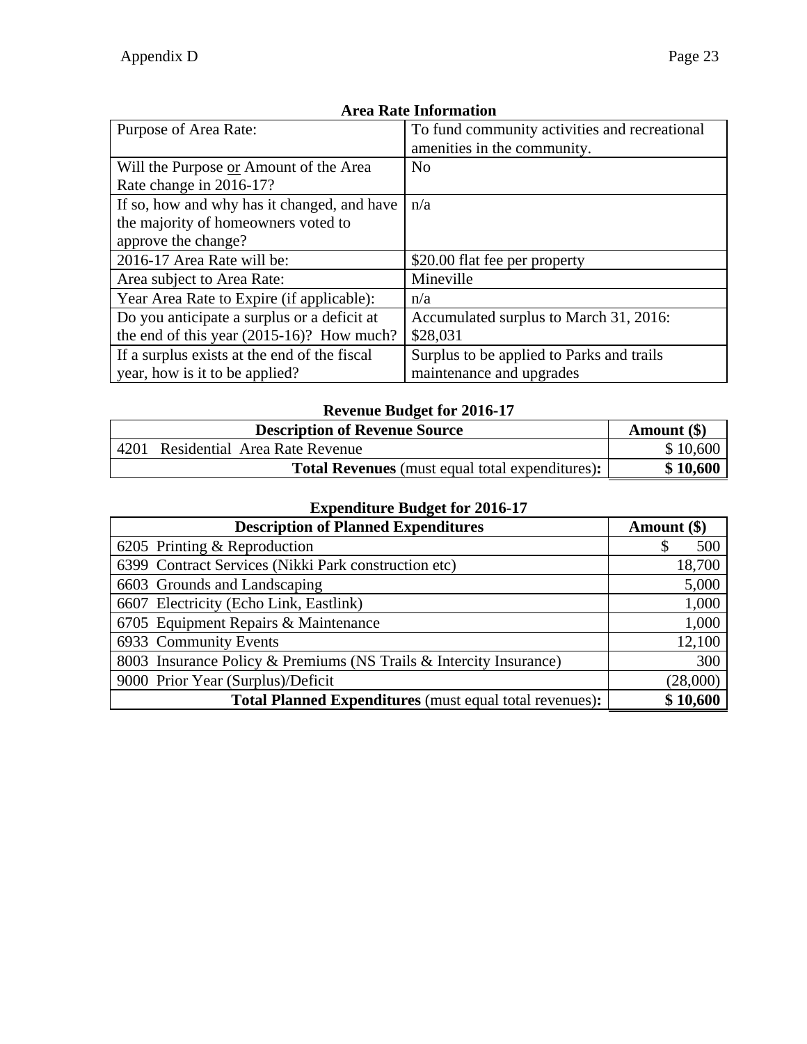### Area Rate Information

| | |
|---|---|
| Purpose of Area Rate: | To fund community activities and recreational amenities in the community. |
| Will the Purpose or Amount of the Area Rate change in 2016-17? | No |
| If so, how and why has it changed, and have the majority of homeowners voted to approve the change? | n/a |
| 2016-17 Area Rate will be: | $20.00 flat fee per property |
| Area subject to Area Rate: | Mineville |
| Year Area Rate to Expire (if applicable): | n/a |
| Do you anticipate a surplus or a deficit at the end of this year (2015-16)? How much? | Accumulated surplus to March 31, 2016: $28,031 |
| If a surplus exists at the end of the fiscal year, how is it to be applied? | Surplus to be applied to Parks and trails maintenance and upgrades |

### Revenue Budget for 2016-17

| Description of Revenue Source | Amount ($) |
|---|---|
| 4201 Residential Area Rate Revenue | $ 10,600 |
| **Total Revenues** (must equal total expenditures)**:** | **$ 10,600** |

### Expenditure Budget for 2016-17

| Description of Planned Expenditures | Amount ($) |
|---|---|
| 6205 Printing & Reproduction | $ 500 |
| 6399 Contract Services (Nikki Park construction etc) | 18,700 |
| 6603 Grounds and Landscaping | 5,000 |
| 6607 Electricity (Echo Link, Eastlink) | 1,000 |
| 6705 Equipment Repairs & Maintenance | 1,000 |
| 6933 Community Events | 12,100 |
| 8003 Insurance Policy & Premiums (NS Trails & Intercity Insurance) | 300 |
| 9000 Prior Year (Surplus)/Deficit | (28,000) |
| **Total Planned Expenditures** (must equal total revenues)**:** | **$ 10,600** |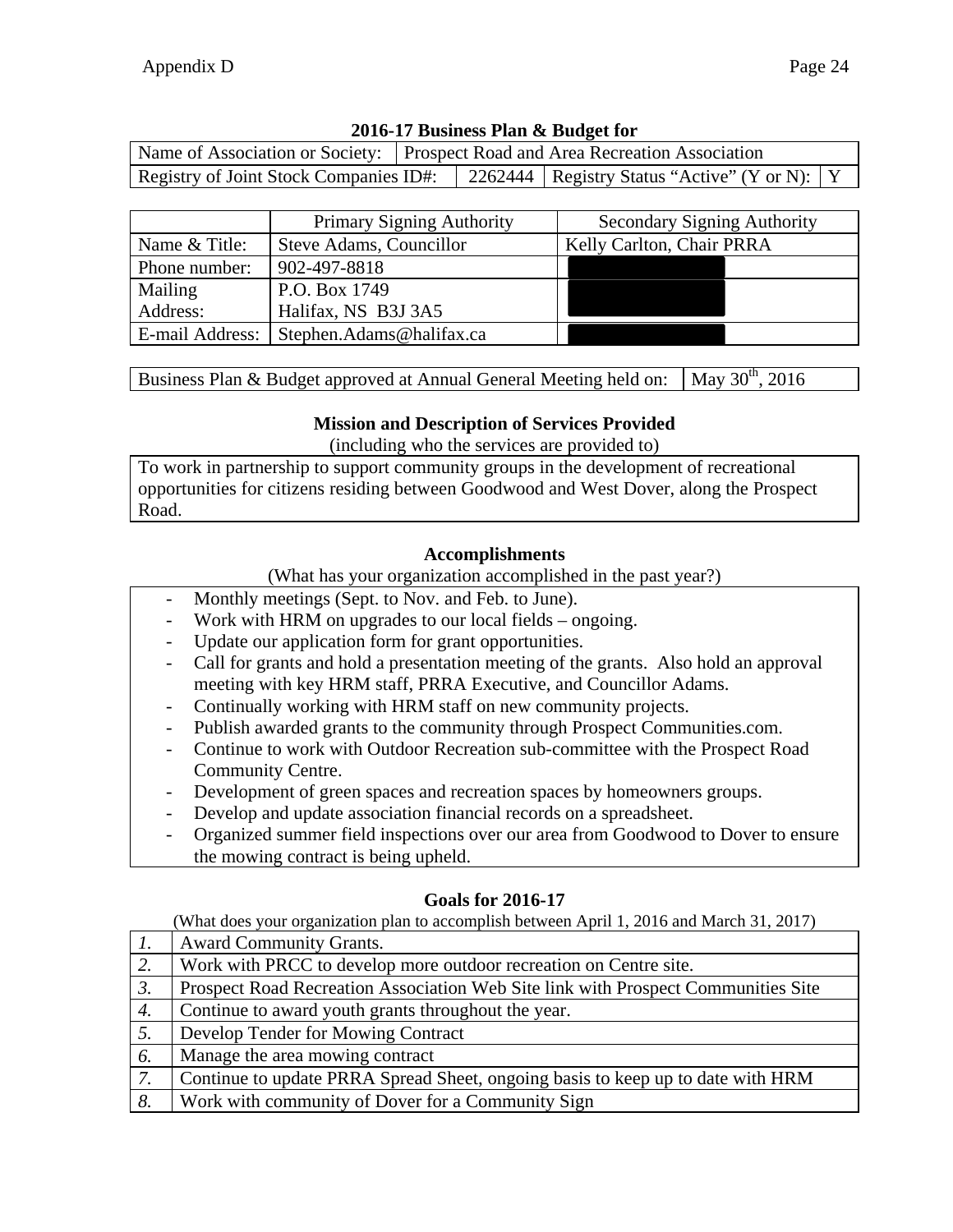## 2016-17 Business Plan & Budget for

| Name of Association or Society: | Prospect Road and Area Recreation Association | | |
|---|---|---|---|
| Registry of Joint Stock Companies ID#: | 2262444 | Registry Status "Active" (Y or N): | Y |

| | Primary Signing Authority | Secondary Signing Authority |
|---|---|---|
| Name & Title: | Steve Adams, Councillor | Kelly Carlton, Chair PRRA |
| Phone number: | 902-497-8818 | |
| Mailing Address: | P.O. Box 1749 Halifax, NS B3J 3A5 | |
| E-mail Address: | Stephen.Adams@halifax.ca | |

| Business Plan & Budget approved at Annual General Meeting held on: | May 30th, 2016 |
|---|---|

### Mission and Description of Services Provided

(including who the services are provided to)

To work in partnership to support community groups in the development of recreational opportunities for citizens residing between Goodwood and West Dover, along the Prospect Road.

### Accomplishments

(What has your organization accomplished in the past year?)

- Monthly meetings (Sept. to Nov. and Feb. to June).
- Work with HRM on upgrades to our local fields – ongoing.
- Update our application form for grant opportunities.
- Call for grants and hold a presentation meeting of the grants. Also hold an approval meeting with key HRM staff, PRRA Executive, and Councillor Adams.
- Continually working with HRM staff on new community projects.
- Publish awarded grants to the community through Prospect Communities.com.
- Continue to work with Outdoor Recreation sub-committee with the Prospect Road Community Centre.
- Development of green spaces and recreation spaces by homeowners groups.
- Develop and update association financial records on a spreadsheet.
- Organized summer field inspections over our area from Goodwood to Dover to ensure the mowing contract is being upheld.

### Goals for 2016-17

(What does your organization plan to accomplish between April 1, 2016 and March 31, 2017)

| | |
|---|---|
| *1.* | Award Community Grants. |
| *2.* | Work with PRCC to develop more outdoor recreation on Centre site. |
| *3.* | Prospect Road Recreation Association Web Site link with Prospect Communities Site |
| *4.* | Continue to award youth grants throughout the year. |
| *5.* | Develop Tender for Mowing Contract |
| *6.* | Manage the area mowing contract |
| *7.* | Continue to update PRRA Spread Sheet, ongoing basis to keep up to date with HRM |
| *8.* | Work with community of Dover for a Community Sign |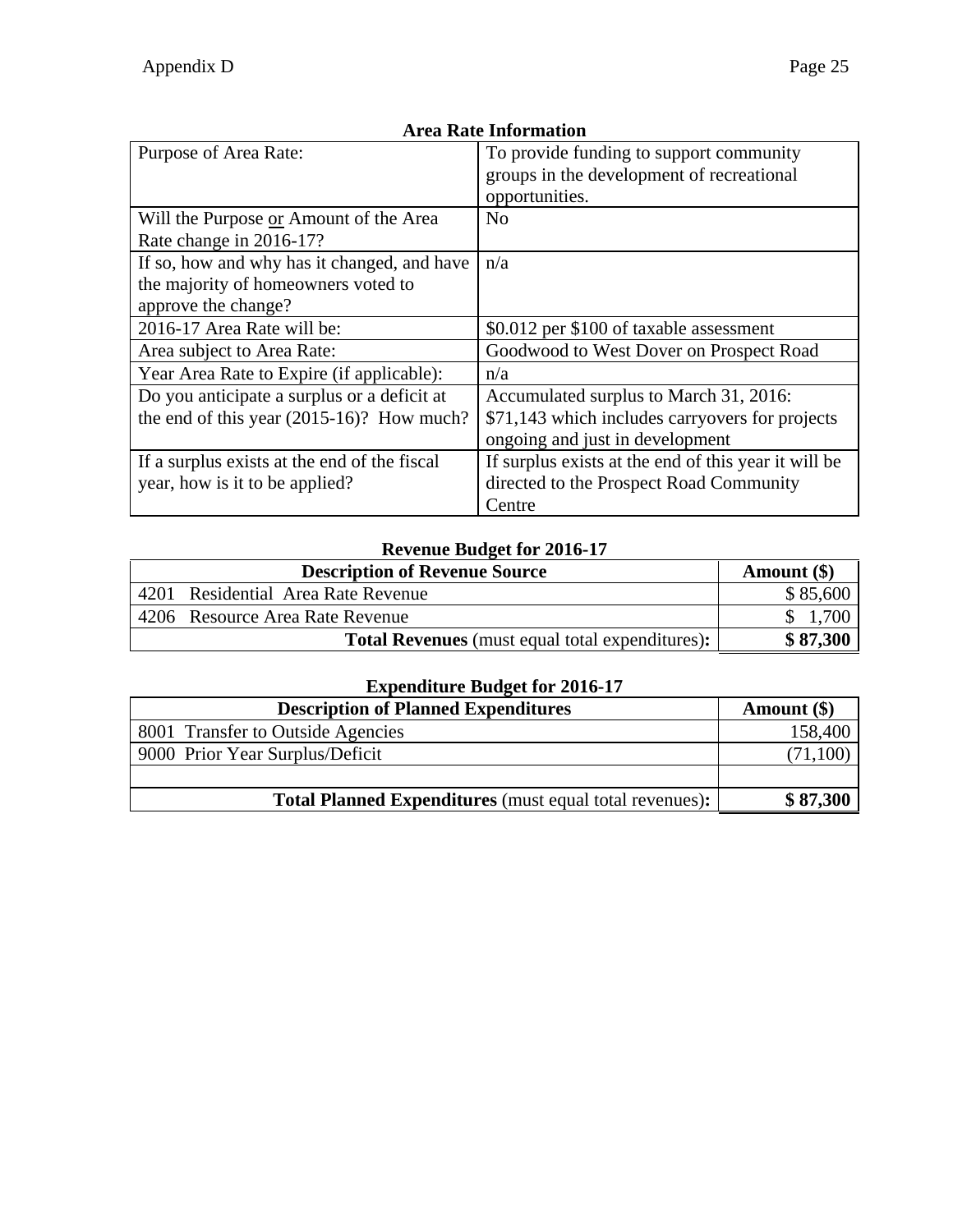### Area Rate Information

| Purpose of Area Rate: | To provide funding to support community groups in the development of recreational opportunities. |
|---|---|
| Will the Purpose or Amount of the Area Rate change in 2016-17? | No |
| If so, how and why has it changed, and have the majority of homeowners voted to approve the change? | n/a |
| 2016-17 Area Rate will be: | $0.012 per $100 of taxable assessment |
| Area subject to Area Rate: | Goodwood to West Dover on Prospect Road |
| Year Area Rate to Expire (if applicable): | n/a |
| Do you anticipate a surplus or a deficit at the end of this year (2015-16)? How much? | Accumulated surplus to March 31, 2016: $71,143 which includes carryovers for projects ongoing and just in development |
| If a surplus exists at the end of the fiscal year, how is it to be applied? | If surplus exists at the end of this year it will be directed to the Prospect Road Community Centre |

### Revenue Budget for 2016-17

| Description of Revenue Source | Amount ($) |
|---|---|
| 4201 Residential Area Rate Revenue | $ 85,600 |
| 4206 Resource Area Rate Revenue | $ 1,700 |
| **Total Revenues** (must equal total expenditures)**:** | **$ 87,300** |

### Expenditure Budget for 2016-17

| Description of Planned Expenditures | Amount ($) |
|---|---|
| 8001 Transfer to Outside Agencies | 158,400 |
| 9000 Prior Year Surplus/Deficit | (71,100) |
| | |
| **Total Planned Expenditures** (must equal total revenues)**:** | **$ 87,300** |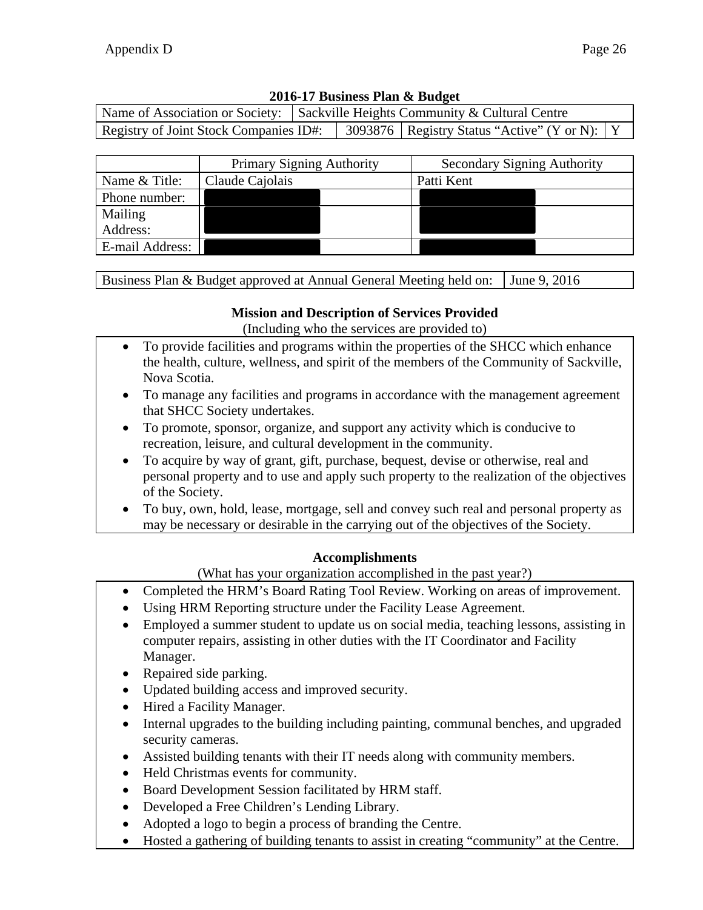## 2016-17 Business Plan & Budget

| Name of Association or Society: | Sackville Heights Community & Cultural Centre | | |
|---|---|---|---|
| Registry of Joint Stock Companies ID#: | 3093876 | Registry Status "Active" (Y or N): | Y |

| | Primary Signing Authority | Secondary Signing Authority |
|---|---|---|
| Name & Title: | Claude Cajolais | Patti Kent |
| Phone number: | | |
| Mailing Address: | | |
| E-mail Address: | | |

| Business Plan & Budget approved at Annual General Meeting held on: | June 9, 2016 |
|---|---|

### Mission and Description of Services Provided

(Including who the services are provided to)

- To provide facilities and programs within the properties of the SHCC which enhance the health, culture, wellness, and spirit of the members of the Community of Sackville, Nova Scotia.
- To manage any facilities and programs in accordance with the management agreement that SHCC Society undertakes.
- To promote, sponsor, organize, and support any activity which is conducive to recreation, leisure, and cultural development in the community.
- To acquire by way of grant, gift, purchase, bequest, devise or otherwise, real and personal property and to use and apply such property to the realization of the objectives of the Society.
- To buy, own, hold, lease, mortgage, sell and convey such real and personal property as may be necessary or desirable in the carrying out of the objectives of the Society.

### Accomplishments

(What has your organization accomplished in the past year?)

- Completed the HRM's Board Rating Tool Review. Working on areas of improvement.
- Using HRM Reporting structure under the Facility Lease Agreement.
- Employed a summer student to update us on social media, teaching lessons, assisting in computer repairs, assisting in other duties with the IT Coordinator and Facility Manager.
- Repaired side parking.
- Updated building access and improved security.
- Hired a Facility Manager.
- Internal upgrades to the building including painting, communal benches, and upgraded security cameras.
- Assisted building tenants with their IT needs along with community members.
- Held Christmas events for community.
- Board Development Session facilitated by HRM staff.
- Developed a Free Children's Lending Library.
- Adopted a logo to begin a process of branding the Centre.
- Hosted a gathering of building tenants to assist in creating "community" at the Centre.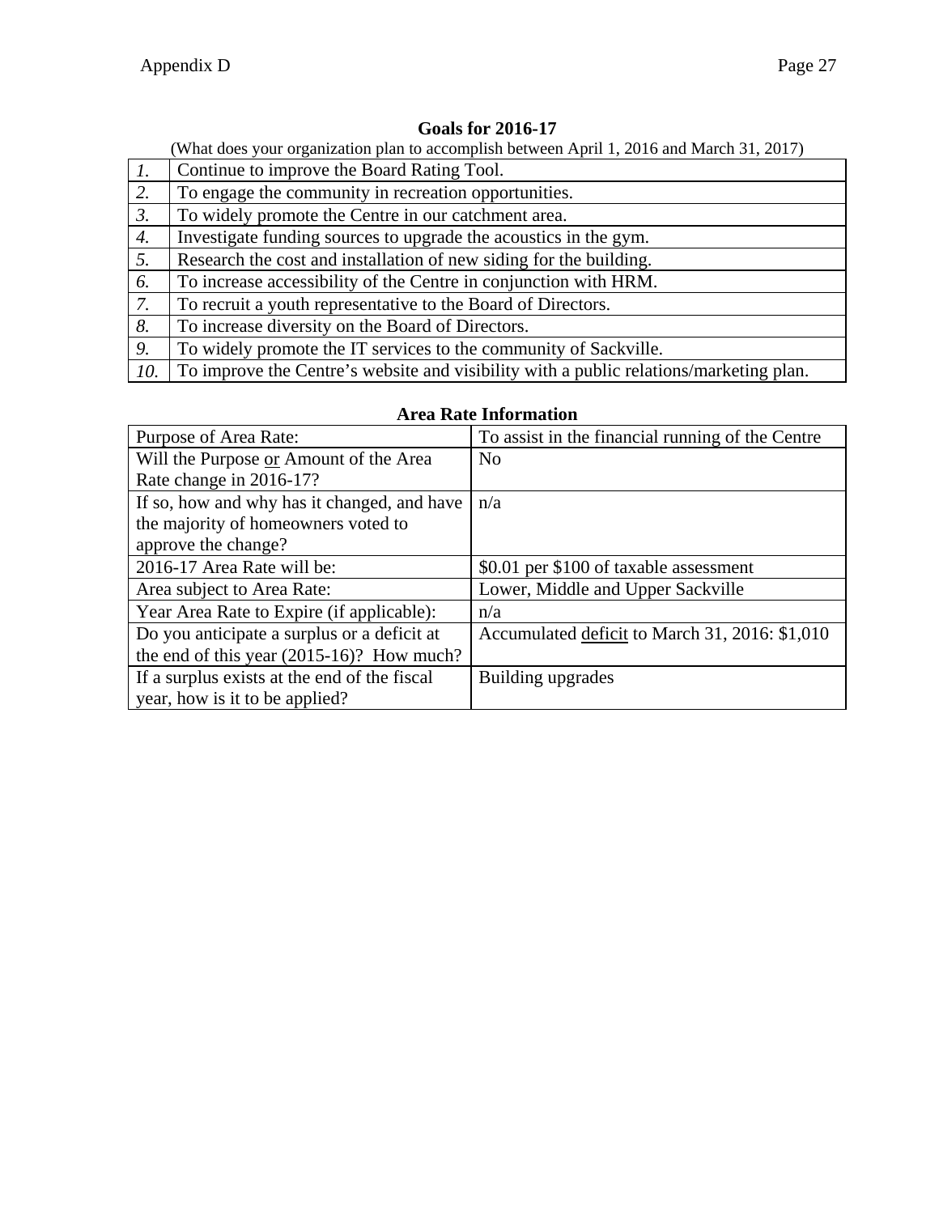## Goals for 2016-17

(What does your organization plan to accomplish between April 1, 2016 and March 31, 2017)

| | |
|---|---|
| *1.* | Continue to improve the Board Rating Tool. |
| *2.* | To engage the community in recreation opportunities. |
| *3.* | To widely promote the Centre in our catchment area. |
| *4.* | Investigate funding sources to upgrade the acoustics in the gym. |
| *5.* | Research the cost and installation of new siding for the building. |
| *6.* | To increase accessibility of the Centre in conjunction with HRM. |
| *7.* | To recruit a youth representative to the Board of Directors. |
| *8.* | To increase diversity on the Board of Directors. |
| *9.* | To widely promote the IT services to the community of Sackville. |
| *10.* | To improve the Centre's website and visibility with a public relations/marketing plan. |

## Area Rate Information

| | |
|---|---|
| Purpose of Area Rate: | To assist in the financial running of the Centre |
| Will the Purpose <u>or</u> Amount of the Area Rate change in 2016-17? | No |
| If so, how and why has it changed, and have the majority of homeowners voted to approve the change? | n/a |
| 2016-17 Area Rate will be: | $0.01 per $100 of taxable assessment |
| Area subject to Area Rate: | Lower, Middle and Upper Sackville |
| Year Area Rate to Expire (if applicable): | n/a |
| Do you anticipate a surplus or a deficit at the end of this year (2015-16)? How much? | Accumulated <u>deficit</u> to March 31, 2016: $1,010 |
| If a surplus exists at the end of the fiscal year, how is it to be applied? | Building upgrades |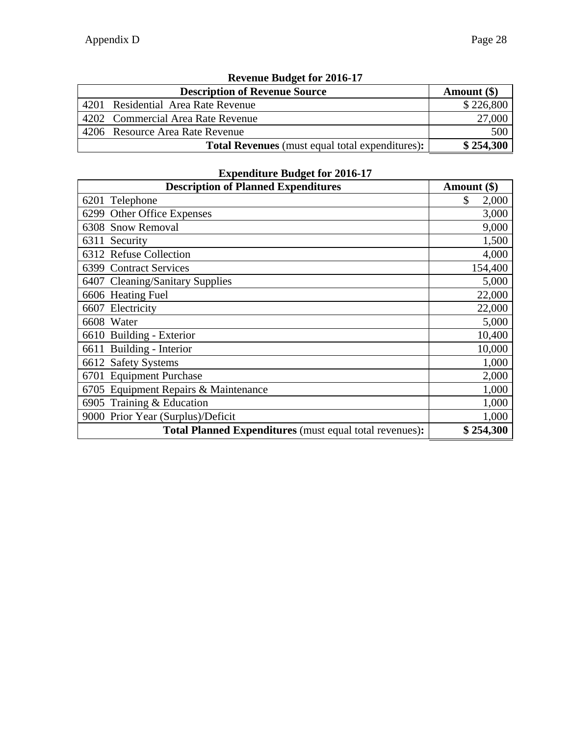**Revenue Budget for 2016-17**

| Description of Revenue Source | Amount ($) |
|---|---|
| 4201 Residential Area Rate Revenue | $ 226,800 |
| 4202 Commercial Area Rate Revenue | 27,000 |
| 4206 Resource Area Rate Revenue | 500 |
| **Total Revenues** (must equal total expenditures)**:** | **$ 254,300** |

**Expenditure Budget for 2016-17**

| Description of Planned Expenditures | Amount ($) |
|---|---|
| 6201 Telephone | $ 2,000 |
| 6299 Other Office Expenses | 3,000 |
| 6308 Snow Removal | 9,000 |
| 6311 Security | 1,500 |
| 6312 Refuse Collection | 4,000 |
| 6399 Contract Services | 154,400 |
| 6407 Cleaning/Sanitary Supplies | 5,000 |
| 6606 Heating Fuel | 22,000 |
| 6607 Electricity | 22,000 |
| 6608 Water | 5,000 |
| 6610 Building - Exterior | 10,400 |
| 6611 Building - Interior | 10,000 |
| 6612 Safety Systems | 1,000 |
| 6701 Equipment Purchase | 2,000 |
| 6705 Equipment Repairs & Maintenance | 1,000 |
| 6905 Training & Education | 1,000 |
| 9000 Prior Year (Surplus)/Deficit | 1,000 |
| **Total Planned Expenditures** (must equal total revenues)**:** | **$ 254,300** |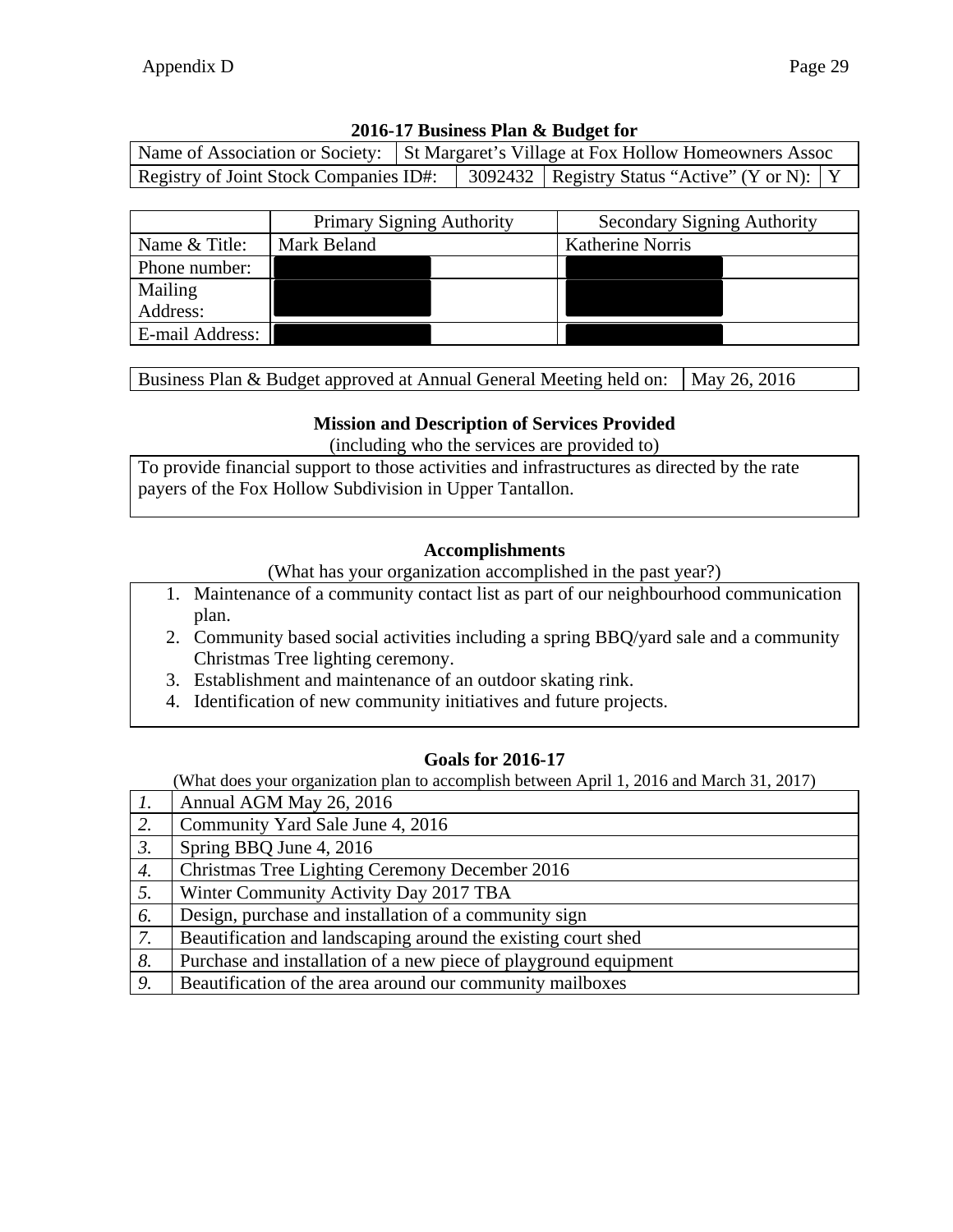### 2016-17 Business Plan & Budget for

| Name of Association or Society: | St Margaret's Village at Fox Hollow Homeowners Assoc | | |
|---|---|---|---|
| Registry of Joint Stock Companies ID#: | 3092432 | Registry Status "Active" (Y or N): | Y |

| | Primary Signing Authority | Secondary Signing Authority |
|---|---|---|
| Name & Title: | Mark Beland | Katherine Norris |
| Phone number: | | |
| Mailing Address: | | |
| E-mail Address: | | |

| Business Plan & Budget approved at Annual General Meeting held on: | May 26, 2016 |
|---|---|

### Mission and Description of Services Provided

(including who the services are provided to)

To provide financial support to those activities and infrastructures as directed by the rate payers of the Fox Hollow Subdivision in Upper Tantallon.

### Accomplishments

(What has your organization accomplished in the past year?)

1. Maintenance of a community contact list as part of our neighbourhood communication plan.
2. Community based social activities including a spring BBQ/yard sale and a community Christmas Tree lighting ceremony.
3. Establishment and maintenance of an outdoor skating rink.
4. Identification of new community initiatives and future projects.

### Goals for 2016-17

(What does your organization plan to accomplish between April 1, 2016 and March 31, 2017)

| | |
|---|---|
| *1.* | Annual AGM May 26, 2016 |
| *2.* | Community Yard Sale June 4, 2016 |
| *3.* | Spring BBQ June 4, 2016 |
| *4.* | Christmas Tree Lighting Ceremony December 2016 |
| *5.* | Winter Community Activity Day 2017 TBA |
| *6.* | Design, purchase and installation of a community sign |
| *7.* | Beautification and landscaping around the existing court shed |
| *8.* | Purchase and installation of a new piece of playground equipment |
| *9.* | Beautification of the area around our community mailboxes |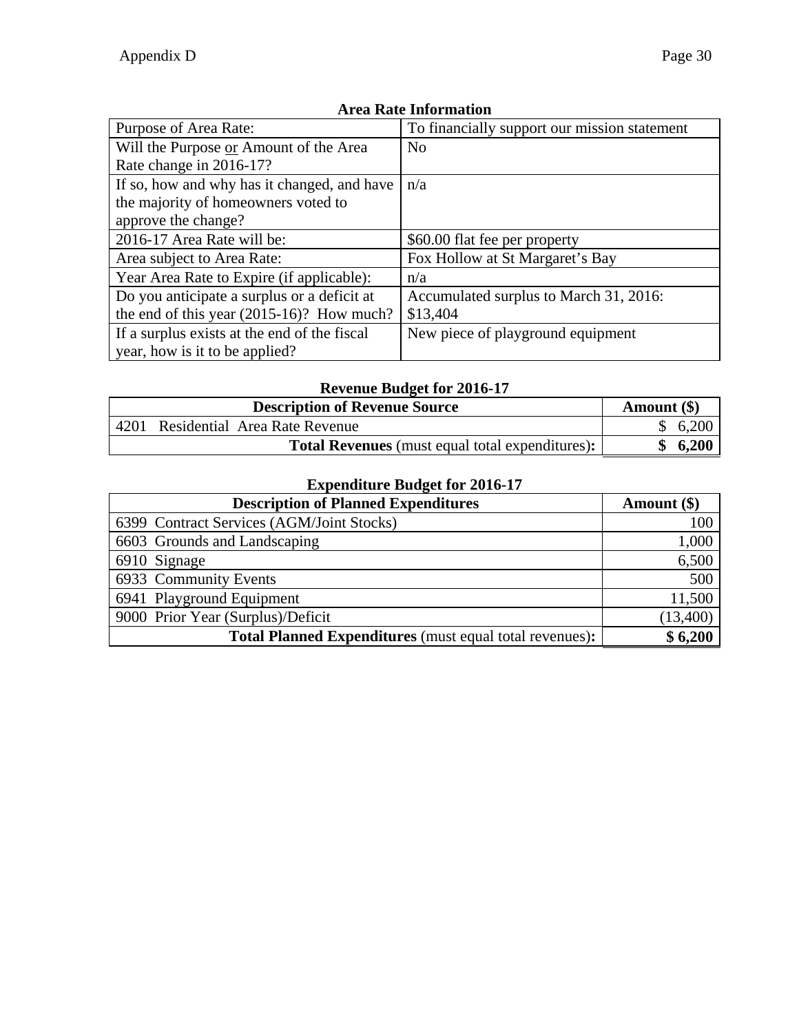**Area Rate Information**

| | |
|---|---|
| Purpose of Area Rate: | To financially support our mission statement |
| Will the Purpose or Amount of the Area Rate change in 2016-17? | No |
| If so, how and why has it changed, and have the majority of homeowners voted to approve the change? | n/a |
| 2016-17 Area Rate will be: | $60.00 flat fee per property |
| Area subject to Area Rate: | Fox Hollow at St Margaret's Bay |
| Year Area Rate to Expire (if applicable): | n/a |
| Do you anticipate a surplus or a deficit at the end of this year (2015-16)? How much? | Accumulated surplus to March 31, 2016: $13,404 |
| If a surplus exists at the end of the fiscal year, how is it to be applied? | New piece of playground equipment |

**Revenue Budget for 2016-17**

| Description of Revenue Source | Amount ($) |
|---|---|
| 4201 Residential Area Rate Revenue | $ 6,200 |
| **Total Revenues** (must equal total expenditures)**:** | **$ 6,200** |

**Expenditure Budget for 2016-17**

| Description of Planned Expenditures | Amount ($) |
|---|---|
| 6399 Contract Services (AGM/Joint Stocks) | 100 |
| 6603 Grounds and Landscaping | 1,000 |
| 6910 Signage | 6,500 |
| 6933 Community Events | 500 |
| 6941 Playground Equipment | 11,500 |
| 9000 Prior Year (Surplus)/Deficit | (13,400) |
| **Total Planned Expenditures** (must equal total revenues)**:** | **$ 6,200** |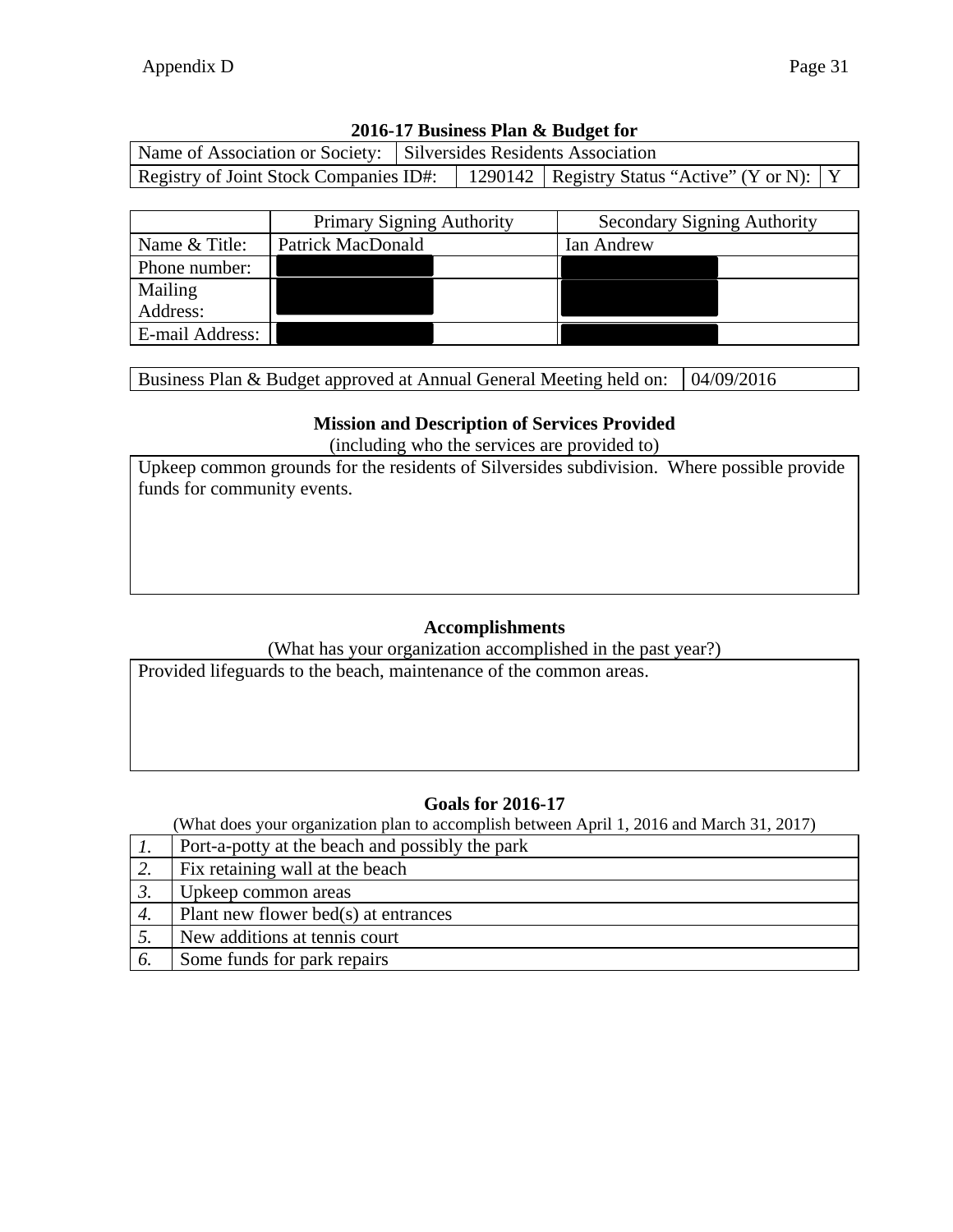**2016-17 Business Plan & Budget for**

| Name of Association or Society: | Silversides Residents Association | | |
|---|---|---|---|
| Registry of Joint Stock Companies ID#: | 1290142 | Registry Status "Active" (Y or N): | Y |

| | Primary Signing Authority | Secondary Signing Authority |
|---|---|---|
| Name & Title: | Patrick MacDonald | Ian Andrew |
| Phone number: | | |
| Mailing Address: | | |
| E-mail Address: | | |

| Business Plan & Budget approved at Annual General Meeting held on: | 04/09/2016 |
|---|---|

## Mission and Description of Services Provided

(including who the services are provided to)

Upkeep common grounds for the residents of Silversides subdivision. Where possible provide funds for community events.

## Accomplishments

(What has your organization accomplished in the past year?)

Provided lifeguards to the beach, maintenance of the common areas.

## Goals for 2016-17

(What does your organization plan to accomplish between April 1, 2016 and March 31, 2017)

| | |
|---|---|
| *1.* | Port-a-potty at the beach and possibly the park |
| *2.* | Fix retaining wall at the beach |
| *3.* | Upkeep common areas |
| *4.* | Plant new flower bed(s) at entrances |
| *5.* | New additions at tennis court |
| *6.* | Some funds for park repairs |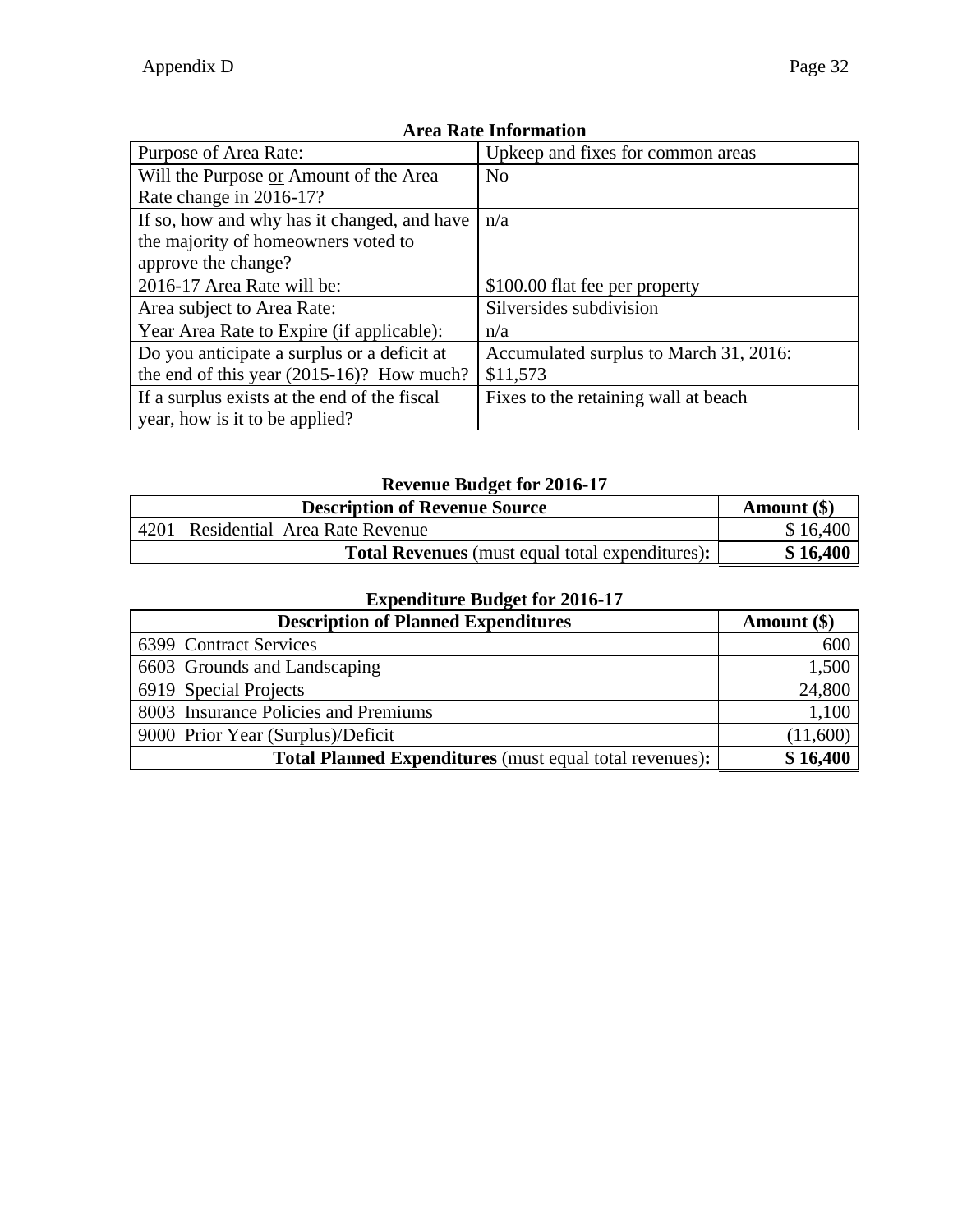### Area Rate Information

| Purpose of Area Rate: | Upkeep and fixes for common areas |
|---|---|
| Will the Purpose or Amount of the Area Rate change in 2016-17? | No |
| If so, how and why has it changed, and have the majority of homeowners voted to approve the change? | n/a |
| 2016-17 Area Rate will be: | $100.00 flat fee per property |
| Area subject to Area Rate: | Silversides subdivision |
| Year Area Rate to Expire (if applicable): | n/a |
| Do you anticipate a surplus or a deficit at the end of this year (2015-16)? How much? | Accumulated surplus to March 31, 2016: $11,573 |
| If a surplus exists at the end of the fiscal year, how is it to be applied? | Fixes to the retaining wall at beach |

### Revenue Budget for 2016-17

| Description of Revenue Source | Amount ($) |
|---|---|
| 4201 Residential Area Rate Revenue | $ 16,400 |
| **Total Revenues** (must equal total expenditures)**:** | **$ 16,400** |

### Expenditure Budget for 2016-17

| Description of Planned Expenditures | Amount ($) |
|---|---|
| 6399 Contract Services | 600 |
| 6603 Grounds and Landscaping | 1,500 |
| 6919 Special Projects | 24,800 |
| 8003 Insurance Policies and Premiums | 1,100 |
| 9000 Prior Year (Surplus)/Deficit | (11,600) |
| **Total Planned Expenditures** (must equal total revenues)**:** | **$ 16,400** |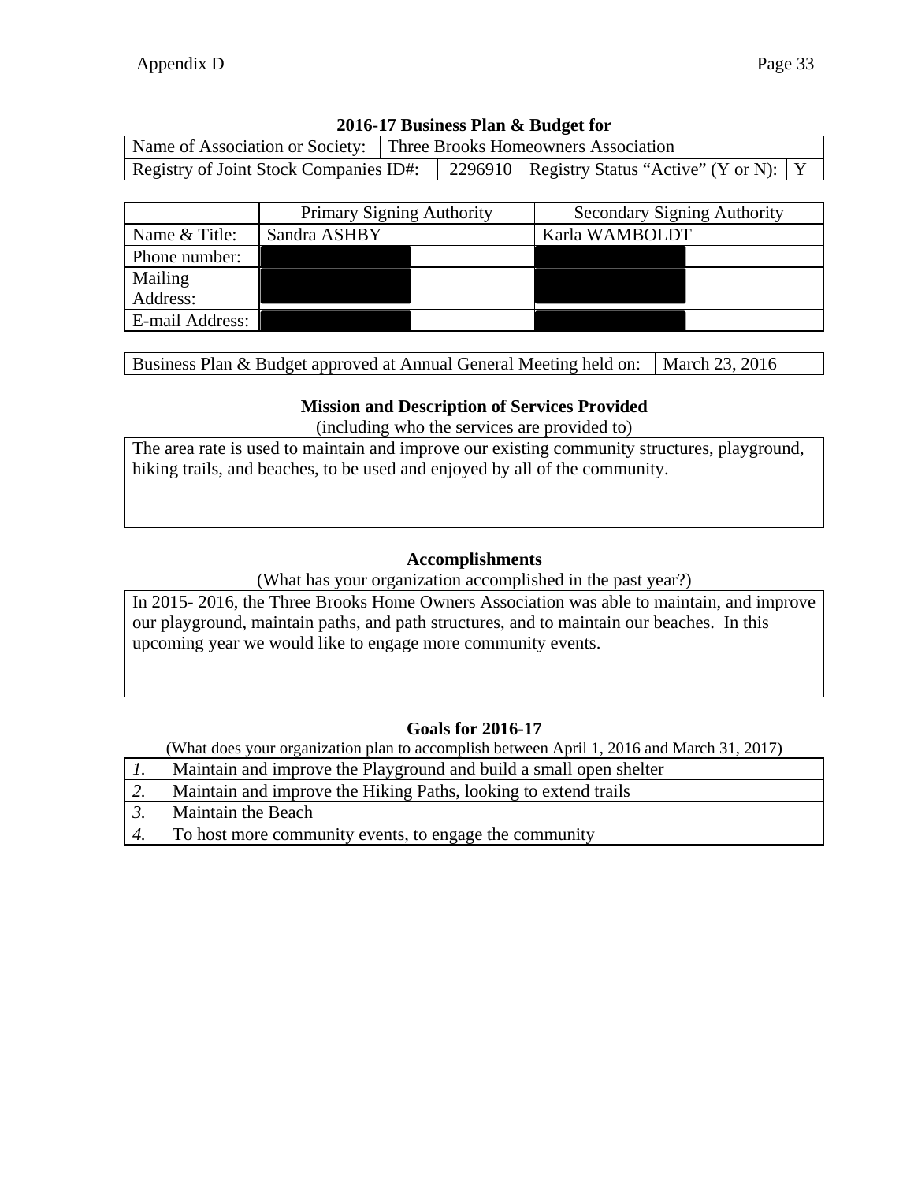**2016-17 Business Plan & Budget for**

| Name of Association or Society: | Three Brooks Homeowners Association | | |
|---|---|---|---|
| Registry of Joint Stock Companies ID#: | 2296910 | Registry Status "Active" (Y or N): | Y |

| | Primary Signing Authority | Secondary Signing Authority |
|---|---|---|
| Name & Title: | Sandra ASHBY | Karla WAMBOLDT |
| Phone number: | | |
| Mailing Address: | | |
| E-mail Address: | | |

| Business Plan & Budget approved at Annual General Meeting held on: | March 23, 2016 |
|---|---|

### Mission and Description of Services Provided

(including who the services are provided to)

The area rate is used to maintain and improve our existing community structures, playground, hiking trails, and beaches, to be used and enjoyed by all of the community.

### Accomplishments

(What has your organization accomplished in the past year?)

In 2015- 2016, the Three Brooks Home Owners Association was able to maintain, and improve our playground, maintain paths, and path structures, and to maintain our beaches. In this upcoming year we would like to engage more community events.

### Goals for 2016-17

(What does your organization plan to accomplish between April 1, 2016 and March 31, 2017)

| | |
|---|---|
| *1.* | Maintain and improve the Playground and build a small open shelter |
| *2.* | Maintain and improve the Hiking Paths, looking to extend trails |
| *3.* | Maintain the Beach |
| *4.* | To host more community events, to engage the community |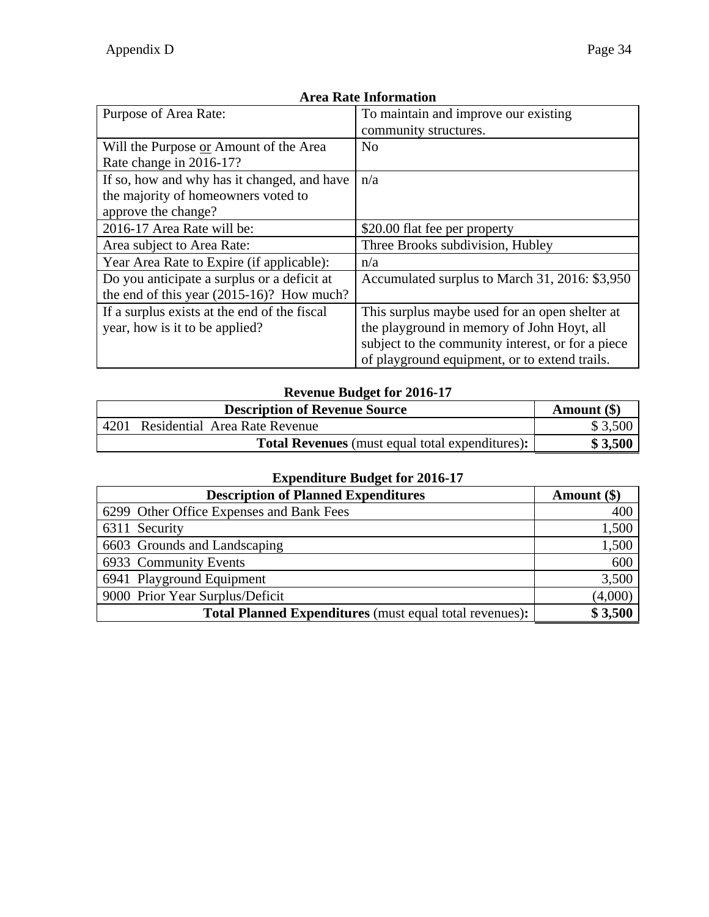### Area Rate Information

| | |
|---|---|
| Purpose of Area Rate: | To maintain and improve our existing community structures. |
| Will the Purpose or Amount of the Area Rate change in 2016-17? | No |
| If so, how and why has it changed, and have the majority of homeowners voted to approve the change? | n/a |
| 2016-17 Area Rate will be: | $20.00 flat fee per property |
| Area subject to Area Rate: | Three Brooks subdivision, Hubley |
| Year Area Rate to Expire (if applicable): | n/a |
| Do you anticipate a surplus or a deficit at the end of this year (2015-16)? How much? | Accumulated surplus to March 31, 2016: $3,950 |
| If a surplus exists at the end of the fiscal year, how is it to be applied? | This surplus maybe used for an open shelter at the playground in memory of John Hoyt, all subject to the community interest, or for a piece of playground equipment, or to extend trails. |

### Revenue Budget for 2016-17

| Description of Revenue Source | Amount ($) |
|---|---|
| 4201 Residential Area Rate Revenue | $ 3,500 |
| **Total Revenues** (must equal total expenditures)**:** | **$ 3,500** |

### Expenditure Budget for 2016-17

| Description of Planned Expenditures | Amount ($) |
|---|---|
| 6299 Other Office Expenses and Bank Fees | 400 |
| 6311 Security | 1,500 |
| 6603 Grounds and Landscaping | 1,500 |
| 6933 Community Events | 600 |
| 6941 Playground Equipment | 3,500 |
| 9000 Prior Year Surplus/Deficit | (4,000) |
| **Total Planned Expenditures** (must equal total revenues)**:** | **$ 3,500** |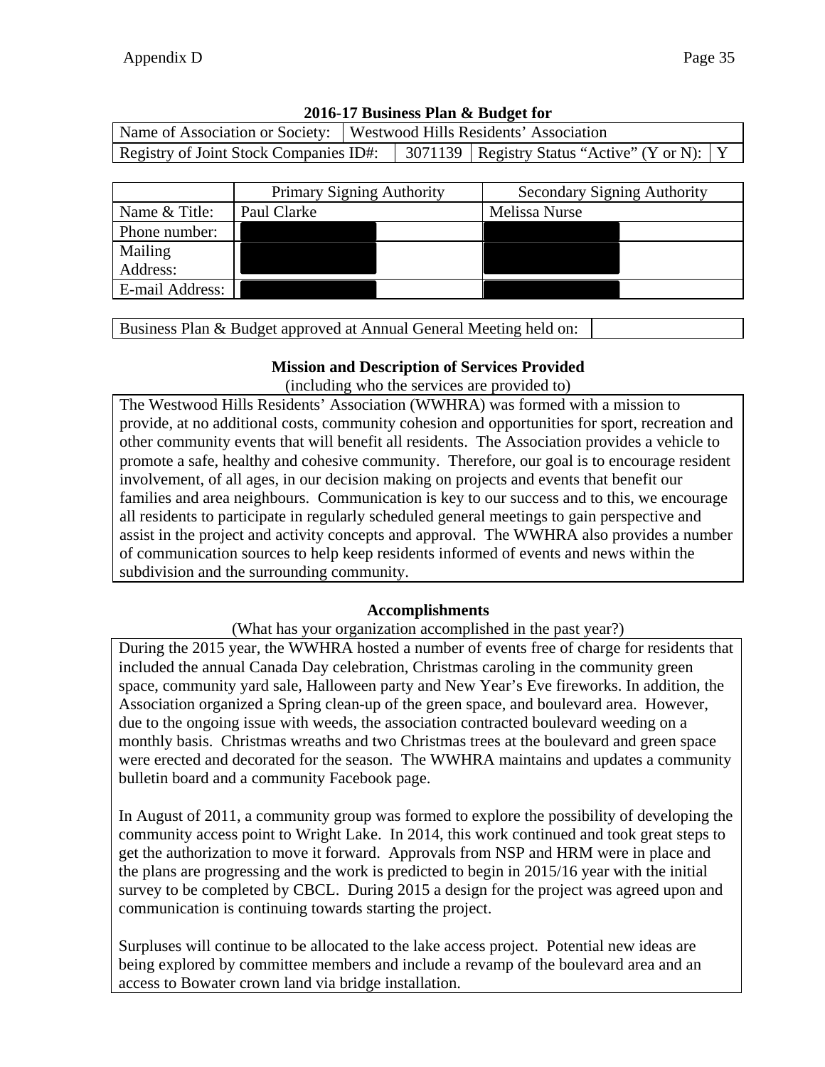### 2016-17 Business Plan & Budget for

| Name of Association or Society: | Westwood Hills Residents' Association | | | |
|---|---|---|---|---|
| Registry of Joint Stock Companies ID#: | | 3071139 | Registry Status "Active" (Y or N): | Y |

| | Primary Signing Authority | Secondary Signing Authority |
|---|---|---|
| Name & Title: | Paul Clarke | Melissa Nurse |
| Phone number: | | |
| Mailing Address: | | |
| E-mail Address: | | |

| Business Plan & Budget approved at Annual General Meeting held on: | |
|---|---|

### Mission and Description of Services Provided

(including who the services are provided to)

The Westwood Hills Residents' Association (WWHRA) was formed with a mission to provide, at no additional costs, community cohesion and opportunities for sport, recreation and other community events that will benefit all residents. The Association provides a vehicle to promote a safe, healthy and cohesive community. Therefore, our goal is to encourage resident involvement, of all ages, in our decision making on projects and events that benefit our families and area neighbours. Communication is key to our success and to this, we encourage all residents to participate in regularly scheduled general meetings to gain perspective and assist in the project and activity concepts and approval. The WWHRA also provides a number of communication sources to help keep residents informed of events and news within the subdivision and the surrounding community.

### Accomplishments

(What has your organization accomplished in the past year?)

During the 2015 year, the WWHRA hosted a number of events free of charge for residents that included the annual Canada Day celebration, Christmas caroling in the community green space, community yard sale, Halloween party and New Year's Eve fireworks. In addition, the Association organized a Spring clean-up of the green space, and boulevard area. However, due to the ongoing issue with weeds, the association contracted boulevard weeding on a monthly basis. Christmas wreaths and two Christmas trees at the boulevard and green space were erected and decorated for the season. The WWHRA maintains and updates a community bulletin board and a community Facebook page.

In August of 2011, a community group was formed to explore the possibility of developing the community access point to Wright Lake. In 2014, this work continued and took great steps to get the authorization to move it forward. Approvals from NSP and HRM were in place and the plans are progressing and the work is predicted to begin in 2015/16 year with the initial survey to be completed by CBCL. During 2015 a design for the project was agreed upon and communication is continuing towards starting the project.

Surpluses will continue to be allocated to the lake access project. Potential new ideas are being explored by committee members and include a revamp of the boulevard area and an access to Bowater crown land via bridge installation.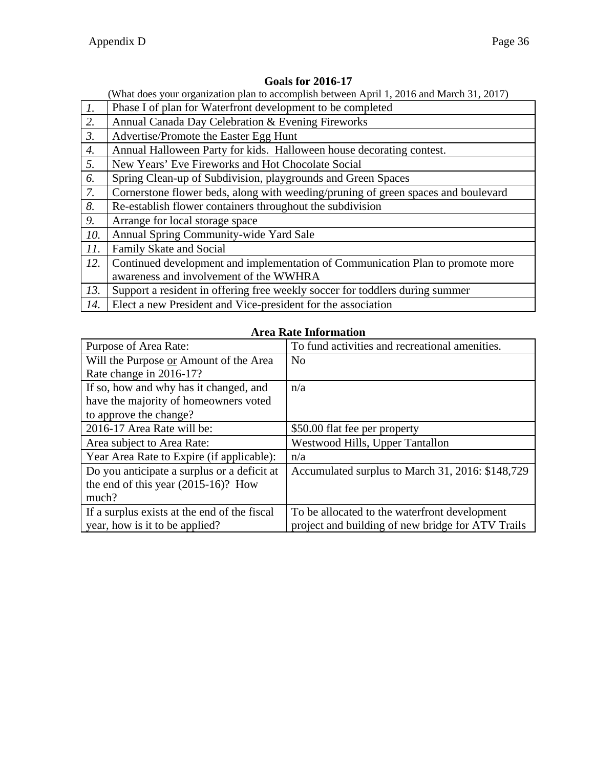## Goals for 2016-17

(What does your organization plan to accomplish between April 1, 2016 and March 31, 2017)

| | |
|---|---|
| *1.* | Phase I of plan for Waterfront development to be completed |
| *2.* | Annual Canada Day Celebration & Evening Fireworks |
| *3.* | Advertise/Promote the Easter Egg Hunt |
| *4.* | Annual Halloween Party for kids. Halloween house decorating contest. |
| *5.* | New Years' Eve Fireworks and Hot Chocolate Social |
| *6.* | Spring Clean-up of Subdivision, playgrounds and Green Spaces |
| *7.* | Cornerstone flower beds, along with weeding/pruning of green spaces and boulevard |
| *8.* | Re-establish flower containers throughout the subdivision |
| *9.* | Arrange for local storage space |
| *10.* | Annual Spring Community-wide Yard Sale |
| *11.* | Family Skate and Social |
| *12.* | Continued development and implementation of Communication Plan to promote more awareness and involvement of the WWHRA |
| *13.* | Support a resident in offering free weekly soccer for toddlers during summer |
| *14.* | Elect a new President and Vice-president for the association |

## Area Rate Information

| | |
|---|---|
| Purpose of Area Rate: | To fund activities and recreational amenities. |
| Will the Purpose or Amount of the Area Rate change in 2016-17? | No |
| If so, how and why has it changed, and have the majority of homeowners voted to approve the change? | n/a |
| 2016-17 Area Rate will be: | $50.00 flat fee per property |
| Area subject to Area Rate: | Westwood Hills, Upper Tantallon |
| Year Area Rate to Expire (if applicable): | n/a |
| Do you anticipate a surplus or a deficit at the end of this year (2015-16)? How much? | Accumulated surplus to March 31, 2016: $148,729 |
| If a surplus exists at the end of the fiscal year, how is it to be applied? | To be allocated to the waterfront development project and building of new bridge for ATV Trails |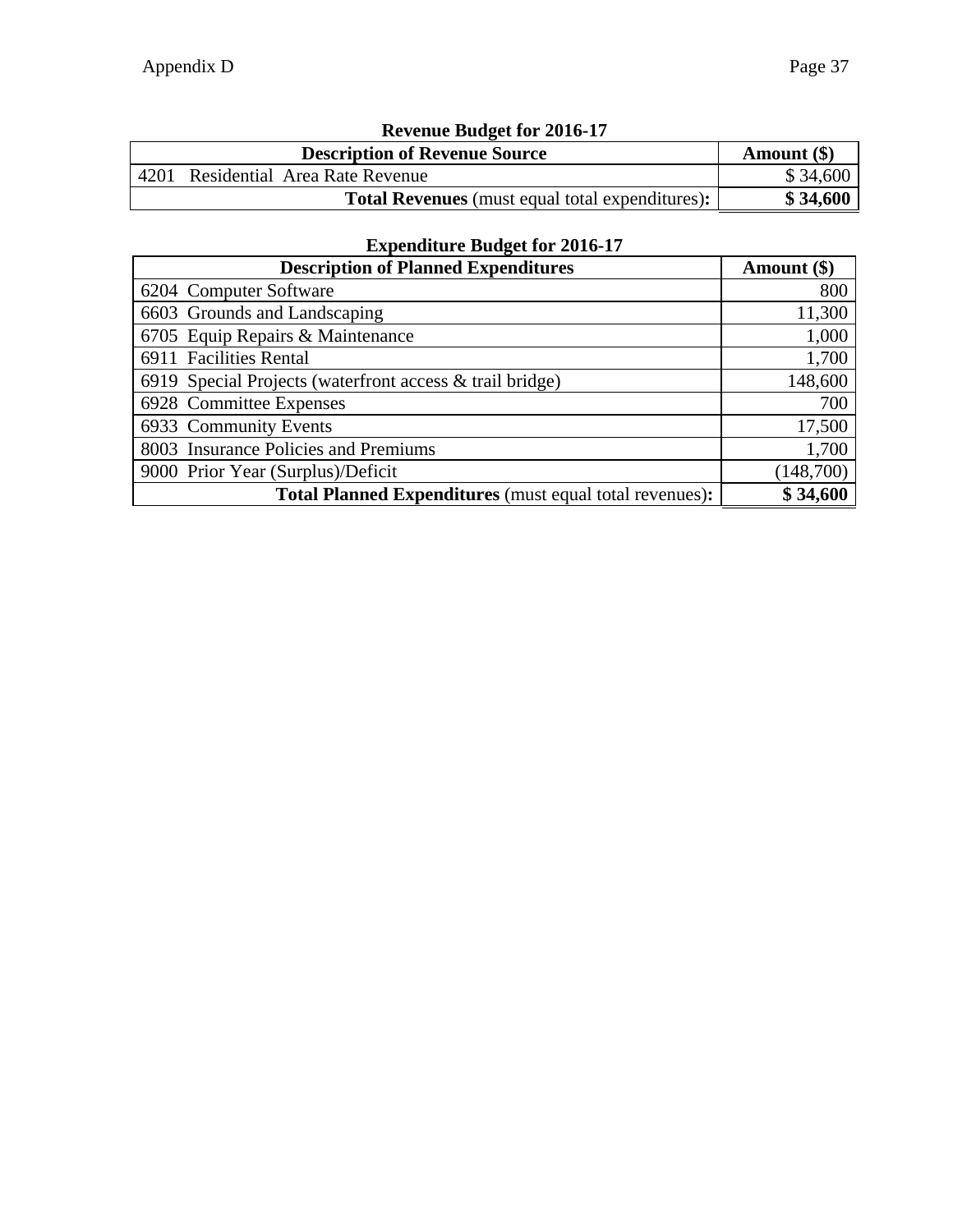### Revenue Budget for 2016-17

| Description of Revenue Source | Amount ($) |
|---|---|
| 4201 Residential Area Rate Revenue | $ 34,600 |
| **Total Revenues** (must equal total expenditures)**:** | **$ 34,600** |

### Expenditure Budget for 2016-17

| Description of Planned Expenditures | Amount ($) |
|---|---|
| 6204 Computer Software | 800 |
| 6603 Grounds and Landscaping | 11,300 |
| 6705 Equip Repairs & Maintenance | 1,000 |
| 6911 Facilities Rental | 1,700 |
| 6919 Special Projects (waterfront access & trail bridge) | 148,600 |
| 6928 Committee Expenses | 700 |
| 6933 Community Events | 17,500 |
| 8003 Insurance Policies and Premiums | 1,700 |
| 9000 Prior Year (Surplus)/Deficit | (148,700) |
| **Total Planned Expenditures** (must equal total revenues)**:** | **$ 34,600** |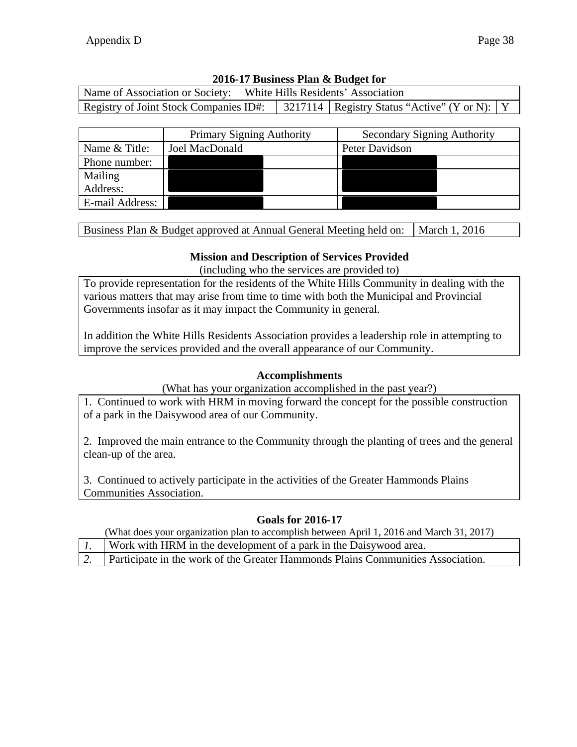**2016-17 Business Plan & Budget for**

| Name of Association or Society: | White Hills Residents' Association | | | |
|---|---|---|---|---|
| Registry of Joint Stock Companies ID#: | | 3217114 | Registry Status "Active" (Y or N): | Y |

| | Primary Signing Authority | Secondary Signing Authority |
|---|---|---|
| Name & Title: | Joel MacDonald | Peter Davidson |
| Phone number: | | |
| Mailing Address: | | |
| E-mail Address: | | |

| Business Plan & Budget approved at Annual General Meeting held on: | March 1, 2016 |
|---|---|

### Mission and Description of Services Provided

(including who the services are provided to)

To provide representation for the residents of the White Hills Community in dealing with the various matters that may arise from time to time with both the Municipal and Provincial Governments insofar as it may impact the Community in general.

In addition the White Hills Residents Association provides a leadership role in attempting to improve the services provided and the overall appearance of our Community.

### Accomplishments

(What has your organization accomplished in the past year?)

1. Continued to work with HRM in moving forward the concept for the possible construction of a park in the Daisywood area of our Community.

2. Improved the main entrance to the Community through the planting of trees and the general clean-up of the area.

3. Continued to actively participate in the activities of the Greater Hammonds Plains Communities Association.

### Goals for 2016-17

(What does your organization plan to accomplish between April 1, 2016 and March 31, 2017)

| | |
|---|---|
| *1.* | Work with HRM in the development of a park in the Daisywood area. |
| *2.* | Participate in the work of the Greater Hammonds Plains Communities Association. |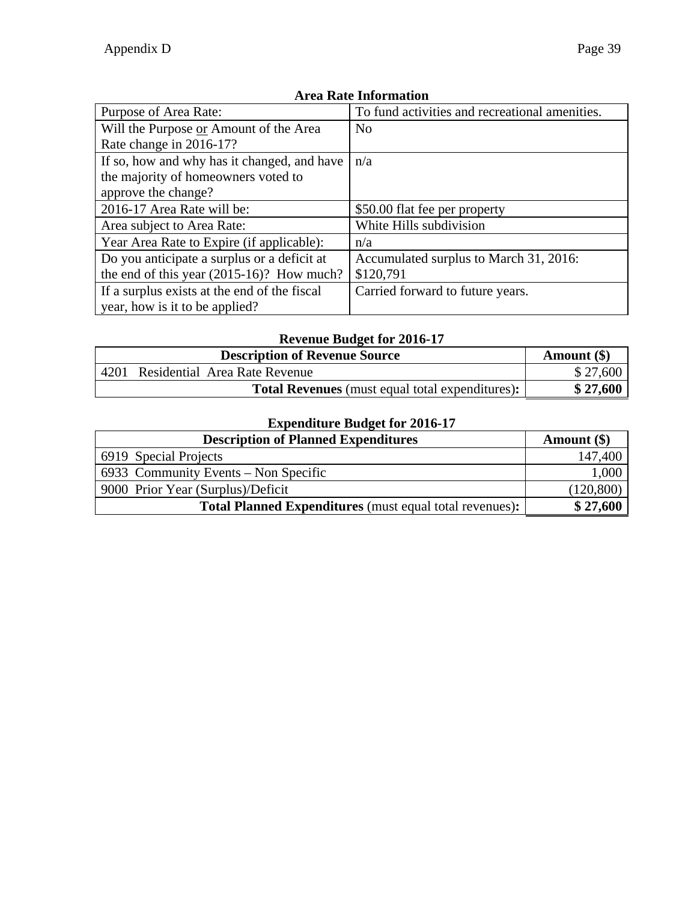### Area Rate Information

| | |
|---|---|
| Purpose of Area Rate: | To fund activities and recreational amenities. |
| Will the Purpose or Amount of the Area Rate change in 2016-17? | No |
| If so, how and why has it changed, and have the majority of homeowners voted to approve the change? | n/a |
| 2016-17 Area Rate will be: | $50.00 flat fee per property |
| Area subject to Area Rate: | White Hills subdivision |
| Year Area Rate to Expire (if applicable): | n/a |
| Do you anticipate a surplus or a deficit at the end of this year (2015-16)? How much? | Accumulated surplus to March 31, 2016: $120,791 |
| If a surplus exists at the end of the fiscal year, how is it to be applied? | Carried forward to future years. |

### Revenue Budget for 2016-17

| Description of Revenue Source | Amount ($) |
|---|---|
| 4201 Residential Area Rate Revenue | $ 27,600 |
| **Total Revenues** (must equal total expenditures)**:** | **$ 27,600** |

### Expenditure Budget for 2016-17

| Description of Planned Expenditures | Amount ($) |
|---|---|
| 6919 Special Projects | 147,400 |
| 6933 Community Events – Non Specific | 1,000 |
| 9000 Prior Year (Surplus)/Deficit | (120,800) |
| **Total Planned Expenditures** (must equal total revenues)**:** | **$ 27,600** |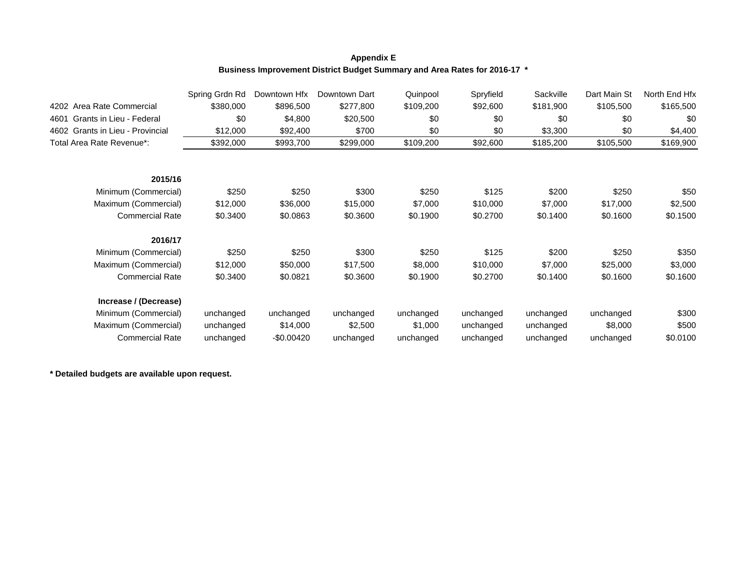**Appendix E**

**Business Improvement District Budget Summary and Area Rates for 2016-17 ***

| | Spring Grdn Rd | Downtown Hfx | Downtown Dart | Quinpool | Spryfield | Sackville | Dart Main St | North End Hfx |
|---|---|---|---|---|---|---|---|---|
| 4202 Area Rate Commercial | $380,000 | $896,500 | $277,800 | $109,200 | $92,600 | $181,900 | $105,500 | $165,500 |
| 4601 Grants in Lieu - Federal | $0 | $4,800 | $20,500 | $0 | $0 | $0 | $0 | $0 |
| 4602 Grants in Lieu - Provincial | $12,000 | $92,400 | $700 | $0 | $0 | $3,300 | $0 | $4,400 |
| Total Area Rate Revenue*: | $392,000 | $993,700 | $299,000 | $109,200 | $92,600 | $185,200 | $105,500 | $169,900 |
| **2015/16** | | | | | | | | |
| Minimum (Commercial) | $250 | $250 | $300 | $250 | $125 | $200 | $250 | $50 |
| Maximum (Commercial) | $12,000 | $36,000 | $15,000 | $7,000 | $10,000 | $7,000 | $17,000 | $2,500 |
| Commercial Rate | $0.3400 | $0.0863 | $0.3600 | $0.1900 | $0.2700 | $0.1400 | $0.1600 | $0.1500 |
| **2016/17** | | | | | | | | |
| Minimum (Commercial) | $250 | $250 | $300 | $250 | $125 | $200 | $250 | $350 |
| Maximum (Commercial) | $12,000 | $50,000 | $17,500 | $8,000 | $10,000 | $7,000 | $25,000 | $3,000 |
| Commercial Rate | $0.3400 | $0.0821 | $0.3600 | $0.1900 | $0.2700 | $0.1400 | $0.1600 | $0.1600 |
| **Increase / (Decrease)** | | | | | | | | |
| Minimum (Commercial) | unchanged | unchanged | unchanged | unchanged | unchanged | unchanged | unchanged | $300 |
| Maximum (Commercial) | unchanged | $14,000 | $2,500 | $1,000 | unchanged | unchanged | $8,000 | $500 |
| Commercial Rate | unchanged | -$0.00420 | unchanged | unchanged | unchanged | unchanged | unchanged | $0.0100 |

**\* Detailed budgets are available upon request.**